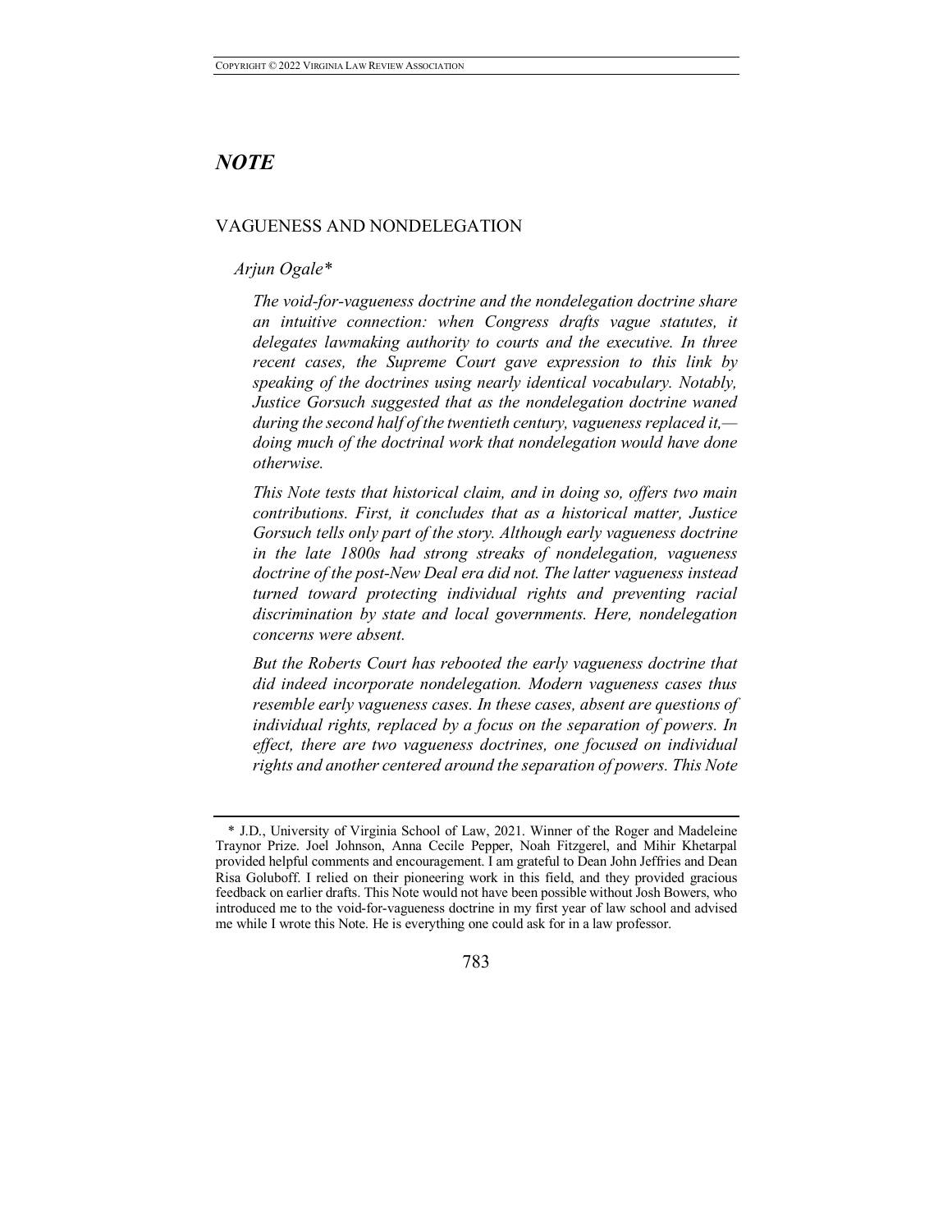# *NOTE*

## VAGUENESS AND NONDELEGATION

*Arjun Ogale**

*The void-for-vagueness doctrine and the nondelegation doctrine share an intuitive connection: when Congress drafts vague statutes, it delegates lawmaking authority to courts and the executive. In three recent cases, the Supreme Court gave expression to this link by speaking of the doctrines using nearly identical vocabulary. Notably, Justice Gorsuch suggested that as the nondelegation doctrine waned during the second half of the twentieth century, vagueness replaced it,—doing much of the doctrinal work that nondelegation would have done otherwise.*

*This Note tests that historical claim, and in doing so, offers two main contributions. First, it concludes that as a historical matter, Justice Gorsuch tells only part of the story. Although early vagueness doctrine in the late 1800s had strong streaks of nondelegation, vagueness doctrine of the post-New Deal era did not. The latter vagueness instead turned toward protecting individual rights and preventing racial discrimination by state and local governments. Here, nondelegation concerns were absent.*

*But the Roberts Court has rebooted the early vagueness doctrine that did indeed incorporate nondelegation. Modern vagueness cases thus resemble early vagueness cases. In these cases, absent are questions of individual rights, replaced by a focus on the separation of powers. In effect, there are two vagueness doctrines, one focused on individual rights and another centered around the separation of powers. This Note*

---

\* J.D., University of Virginia School of Law, 2021. Winner of the Roger and Madeleine Traynor Prize. Joel Johnson, Anna Cecile Pepper, Noah Fitzgerel, and Mihir Khetarpal provided helpful comments and encouragement. I am grateful to Dean John Jeffries and Dean Risa Goluboff. I relied on their pioneering work in this field, and they provided gracious feedback on earlier drafts. This Note would not have been possible without Josh Bowers, who introduced me to the void-for-vagueness doctrine in my first year of law school and advised me while I wrote this Note. He is everything one could ask for in a law professor.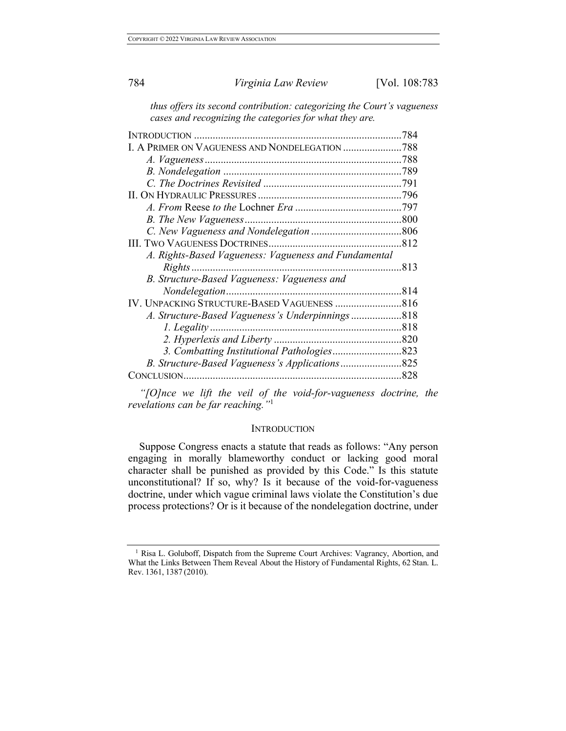*thus offers its second contribution: categorizing the Court's vagueness cases and recognizing the categories for what they are.*

| | |
|---|---|
| INTRODUCTION | 784 |
| I. A PRIMER ON VAGUENESS AND NONDELEGATION | 788 |
| *A. Vagueness* | 788 |
| *B. Nondelegation* | 789 |
| *C. The Doctrines Revisited* | 791 |
| II. ON HYDRAULIC PRESSURES | 796 |
| *A. From* Reese *to the* Lochner *Era* | 797 |
| *B. The New Vagueness* | 800 |
| *C. New Vagueness and Nondelegation* | 806 |
| III. TWO VAGUENESS DOCTRINES | 812 |
| *A. Rights-Based Vagueness: Vagueness and Fundamental Rights* | 813 |
| *B. Structure-Based Vagueness: Vagueness and Nondelegation* | 814 |
| IV. UNPACKING STRUCTURE-BASED VAGUENESS | 816 |
| *A. Structure-Based Vagueness's Underpinnings* | 818 |
| *1. Legality* | 818 |
| *2. Hyperlexis and Liberty* | 820 |
| *3. Combatting Institutional Pathologies* | 823 |
| *B. Structure-Based Vagueness's Applications* | 825 |
| CONCLUSION | 828 |

*"[O]nce we lift the veil of the void-for-vagueness doctrine, the revelations can be far reaching."*[1]

## INTRODUCTION

Suppose Congress enacts a statute that reads as follows: "Any person engaging in morally blameworthy conduct or lacking good moral character shall be punished as provided by this Code." Is this statute unconstitutional? If so, why? Is it because of the void-for-vagueness doctrine, under which vague criminal laws violate the Constitution's due process protections? Or is it because of the nondelegation doctrine, under

[1] Risa L. Goluboff, Dispatch from the Supreme Court Archives: Vagrancy, Abortion, and What the Links Between Them Reveal About the History of Fundamental Rights, 62 Stan. L. Rev. 1361, 1387 (2010).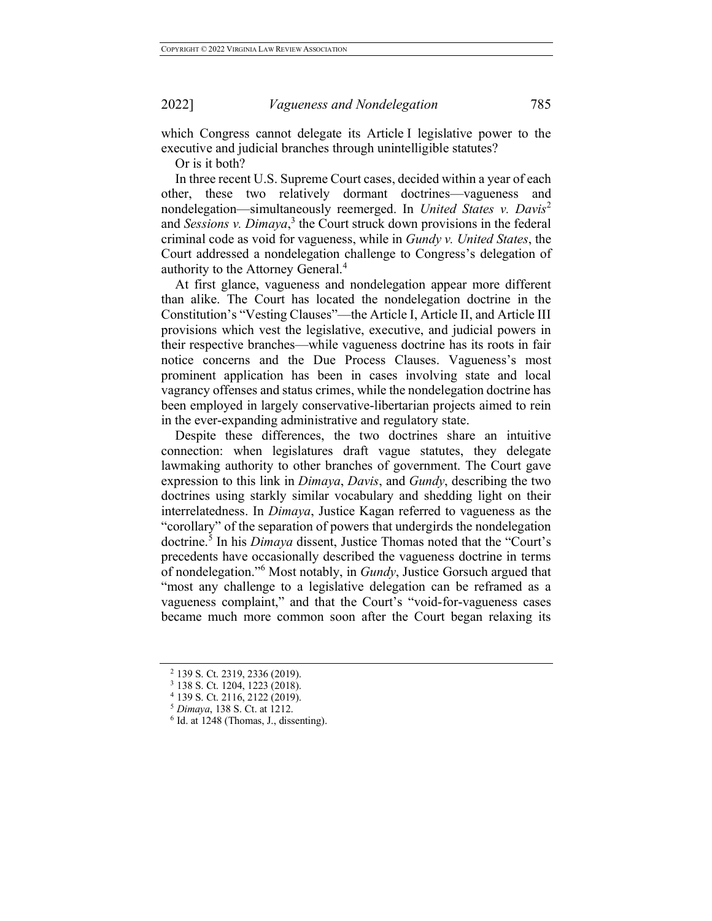which Congress cannot delegate its Article I legislative power to the executive and judicial branches through unintelligible statutes?

Or is it both?

In three recent U.S. Supreme Court cases, decided within a year of each other, these two relatively dormant doctrines—vagueness and nondelegation—simultaneously reemerged. In *United States v. Davis*[2] and *Sessions v. Dimaya*,[3] the Court struck down provisions in the federal criminal code as void for vagueness, while in *Gundy v. United States*, the Court addressed a nondelegation challenge to Congress's delegation of authority to the Attorney General.[4]

At first glance, vagueness and nondelegation appear more different than alike. The Court has located the nondelegation doctrine in the Constitution's "Vesting Clauses"—the Article I, Article II, and Article III provisions which vest the legislative, executive, and judicial powers in their respective branches—while vagueness doctrine has its roots in fair notice concerns and the Due Process Clauses. Vagueness's most prominent application has been in cases involving state and local vagrancy offenses and status crimes, while the nondelegation doctrine has been employed in largely conservative-libertarian projects aimed to rein in the ever-expanding administrative and regulatory state.

Despite these differences, the two doctrines share an intuitive connection: when legislatures draft vague statutes, they delegate lawmaking authority to other branches of government. The Court gave expression to this link in *Dimaya*, *Davis*, and *Gundy*, describing the two doctrines using starkly similar vocabulary and shedding light on their interrelatedness. In *Dimaya*, Justice Kagan referred to vagueness as the "corollary" of the separation of powers that undergirds the nondelegation doctrine.[5] In his *Dimaya* dissent, Justice Thomas noted that the "Court's precedents have occasionally described the vagueness doctrine in terms of nondelegation."[6] Most notably, in *Gundy*, Justice Gorsuch argued that "most any challenge to a legislative delegation can be reframed as a vagueness complaint," and that the Court's "void-for-vagueness cases became much more common soon after the Court began relaxing its

[2] 139 S. Ct. 2319, 2336 (2019).

[3] 138 S. Ct. 1204, 1223 (2018).

[4] 139 S. Ct. 2116, 2122 (2019).

[5] *Dimaya*, 138 S. Ct. at 1212.

[6] Id. at 1248 (Thomas, J., dissenting).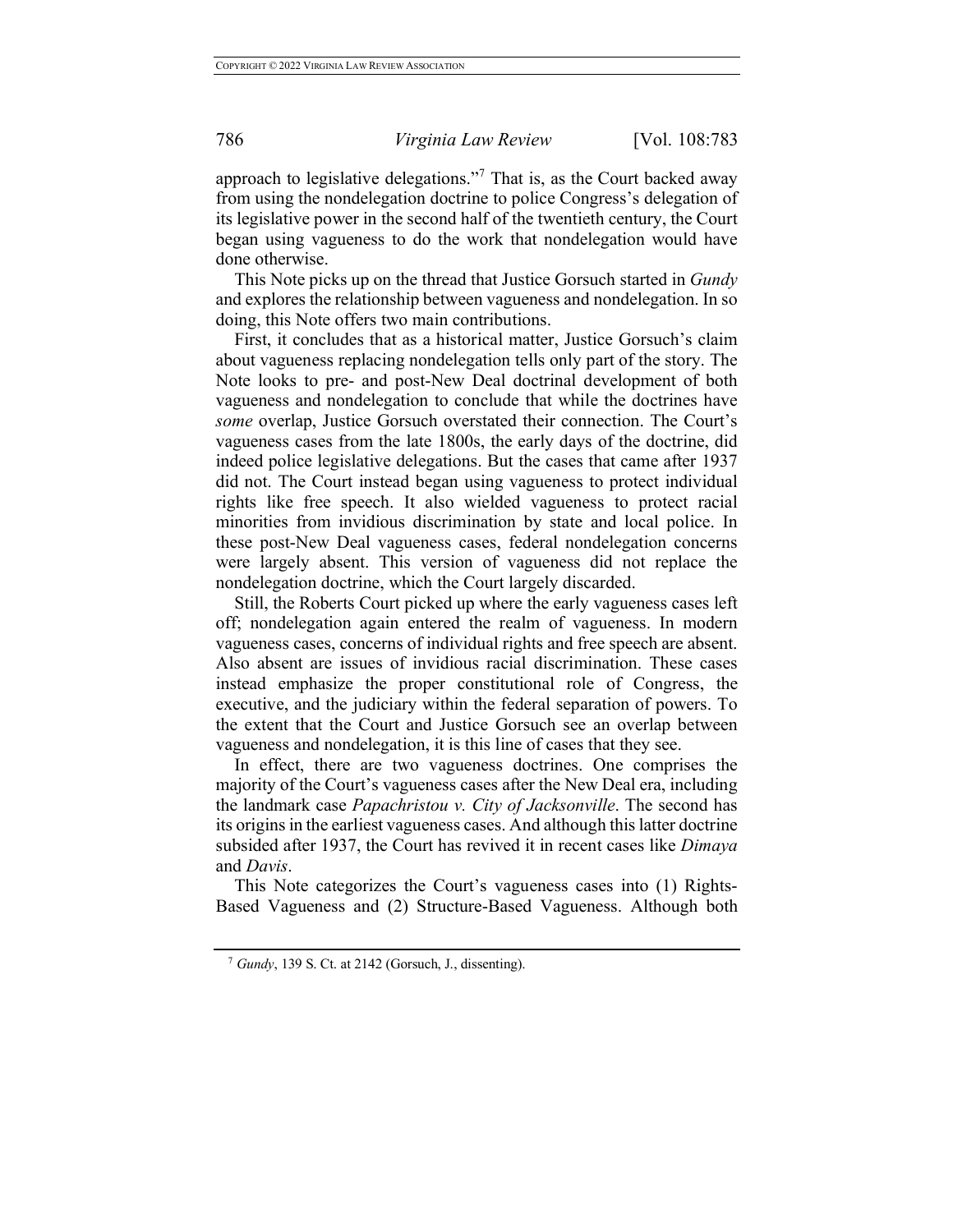approach to legislative delegations."[7] That is, as the Court backed away from using the nondelegation doctrine to police Congress's delegation of its legislative power in the second half of the twentieth century, the Court began using vagueness to do the work that nondelegation would have done otherwise.

This Note picks up on the thread that Justice Gorsuch started in *Gundy* and explores the relationship between vagueness and nondelegation. In so doing, this Note offers two main contributions.

First, it concludes that as a historical matter, Justice Gorsuch's claim about vagueness replacing nondelegation tells only part of the story. The Note looks to pre- and post-New Deal doctrinal development of both vagueness and nondelegation to conclude that while the doctrines have *some* overlap, Justice Gorsuch overstated their connection. The Court's vagueness cases from the late 1800s, the early days of the doctrine, did indeed police legislative delegations. But the cases that came after 1937 did not. The Court instead began using vagueness to protect individual rights like free speech. It also wielded vagueness to protect racial minorities from invidious discrimination by state and local police. In these post-New Deal vagueness cases, federal nondelegation concerns were largely absent. This version of vagueness did not replace the nondelegation doctrine, which the Court largely discarded.

Still, the Roberts Court picked up where the early vagueness cases left off; nondelegation again entered the realm of vagueness. In modern vagueness cases, concerns of individual rights and free speech are absent. Also absent are issues of invidious racial discrimination. These cases instead emphasize the proper constitutional role of Congress, the executive, and the judiciary within the federal separation of powers. To the extent that the Court and Justice Gorsuch see an overlap between vagueness and nondelegation, it is this line of cases that they see.

In effect, there are two vagueness doctrines. One comprises the majority of the Court's vagueness cases after the New Deal era, including the landmark case *Papachristou v. City of Jacksonville*. The second has its origins in the earliest vagueness cases. And although this latter doctrine subsided after 1937, the Court has revived it in recent cases like *Dimaya* and *Davis*.

This Note categorizes the Court's vagueness cases into (1) Rights-Based Vagueness and (2) Structure-Based Vagueness. Although both

[7] *Gundy*, 139 S. Ct. at 2142 (Gorsuch, J., dissenting).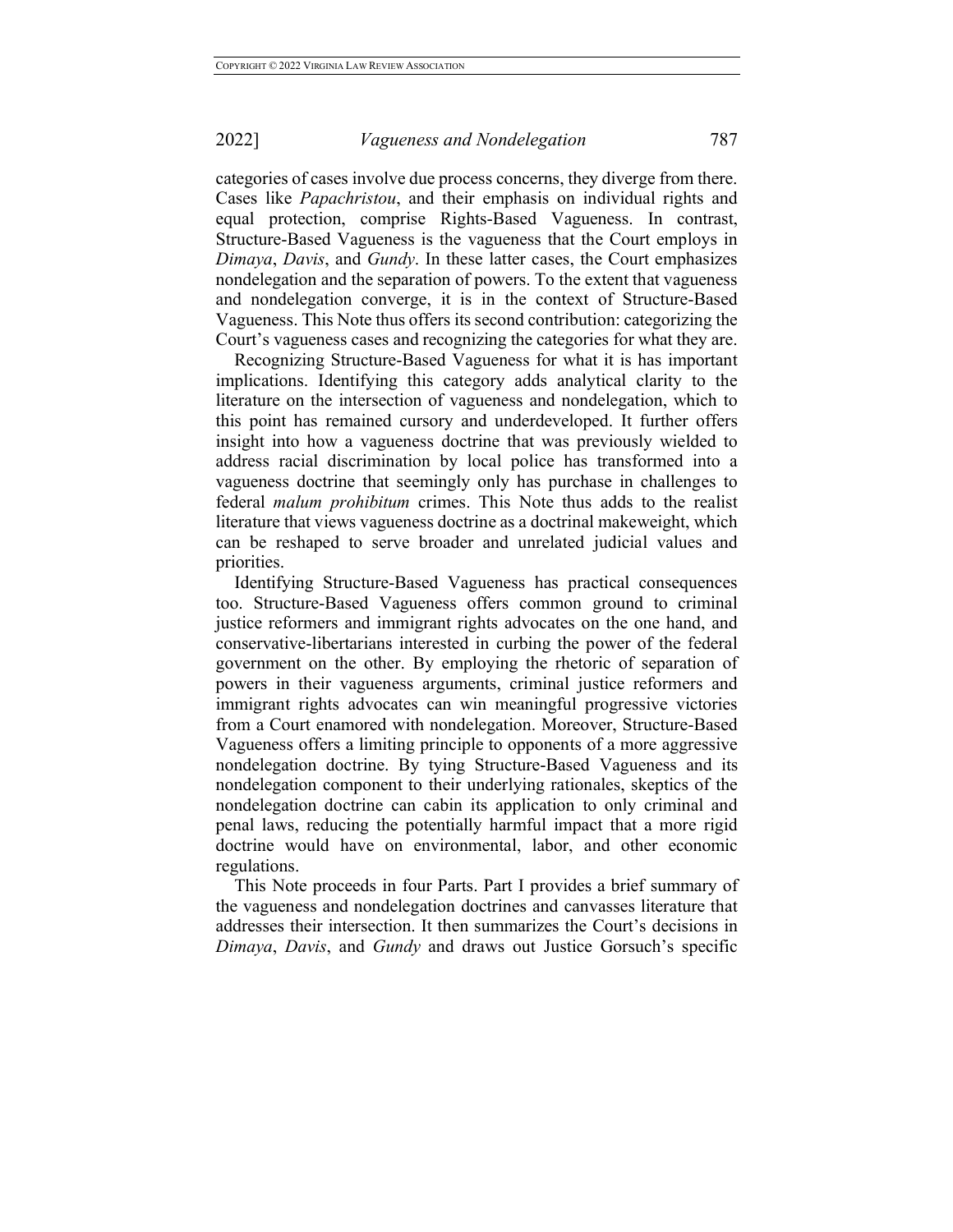categories of cases involve due process concerns, they diverge from there. Cases like *Papachristou*, and their emphasis on individual rights and equal protection, comprise Rights-Based Vagueness. In contrast, Structure-Based Vagueness is the vagueness that the Court employs in *Dimaya*, *Davis*, and *Gundy*. In these latter cases, the Court emphasizes nondelegation and the separation of powers. To the extent that vagueness and nondelegation converge, it is in the context of Structure-Based Vagueness. This Note thus offers its second contribution: categorizing the Court's vagueness cases and recognizing the categories for what they are.

Recognizing Structure-Based Vagueness for what it is has important implications. Identifying this category adds analytical clarity to the literature on the intersection of vagueness and nondelegation, which to this point has remained cursory and underdeveloped. It further offers insight into how a vagueness doctrine that was previously wielded to address racial discrimination by local police has transformed into a vagueness doctrine that seemingly only has purchase in challenges to federal *malum prohibitum* crimes. This Note thus adds to the realist literature that views vagueness doctrine as a doctrinal makeweight, which can be reshaped to serve broader and unrelated judicial values and priorities.

Identifying Structure-Based Vagueness has practical consequences too. Structure-Based Vagueness offers common ground to criminal justice reformers and immigrant rights advocates on the one hand, and conservative-libertarians interested in curbing the power of the federal government on the other. By employing the rhetoric of separation of powers in their vagueness arguments, criminal justice reformers and immigrant rights advocates can win meaningful progressive victories from a Court enamored with nondelegation. Moreover, Structure-Based Vagueness offers a limiting principle to opponents of a more aggressive nondelegation doctrine. By tying Structure-Based Vagueness and its nondelegation component to their underlying rationales, skeptics of the nondelegation doctrine can cabin its application to only criminal and penal laws, reducing the potentially harmful impact that a more rigid doctrine would have on environmental, labor, and other economic regulations.

This Note proceeds in four Parts. Part I provides a brief summary of the vagueness and nondelegation doctrines and canvasses literature that addresses their intersection. It then summarizes the Court's decisions in *Dimaya*, *Davis*, and *Gundy* and draws out Justice Gorsuch's specific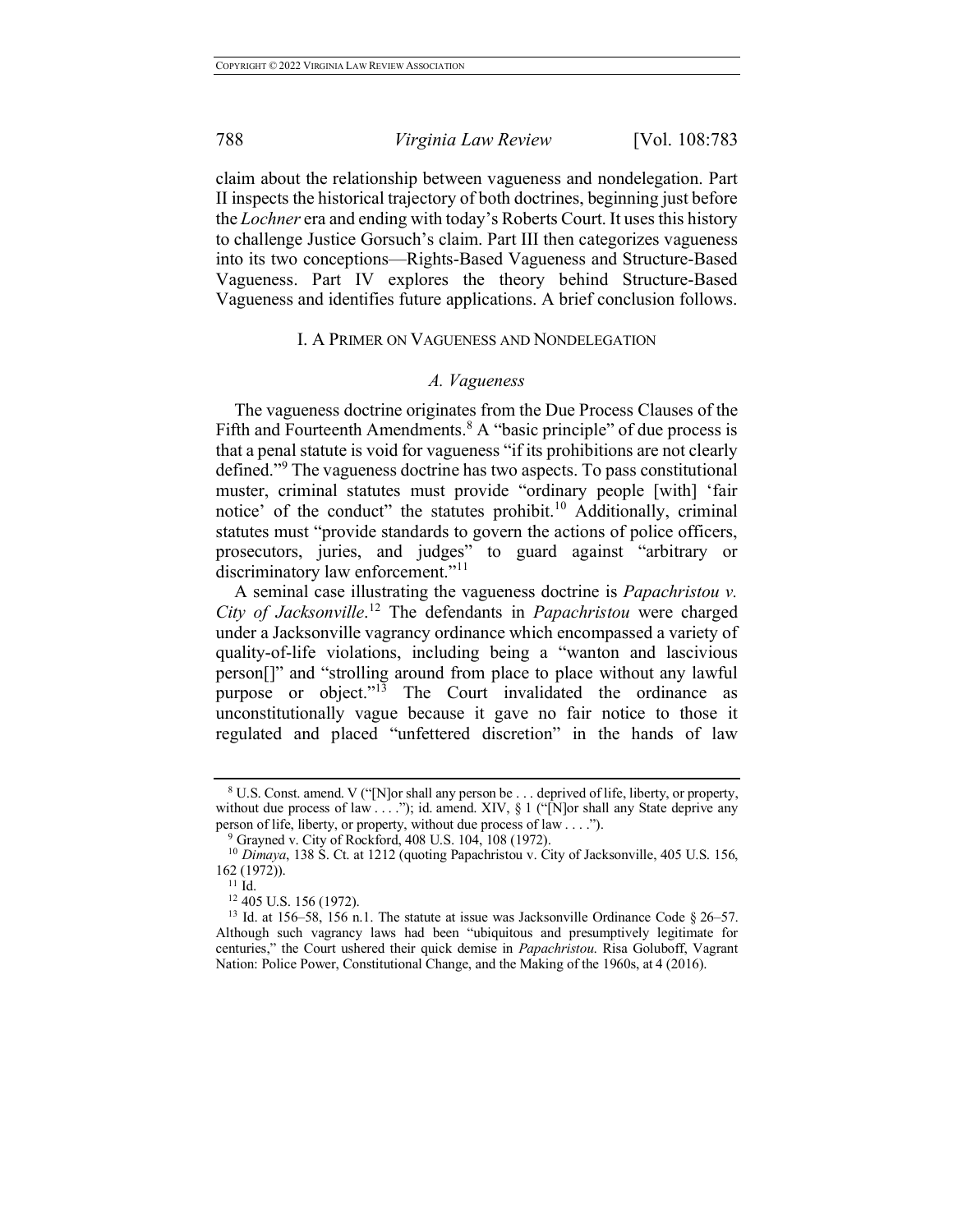claim about the relationship between vagueness and nondelegation. Part II inspects the historical trajectory of both doctrines, beginning just before the *Lochner* era and ending with today's Roberts Court. It uses this history to challenge Justice Gorsuch's claim. Part III then categorizes vagueness into its two conceptions—Rights-Based Vagueness and Structure-Based Vagueness. Part IV explores the theory behind Structure-Based Vagueness and identifies future applications. A brief conclusion follows.

## I. A PRIMER ON VAGUENESS AND NONDELEGATION

### *A. Vagueness*

The vagueness doctrine originates from the Due Process Clauses of the Fifth and Fourteenth Amendments.[8] A "basic principle" of due process is that a penal statute is void for vagueness "if its prohibitions are not clearly defined."[9] The vagueness doctrine has two aspects. To pass constitutional muster, criminal statutes must provide "ordinary people [with] 'fair notice' of the conduct" the statutes prohibit.[10] Additionally, criminal statutes must "provide standards to govern the actions of police officers, prosecutors, juries, and judges" to guard against "arbitrary or discriminatory law enforcement."[11]

A seminal case illustrating the vagueness doctrine is *Papachristou v. City of Jacksonville*.[12] The defendants in *Papachristou* were charged under a Jacksonville vagrancy ordinance which encompassed a variety of quality-of-life violations, including being a "wanton and lascivious person[]" and "strolling around from place to place without any lawful purpose or object."[13] The Court invalidated the ordinance as unconstitutionally vague because it gave no fair notice to those it regulated and placed "unfettered discretion" in the hands of law

---

[8] U.S. Const. amend. V ("[N]or shall any person be . . . deprived of life, liberty, or property, without due process of law . . . ."); id. amend. XIV, § 1 ("[N]or shall any State deprive any person of life, liberty, or property, without due process of law . . . .").

[9] Grayned v. City of Rockford, 408 U.S. 104, 108 (1972).

[10] *Dimaya*, 138 S. Ct. at 1212 (quoting Papachristou v. City of Jacksonville, 405 U.S. 156, 162 (1972)).

[11] Id.

[12] 405 U.S. 156 (1972).

[13] Id. at 156–58, 156 n.1. The statute at issue was Jacksonville Ordinance Code § 26–57. Although such vagrancy laws had been "ubiquitous and presumptively legitimate for centuries," the Court ushered their quick demise in *Papachristou*. Risa Goluboff, Vagrant Nation: Police Power, Constitutional Change, and the Making of the 1960s, at 4 (2016).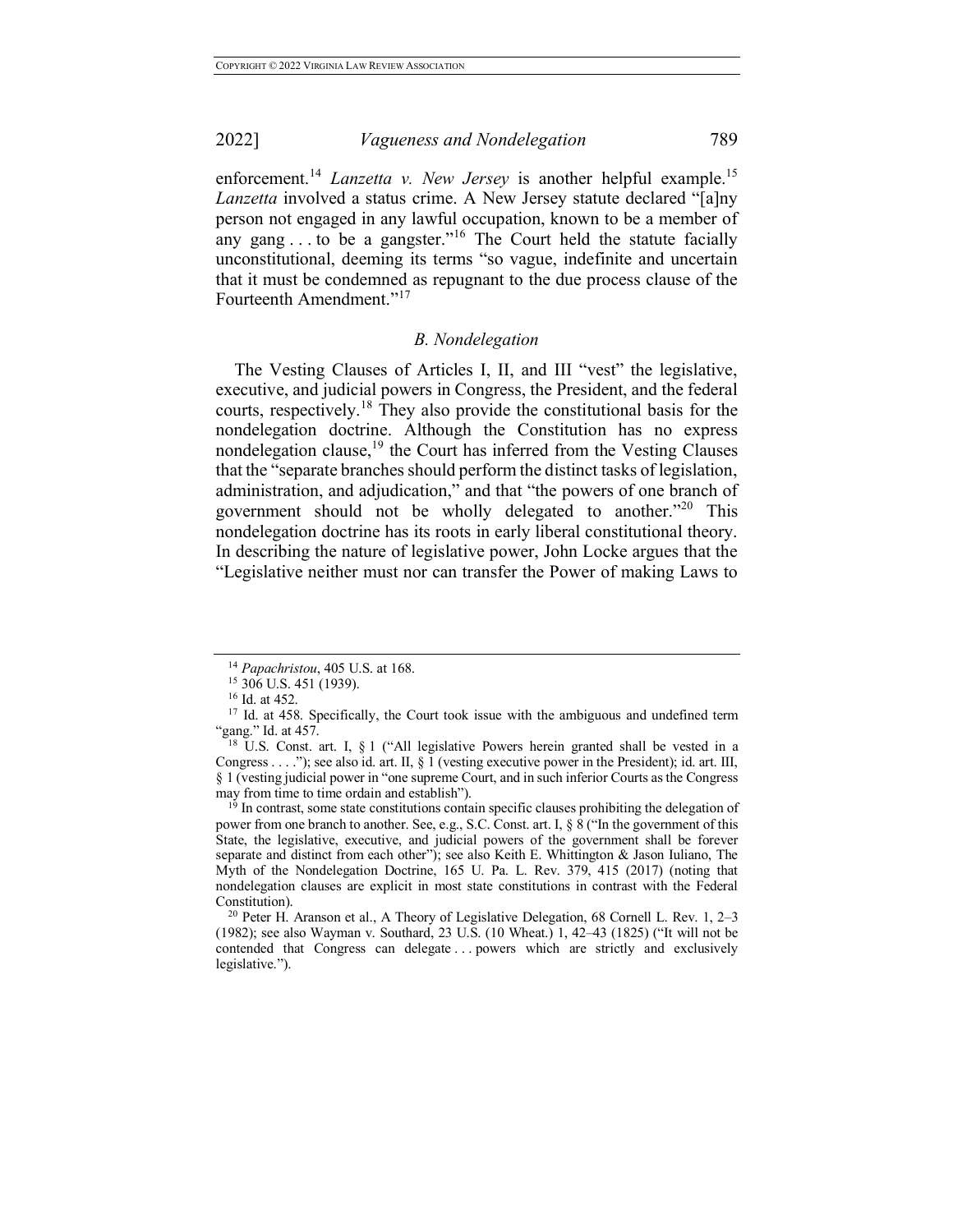enforcement.[14] *Lanzetta v. New Jersey* is another helpful example.[15] *Lanzetta* involved a status crime. A New Jersey statute declared "[a]ny person not engaged in any lawful occupation, known to be a member of any gang . . . to be a gangster."[16] The Court held the statute facially unconstitutional, deeming its terms "so vague, indefinite and uncertain that it must be condemned as repugnant to the due process clause of the Fourteenth Amendment."[17]

### *B. Nondelegation*

The Vesting Clauses of Articles I, II, and III "vest" the legislative, executive, and judicial powers in Congress, the President, and the federal courts, respectively.[18] They also provide the constitutional basis for the nondelegation doctrine. Although the Constitution has no express nondelegation clause,[19] the Court has inferred from the Vesting Clauses that the "separate branches should perform the distinct tasks of legislation, administration, and adjudication," and that "the powers of one branch of government should not be wholly delegated to another."[20] This nondelegation doctrine has its roots in early liberal constitutional theory. In describing the nature of legislative power, John Locke argues that the "Legislative neither must nor can transfer the Power of making Laws to

---

[14] *Papachristou*, 405 U.S. at 168.

[15] 306 U.S. 451 (1939).

[16] Id. at 452.

[17] Id. at 458. Specifically, the Court took issue with the ambiguous and undefined term "gang." Id. at 457.

[18] U.S. Const. art. I, § 1 ("All legislative Powers herein granted shall be vested in a Congress . . . ."); see also id. art. II, § 1 (vesting executive power in the President); id. art. III, § 1 (vesting judicial power in "one supreme Court, and in such inferior Courts as the Congress may from time to time ordain and establish").

[19] In contrast, some state constitutions contain specific clauses prohibiting the delegation of power from one branch to another. See, e.g., S.C. Const. art. I, § 8 ("In the government of this State, the legislative, executive, and judicial powers of the government shall be forever separate and distinct from each other"); see also Keith E. Whittington & Jason Iuliano, The Myth of the Nondelegation Doctrine, 165 U. Pa. L. Rev. 379, 415 (2017) (noting that nondelegation clauses are explicit in most state constitutions in contrast with the Federal Constitution).

[20] Peter H. Aranson et al., A Theory of Legislative Delegation, 68 Cornell L. Rev. 1, 2–3 (1982); see also Wayman v. Southard, 23 U.S. (10 Wheat.) 1, 42–43 (1825) ("It will not be contended that Congress can delegate . . . powers which are strictly and exclusively legislative.").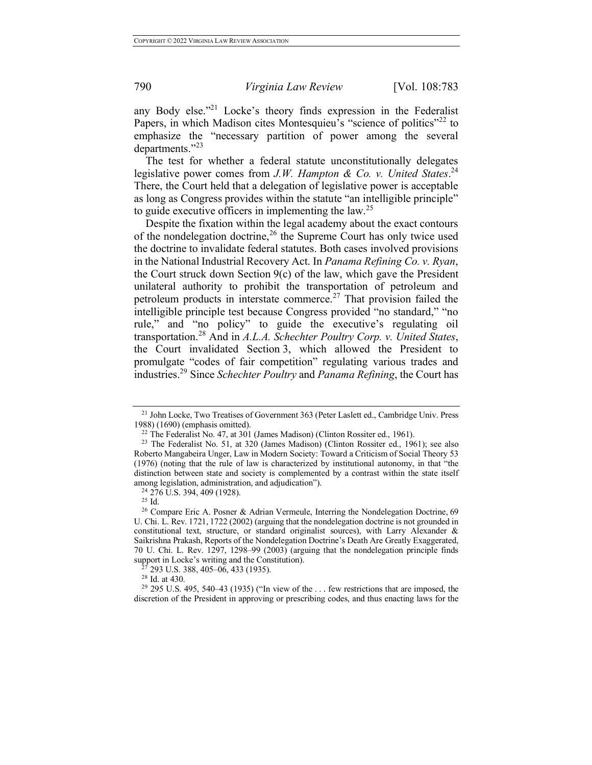any Body else."[21] Locke's theory finds expression in the Federalist Papers, in which Madison cites Montesquieu's "science of politics"[22] to emphasize the "necessary partition of power among the several departments."[23]

The test for whether a federal statute unconstitutionally delegates legislative power comes from *J.W. Hampton & Co. v. United States*.[24] There, the Court held that a delegation of legislative power is acceptable as long as Congress provides within the statute "an intelligible principle" to guide executive officers in implementing the law.[25]

Despite the fixation within the legal academy about the exact contours of the nondelegation doctrine,[26] the Supreme Court has only twice used the doctrine to invalidate federal statutes. Both cases involved provisions in the National Industrial Recovery Act. In *Panama Refining Co. v. Ryan*, the Court struck down Section 9(c) of the law, which gave the President unilateral authority to prohibit the transportation of petroleum and petroleum products in interstate commerce.[27] That provision failed the intelligible principle test because Congress provided "no standard," "no rule," and "no policy" to guide the executive's regulating oil transportation.[28] And in *A.L.A. Schechter Poultry Corp. v. United States*, the Court invalidated Section 3, which allowed the President to promulgate "codes of fair competition" regulating various trades and industries.[29] Since *Schechter Poultry* and *Panama Refining*, the Court has

---

[21] John Locke, Two Treatises of Government 363 (Peter Laslett ed., Cambridge Univ. Press 1988) (1690) (emphasis omitted).

[22] The Federalist No. 47, at 301 (James Madison) (Clinton Rossiter ed., 1961).

[23] The Federalist No. 51, at 320 (James Madison) (Clinton Rossiter ed., 1961); see also Roberto Mangabeira Unger, Law in Modern Society: Toward a Criticism of Social Theory 53 (1976) (noting that the rule of law is characterized by institutional autonomy, in that "the distinction between state and society is complemented by a contrast within the state itself among legislation, administration, and adjudication").

[24] 276 U.S. 394, 409 (1928).

[25] Id.

[26] Compare Eric A. Posner & Adrian Vermeule, Interring the Nondelegation Doctrine, 69 U. Chi. L. Rev. 1721, 1722 (2002) (arguing that the nondelegation doctrine is not grounded in constitutional text, structure, or standard originalist sources), with Larry Alexander & Saikrishna Prakash, Reports of the Nondelegation Doctrine's Death Are Greatly Exaggerated, 70 U. Chi. L. Rev. 1297, 1298–99 (2003) (arguing that the nondelegation principle finds support in Locke's writing and the Constitution).

[27] 293 U.S. 388, 405–06, 433 (1935).

[28] Id. at 430.

[29] 295 U.S. 495, 540–43 (1935) ("In view of the . . . few restrictions that are imposed, the discretion of the President in approving or prescribing codes, and thus enacting laws for the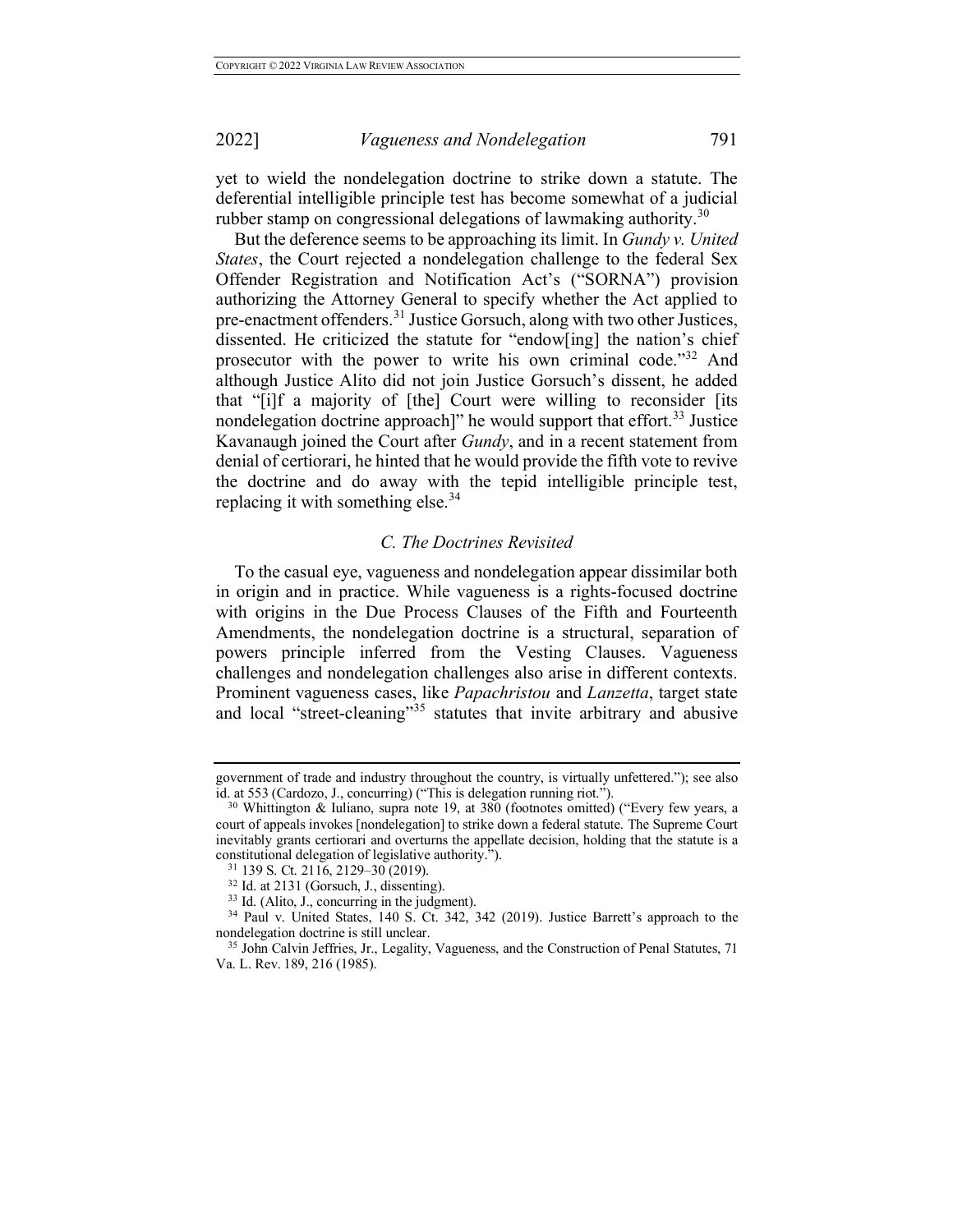yet to wield the nondelegation doctrine to strike down a statute. The deferential intelligible principle test has become somewhat of a judicial rubber stamp on congressional delegations of lawmaking authority.[30]

But the deference seems to be approaching its limit. In *Gundy v. United States*, the Court rejected a nondelegation challenge to the federal Sex Offender Registration and Notification Act's ("SORNA") provision authorizing the Attorney General to specify whether the Act applied to pre-enactment offenders.[31] Justice Gorsuch, along with two other Justices, dissented. He criticized the statute for "endow[ing] the nation's chief prosecutor with the power to write his own criminal code."[32] And although Justice Alito did not join Justice Gorsuch's dissent, he added that "[i]f a majority of [the] Court were willing to reconsider [its nondelegation doctrine approach]" he would support that effort.[33] Justice Kavanaugh joined the Court after *Gundy*, and in a recent statement from denial of certiorari, he hinted that he would provide the fifth vote to revive the doctrine and do away with the tepid intelligible principle test, replacing it with something else.[34]

### *C. The Doctrines Revisited*

To the casual eye, vagueness and nondelegation appear dissimilar both in origin and in practice. While vagueness is a rights-focused doctrine with origins in the Due Process Clauses of the Fifth and Fourteenth Amendments, the nondelegation doctrine is a structural, separation of powers principle inferred from the Vesting Clauses. Vagueness challenges and nondelegation challenges also arise in different contexts. Prominent vagueness cases, like *Papachristou* and *Lanzetta*, target state and local "street-cleaning"[35] statutes that invite arbitrary and abusive

---

government of trade and industry throughout the country, is virtually unfettered."); see also id. at 553 (Cardozo, J., concurring) ("This is delegation running riot.").

[30] Whittington & Iuliano, supra note 19, at 380 (footnotes omitted) ("Every few years, a court of appeals invokes [nondelegation] to strike down a federal statute. The Supreme Court inevitably grants certiorari and overturns the appellate decision, holding that the statute is a constitutional delegation of legislative authority.").

[31] 139 S. Ct. 2116, 2129–30 (2019).

[32] Id. at 2131 (Gorsuch, J., dissenting).

[33] Id. (Alito, J., concurring in the judgment).

[34] Paul v. United States, 140 S. Ct. 342, 342 (2019). Justice Barrett's approach to the nondelegation doctrine is still unclear.

[35] John Calvin Jeffries, Jr., Legality, Vagueness, and the Construction of Penal Statutes, 71 Va. L. Rev. 189, 216 (1985).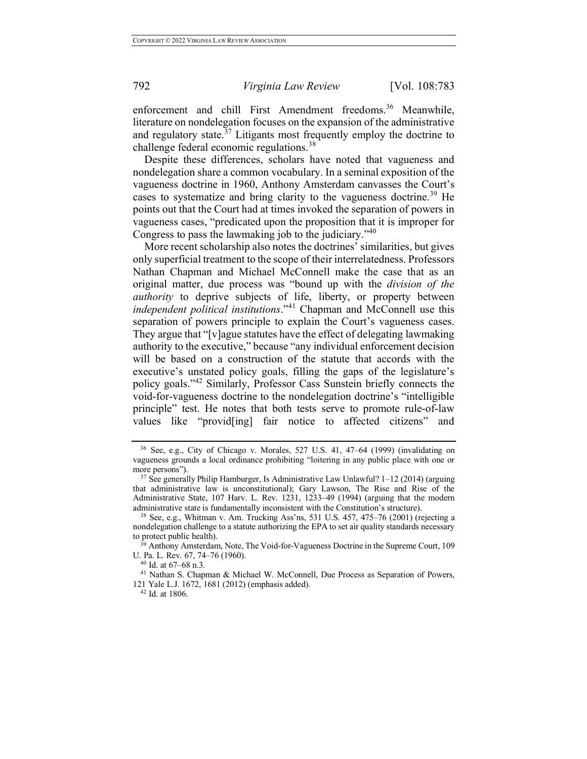enforcement and chill First Amendment freedoms.[36] Meanwhile, literature on nondelegation focuses on the expansion of the administrative and regulatory state.[37] Litigants most frequently employ the doctrine to challenge federal economic regulations.[38]

Despite these differences, scholars have noted that vagueness and nondelegation share a common vocabulary. In a seminal exposition of the vagueness doctrine in 1960, Anthony Amsterdam canvasses the Court's cases to systematize and bring clarity to the vagueness doctrine.[39] He points out that the Court had at times invoked the separation of powers in vagueness cases, "predicated upon the proposition that it is improper for Congress to pass the lawmaking job to the judiciary."[40]

More recent scholarship also notes the doctrines' similarities, but gives only superficial treatment to the scope of their interrelatedness. Professors Nathan Chapman and Michael McConnell make the case that as an original matter, due process was "bound up with the *division of the authority* to deprive subjects of life, liberty, or property between *independent political institutions*."[41] Chapman and McConnell use this separation of powers principle to explain the Court's vagueness cases. They argue that "[v]ague statutes have the effect of delegating lawmaking authority to the executive," because "any individual enforcement decision will be based on a construction of the statute that accords with the executive's unstated policy goals, filling the gaps of the legislature's policy goals."[42] Similarly, Professor Cass Sunstein briefly connects the void-for-vagueness doctrine to the nondelegation doctrine's "intelligible principle" test. He notes that both tests serve to promote rule-of-law values like "provid[ing] fair notice to affected citizens" and

---

[36] See, e.g., City of Chicago v. Morales, 527 U.S. 41, 47–64 (1999) (invalidating on vagueness grounds a local ordinance prohibiting "loitering in any public place with one or more persons").

[37] See generally Philip Hamburger, Is Administrative Law Unlawful? 1–12 (2014) (arguing that administrative law is unconstitutional); Gary Lawson, The Rise and Rise of the Administrative State, 107 Harv. L. Rev. 1231, 1233–49 (1994) (arguing that the modern administrative state is fundamentally inconsistent with the Constitution's structure).

[38] See, e.g., Whitman v. Am. Trucking Ass'ns, 531 U.S. 457, 475–76 (2001) (rejecting a nondelegation challenge to a statute authorizing the EPA to set air quality standards necessary to protect public health).

[39] Anthony Amsterdam, Note, The Void-for-Vagueness Doctrine in the Supreme Court, 109 U. Pa. L. Rev. 67, 74–76 (1960).

[40] Id. at 67–68 n.3.

[41] Nathan S. Chapman & Michael W. McConnell, Due Process as Separation of Powers, 121 Yale L.J. 1672, 1681 (2012) (emphasis added).

[42] Id. at 1806.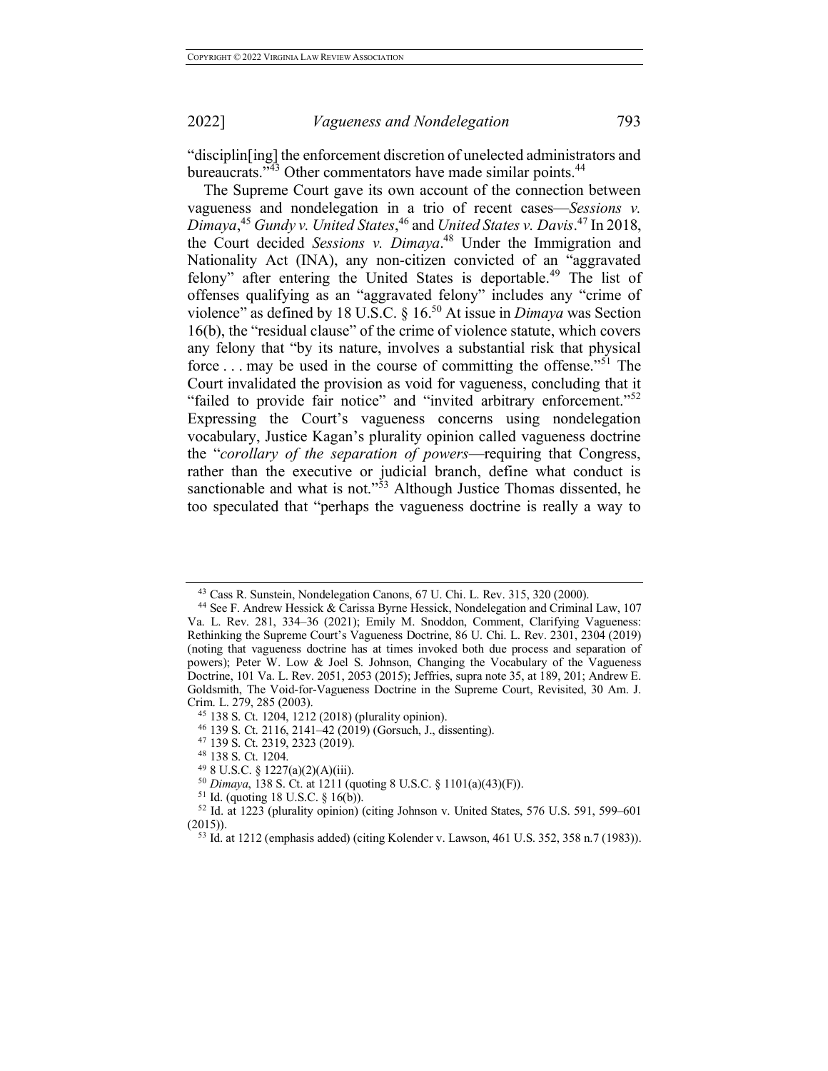"disciplin[ing] the enforcement discretion of unelected administrators and bureaucrats."[43] Other commentators have made similar points.[44]

The Supreme Court gave its own account of the connection between vagueness and nondelegation in a trio of recent cases—*Sessions v. Dimaya*,[45] *Gundy v. United States*,[46] and *United States v. Davis*.[47] In 2018, the Court decided *Sessions v. Dimaya*.[48] Under the Immigration and Nationality Act (INA), any non-citizen convicted of an "aggravated felony" after entering the United States is deportable.[49] The list of offenses qualifying as an "aggravated felony" includes any "crime of violence" as defined by 18 U.S.C. § 16.[50] At issue in *Dimaya* was Section 16(b), the "residual clause" of the crime of violence statute, which covers any felony that "by its nature, involves a substantial risk that physical force . . . may be used in the course of committing the offense."[51] The Court invalidated the provision as void for vagueness, concluding that it "failed to provide fair notice" and "invited arbitrary enforcement."[52] Expressing the Court's vagueness concerns using nondelegation vocabulary, Justice Kagan's plurality opinion called vagueness doctrine the "*corollary of the separation of powers*—requiring that Congress, rather than the executive or judicial branch, define what conduct is sanctionable and what is not."[53] Although Justice Thomas dissented, he too speculated that "perhaps the vagueness doctrine is really a way to

---

[43] Cass R. Sunstein, Nondelegation Canons, 67 U. Chi. L. Rev. 315, 320 (2000).

[44] See F. Andrew Hessick & Carissa Byrne Hessick, Nondelegation and Criminal Law, 107 Va. L. Rev. 281, 334–36 (2021); Emily M. Snoddon, Comment, Clarifying Vagueness: Rethinking the Supreme Court's Vagueness Doctrine, 86 U. Chi. L. Rev. 2301, 2304 (2019) (noting that vagueness doctrine has at times invoked both due process and separation of powers); Peter W. Low & Joel S. Johnson, Changing the Vocabulary of the Vagueness Doctrine, 101 Va. L. Rev. 2051, 2053 (2015); Jeffries, supra note 35, at 189, 201; Andrew E. Goldsmith, The Void-for-Vagueness Doctrine in the Supreme Court, Revisited, 30 Am. J. Crim. L. 279, 285 (2003).

[45] 138 S. Ct. 1204, 1212 (2018) (plurality opinion).

[46] 139 S. Ct. 2116, 2141–42 (2019) (Gorsuch, J., dissenting).

[47] 139 S. Ct. 2319, 2323 (2019).

[48] 138 S. Ct. 1204.

[49] 8 U.S.C. § 1227(a)(2)(A)(iii).

[50] *Dimaya*, 138 S. Ct. at 1211 (quoting 8 U.S.C. § 1101(a)(43)(F)).

[51] Id. (quoting 18 U.S.C. § 16(b)).

[52] Id. at 1223 (plurality opinion) (citing Johnson v. United States, 576 U.S. 591, 599–601 (2015)).

[53] Id. at 1212 (emphasis added) (citing Kolender v. Lawson, 461 U.S. 352, 358 n.7 (1983)).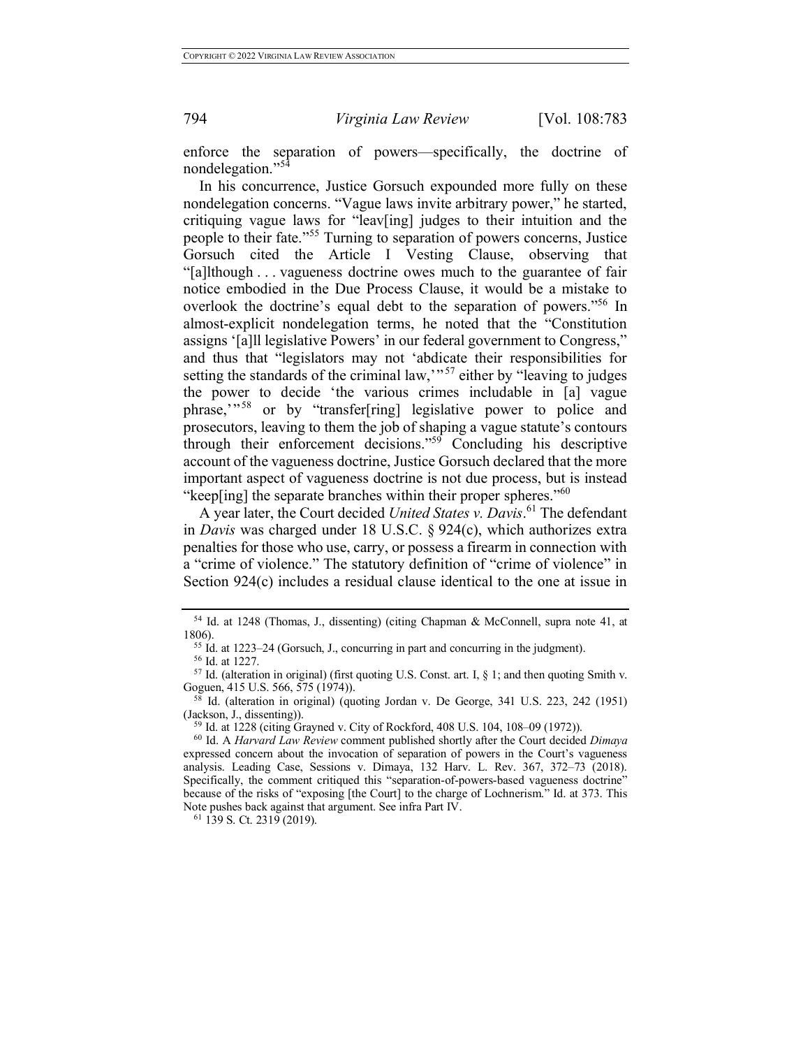enforce the separation of powers—specifically, the doctrine of nondelegation."[54]

In his concurrence, Justice Gorsuch expounded more fully on these nondelegation concerns. "Vague laws invite arbitrary power," he started, critiquing vague laws for "leav[ing] judges to their intuition and the people to their fate."[55] Turning to separation of powers concerns, Justice Gorsuch cited the Article I Vesting Clause, observing that "[a]lthough . . . vagueness doctrine owes much to the guarantee of fair notice embodied in the Due Process Clause, it would be a mistake to overlook the doctrine's equal debt to the separation of powers."[56] In almost-explicit nondelegation terms, he noted that the "Constitution assigns '[a]ll legislative Powers' in our federal government to Congress," and thus that "legislators may not 'abdicate their responsibilities for setting the standards of the criminal law,'"[57] either by "leaving to judges the power to decide 'the various crimes includable in [a] vague phrase,'"[58] or by "transfer[ring] legislative power to police and prosecutors, leaving to them the job of shaping a vague statute's contours through their enforcement decisions."[59] Concluding his descriptive account of the vagueness doctrine, Justice Gorsuch declared that the more important aspect of vagueness doctrine is not due process, but is instead "keep[ing] the separate branches within their proper spheres."[60]

A year later, the Court decided *United States v. Davis*.[61] The defendant in *Davis* was charged under 18 U.S.C. § 924(c), which authorizes extra penalties for those who use, carry, or possess a firearm in connection with a "crime of violence." The statutory definition of "crime of violence" in Section 924(c) includes a residual clause identical to the one at issue in

---

[54] Id. at 1248 (Thomas, J., dissenting) (citing Chapman & McConnell, supra note 41, at 1806).

[55] Id. at 1223–24 (Gorsuch, J., concurring in part and concurring in the judgment).

[56] Id. at 1227.

[57] Id. (alteration in original) (first quoting U.S. Const. art. I, § 1; and then quoting Smith v. Goguen, 415 U.S. 566, 575 (1974)).

[58] Id. (alteration in original) (quoting Jordan v. De George, 341 U.S. 223, 242 (1951) (Jackson, J., dissenting)).

[59] Id. at 1228 (citing Grayned v. City of Rockford, 408 U.S. 104, 108–09 (1972)).

[60] Id. A *Harvard Law Review* comment published shortly after the Court decided *Dimaya* expressed concern about the invocation of separation of powers in the Court's vagueness analysis. Leading Case, Sessions v. Dimaya, 132 Harv. L. Rev. 367, 372–73 (2018). Specifically, the comment critiqued this "separation-of-powers-based vagueness doctrine" because of the risks of "exposing [the Court] to the charge of Lochnerism." Id. at 373. This Note pushes back against that argument. See infra Part IV.

[61] 139 S. Ct. 2319 (2019).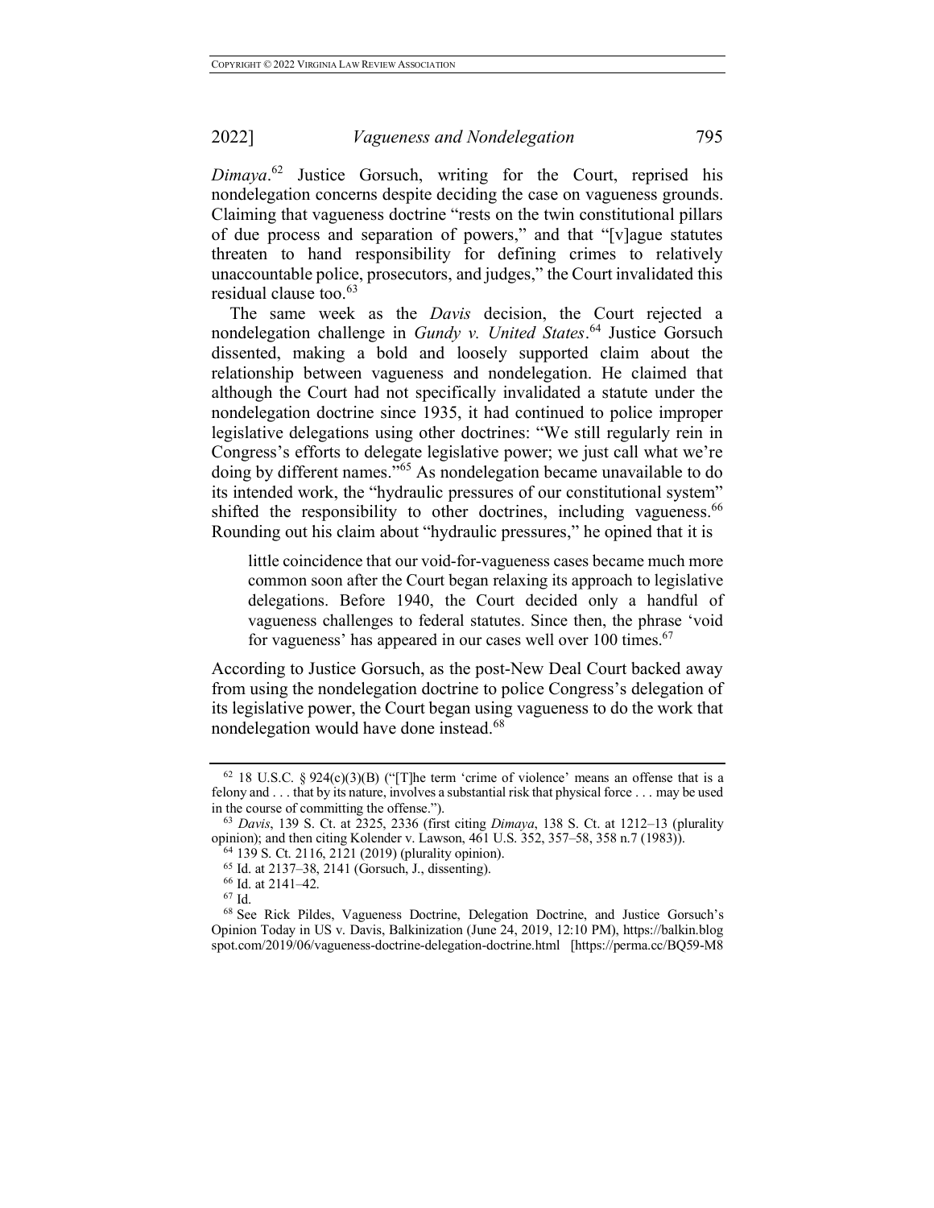*Dimaya*.[62] Justice Gorsuch, writing for the Court, reprised his nondelegation concerns despite deciding the case on vagueness grounds. Claiming that vagueness doctrine "rests on the twin constitutional pillars of due process and separation of powers," and that "[v]ague statutes threaten to hand responsibility for defining crimes to relatively unaccountable police, prosecutors, and judges," the Court invalidated this residual clause too.[63]

The same week as the *Davis* decision, the Court rejected a nondelegation challenge in *Gundy v. United States*.[64] Justice Gorsuch dissented, making a bold and loosely supported claim about the relationship between vagueness and nondelegation. He claimed that although the Court had not specifically invalidated a statute under the nondelegation doctrine since 1935, it had continued to police improper legislative delegations using other doctrines: "We still regularly rein in Congress's efforts to delegate legislative power; we just call what we're doing by different names."[65] As nondelegation became unavailable to do its intended work, the "hydraulic pressures of our constitutional system" shifted the responsibility to other doctrines, including vagueness.[66] Rounding out his claim about "hydraulic pressures," he opined that it is

> little coincidence that our void-for-vagueness cases became much more common soon after the Court began relaxing its approach to legislative delegations. Before 1940, the Court decided only a handful of vagueness challenges to federal statutes. Since then, the phrase 'void for vagueness' has appeared in our cases well over 100 times.[67]

According to Justice Gorsuch, as the post-New Deal Court backed away from using the nondelegation doctrine to police Congress's delegation of its legislative power, the Court began using vagueness to do the work that nondelegation would have done instead.[68]

---

[62] 18 U.S.C. § 924(c)(3)(B) ("[T]he term 'crime of violence' means an offense that is a felony and . . . that by its nature, involves a substantial risk that physical force . . . may be used in the course of committing the offense.").

[63] *Davis*, 139 S. Ct. at 2325, 2336 (first citing *Dimaya*, 138 S. Ct. at 1212–13 (plurality opinion); and then citing Kolender v. Lawson, 461 U.S. 352, 357–58, 358 n.7 (1983)).

[64] 139 S. Ct. 2116, 2121 (2019) (plurality opinion).

[65] Id. at 2137–38, 2141 (Gorsuch, J., dissenting).

[66] Id. at 2141–42.

[67] Id.

[68] See Rick Pildes, Vagueness Doctrine, Delegation Doctrine, and Justice Gorsuch's Opinion Today in US v. Davis, Balkinization (June 24, 2019, 12:10 PM), https://balkin.blogspot.com/2019/06/vagueness-doctrine-delegation-doctrine.html [https://perma.cc/BQ59-M8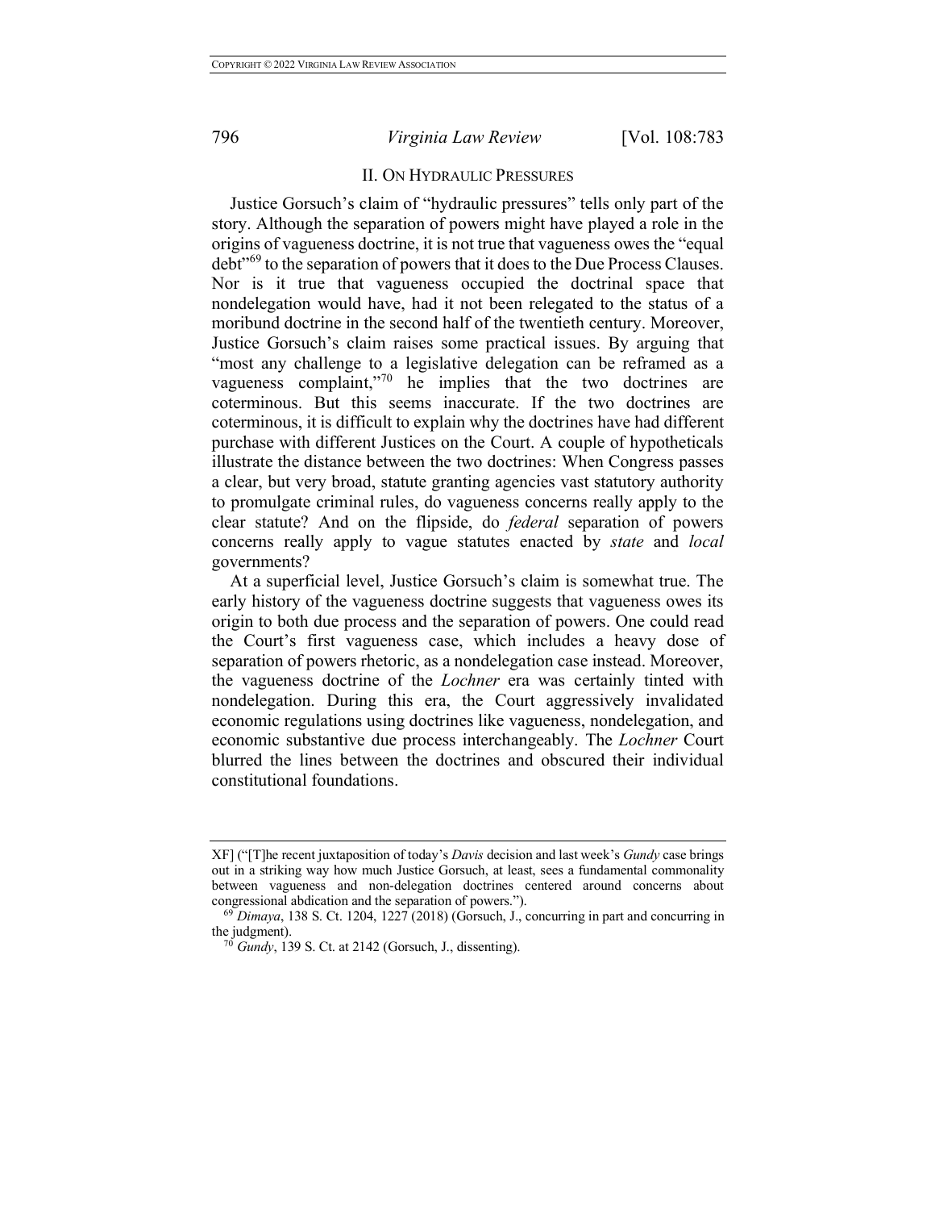## II. ON HYDRAULIC PRESSURES

Justice Gorsuch's claim of "hydraulic pressures" tells only part of the story. Although the separation of powers might have played a role in the origins of vagueness doctrine, it is not true that vagueness owes the "equal debt"[69] to the separation of powers that it does to the Due Process Clauses. Nor is it true that vagueness occupied the doctrinal space that nondelegation would have, had it not been relegated to the status of a moribund doctrine in the second half of the twentieth century. Moreover, Justice Gorsuch's claim raises some practical issues. By arguing that "most any challenge to a legislative delegation can be reframed as a vagueness complaint,"[70] he implies that the two doctrines are coterminous. But this seems inaccurate. If the two doctrines are coterminous, it is difficult to explain why the doctrines have had different purchase with different Justices on the Court. A couple of hypotheticals illustrate the distance between the two doctrines: When Congress passes a clear, but very broad, statute granting agencies vast statutory authority to promulgate criminal rules, do vagueness concerns really apply to the clear statute? And on the flipside, do *federal* separation of powers concerns really apply to vague statutes enacted by *state* and *local* governments?

At a superficial level, Justice Gorsuch's claim is somewhat true. The early history of the vagueness doctrine suggests that vagueness owes its origin to both due process and the separation of powers. One could read the Court's first vagueness case, which includes a heavy dose of separation of powers rhetoric, as a nondelegation case instead. Moreover, the vagueness doctrine of the *Lochner* era was certainly tinted with nondelegation. During this era, the Court aggressively invalidated economic regulations using doctrines like vagueness, nondelegation, and economic substantive due process interchangeably. The *Lochner* Court blurred the lines between the doctrines and obscured their individual constitutional foundations.

---

XF] ("[T]he recent juxtaposition of today's *Davis* decision and last week's *Gundy* case brings out in a striking way how much Justice Gorsuch, at least, sees a fundamental commonality between vagueness and non-delegation doctrines centered around concerns about congressional abdication and the separation of powers.").

[69] *Dimaya*, 138 S. Ct. 1204, 1227 (2018) (Gorsuch, J., concurring in part and concurring in the judgment).

[70] *Gundy*, 139 S. Ct. at 2142 (Gorsuch, J., dissenting).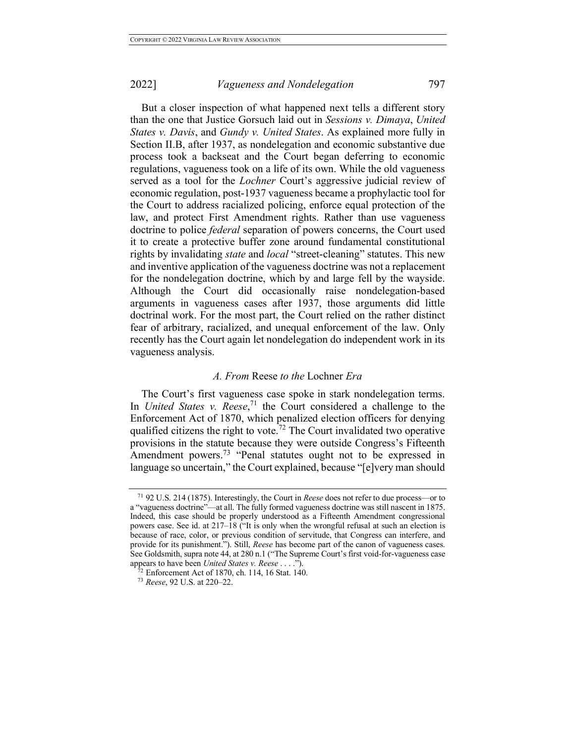But a closer inspection of what happened next tells a different story than the one that Justice Gorsuch laid out in *Sessions v. Dimaya*, *United States v. Davis*, and *Gundy v. United States*. As explained more fully in Section II.B, after 1937, as nondelegation and economic substantive due process took a backseat and the Court began deferring to economic regulations, vagueness took on a life of its own. While the old vagueness served as a tool for the *Lochner* Court's aggressive judicial review of economic regulation, post-1937 vagueness became a prophylactic tool for the Court to address racialized policing, enforce equal protection of the law, and protect First Amendment rights. Rather than use vagueness doctrine to police *federal* separation of powers concerns, the Court used it to create a protective buffer zone around fundamental constitutional rights by invalidating *state* and *local* "street-cleaning" statutes. This new and inventive application of the vagueness doctrine was not a replacement for the nondelegation doctrine, which by and large fell by the wayside. Although the Court did occasionally raise nondelegation-based arguments in vagueness cases after 1937, those arguments did little doctrinal work. For the most part, the Court relied on the rather distinct fear of arbitrary, racialized, and unequal enforcement of the law. Only recently has the Court again let nondelegation do independent work in its vagueness analysis.

### *A. From* Reese *to the* Lochner *Era*

The Court's first vagueness case spoke in stark nondelegation terms. In *United States v. Reese*,[71] the Court considered a challenge to the Enforcement Act of 1870, which penalized election officers for denying qualified citizens the right to vote.[72] The Court invalidated two operative provisions in the statute because they were outside Congress's Fifteenth Amendment powers.[73] "Penal statutes ought not to be expressed in language so uncertain," the Court explained, because "[e]very man should

---

[71] 92 U.S. 214 (1875). Interestingly, the Court in *Reese* does not refer to due process—or to a "vagueness doctrine"—at all. The fully formed vagueness doctrine was still nascent in 1875. Indeed, this case should be properly understood as a Fifteenth Amendment congressional powers case. See id. at 217–18 ("It is only when the wrongful refusal at such an election is because of race, color, or previous condition of servitude, that Congress can interfere, and provide for its punishment."). Still, *Reese* has become part of the canon of vagueness cases. See Goldsmith, supra note 44, at 280 n.1 ("The Supreme Court's first void-for-vagueness case appears to have been *United States v. Reese* . . . .").

[72] Enforcement Act of 1870, ch. 114, 16 Stat. 140.

[73] *Reese*, 92 U.S. at 220–22.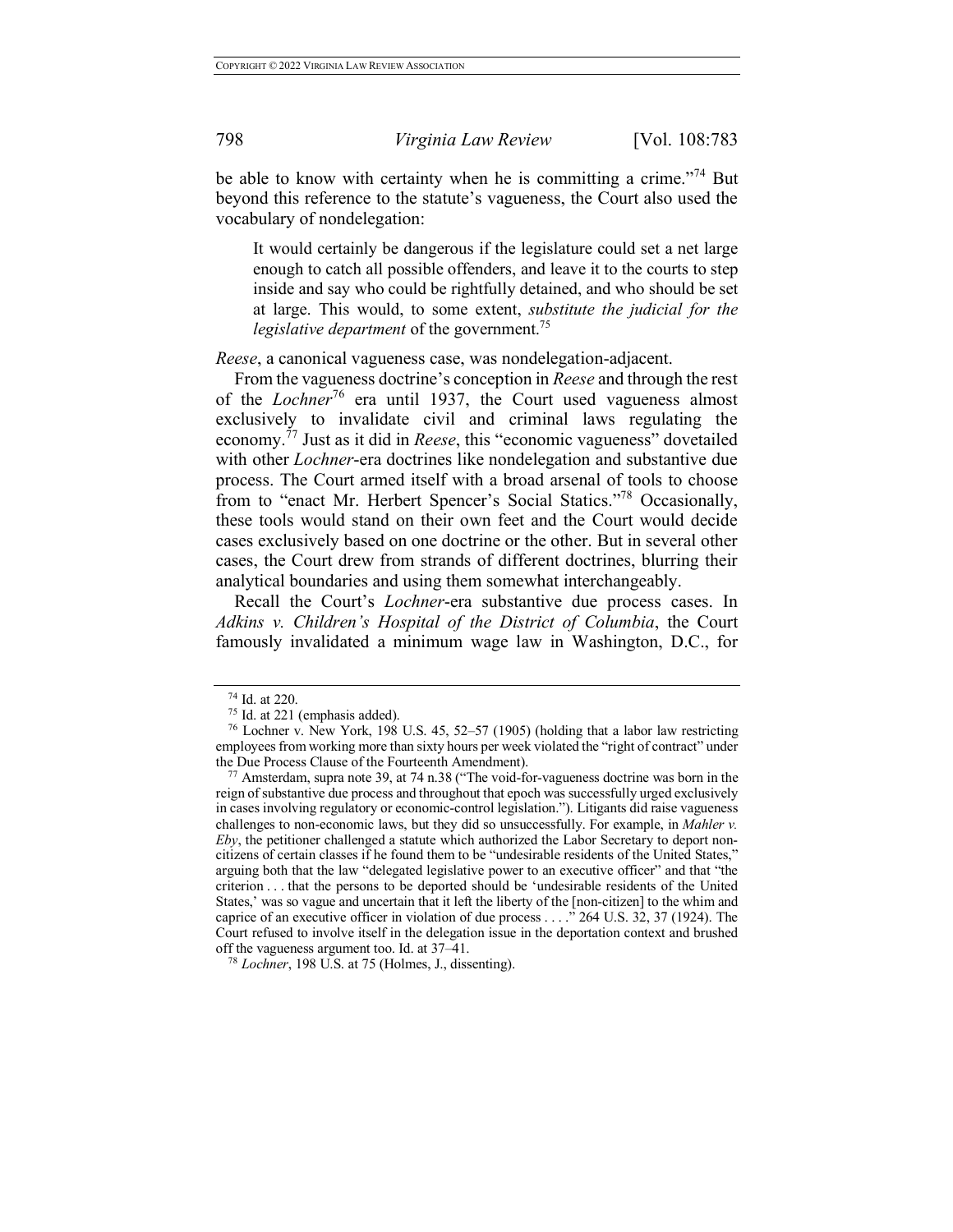be able to know with certainty when he is committing a crime."[74] But beyond this reference to the statute's vagueness, the Court also used the vocabulary of nondelegation:

> It would certainly be dangerous if the legislature could set a net large enough to catch all possible offenders, and leave it to the courts to step inside and say who could be rightfully detained, and who should be set at large. This would, to some extent, *substitute the judicial for the legislative department* of the government.[75]

*Reese*, a canonical vagueness case, was nondelegation-adjacent.

From the vagueness doctrine's conception in *Reese* and through the rest of the *Lochner*[76] era until 1937, the Court used vagueness almost exclusively to invalidate civil and criminal laws regulating the economy.[77] Just as it did in *Reese*, this "economic vagueness" dovetailed with other *Lochner*-era doctrines like nondelegation and substantive due process. The Court armed itself with a broad arsenal of tools to choose from to "enact Mr. Herbert Spencer's Social Statics."[78] Occasionally, these tools would stand on their own feet and the Court would decide cases exclusively based on one doctrine or the other. But in several other cases, the Court drew from strands of different doctrines, blurring their analytical boundaries and using them somewhat interchangeably.

Recall the Court's *Lochner*-era substantive due process cases. In *Adkins v. Children's Hospital of the District of Columbia*, the Court famously invalidated a minimum wage law in Washington, D.C., for

---

[74] Id. at 220.

[75] Id. at 221 (emphasis added).

[76] Lochner v. New York, 198 U.S. 45, 52–57 (1905) (holding that a labor law restricting employees from working more than sixty hours per week violated the "right of contract" under the Due Process Clause of the Fourteenth Amendment).

[77] Amsterdam, supra note 39, at 74 n.38 ("The void-for-vagueness doctrine was born in the reign of substantive due process and throughout that epoch was successfully urged exclusively in cases involving regulatory or economic-control legislation."). Litigants did raise vagueness challenges to non-economic laws, but they did so unsuccessfully. For example, in *Mahler v. Eby*, the petitioner challenged a statute which authorized the Labor Secretary to deport non-citizens of certain classes if he found them to be "undesirable residents of the United States," arguing both that the law "delegated legislative power to an executive officer" and that "the criterion . . . that the persons to be deported should be 'undesirable residents of the United States,' was so vague and uncertain that it left the liberty of the [non-citizen] to the whim and caprice of an executive officer in violation of due process . . . ." 264 U.S. 32, 37 (1924). The Court refused to involve itself in the delegation issue in the deportation context and brushed off the vagueness argument too. Id. at 37–41.

[78] *Lochner*, 198 U.S. at 75 (Holmes, J., dissenting).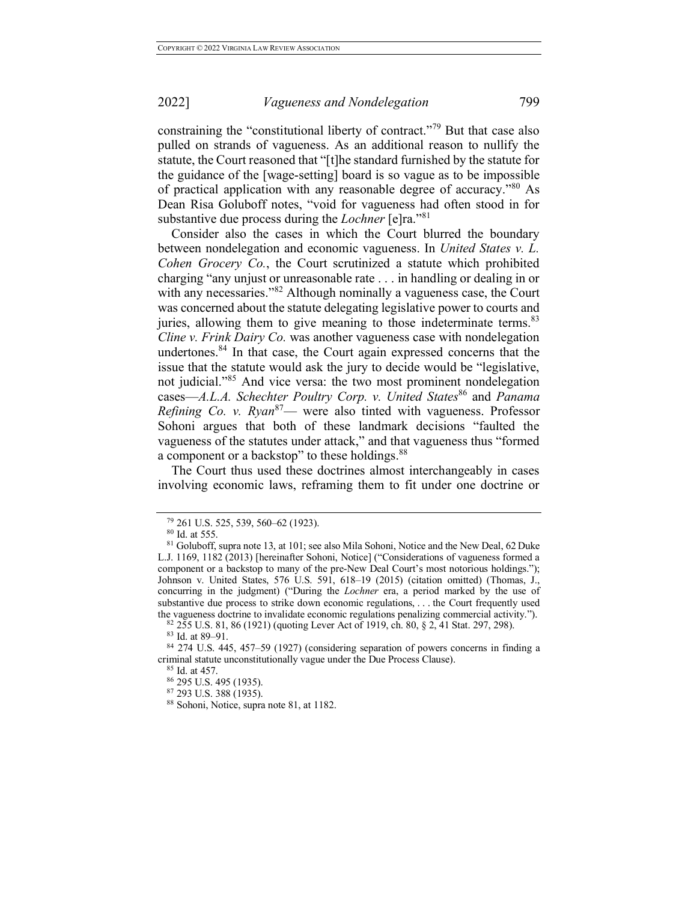constraining the "constitutional liberty of contract."[79] But that case also pulled on strands of vagueness. As an additional reason to nullify the statute, the Court reasoned that "[t]he standard furnished by the statute for the guidance of the [wage-setting] board is so vague as to be impossible of practical application with any reasonable degree of accuracy."[80] As Dean Risa Goluboff notes, "void for vagueness had often stood in for substantive due process during the *Lochner* [e]ra."[81]

Consider also the cases in which the Court blurred the boundary between nondelegation and economic vagueness. In *United States v. L. Cohen Grocery Co.*, the Court scrutinized a statute which prohibited charging "any unjust or unreasonable rate . . . in handling or dealing in or with any necessaries."[82] Although nominally a vagueness case, the Court was concerned about the statute delegating legislative power to courts and juries, allowing them to give meaning to those indeterminate terms.[83] *Cline v. Frink Dairy Co.* was another vagueness case with nondelegation undertones.[84] In that case, the Court again expressed concerns that the issue that the statute would ask the jury to decide would be "legislative, not judicial."[85] And vice versa: the two most prominent nondelegation cases—*A.L.A. Schechter Poultry Corp. v. United States*[86] and *Panama Refining Co. v. Ryan*[87]— were also tinted with vagueness. Professor Sohoni argues that both of these landmark decisions "faulted the vagueness of the statutes under attack," and that vagueness thus "formed a component or a backstop" to these holdings.[88]

The Court thus used these doctrines almost interchangeably in cases involving economic laws, reframing them to fit under one doctrine or

---

[79] 261 U.S. 525, 539, 560–62 (1923).

[80] Id. at 555.

[81] Goluboff, supra note 13, at 101; see also Mila Sohoni, Notice and the New Deal, 62 Duke L.J. 1169, 1182 (2013) [hereinafter Sohoni, Notice] ("Considerations of vagueness formed a component or a backstop to many of the pre-New Deal Court's most notorious holdings."); Johnson v. United States, 576 U.S. 591, 618–19 (2015) (citation omitted) (Thomas, J., concurring in the judgment) ("During the *Lochner* era, a period marked by the use of substantive due process to strike down economic regulations, . . . the Court frequently used the vagueness doctrine to invalidate economic regulations penalizing commercial activity.").

[82] 255 U.S. 81, 86 (1921) (quoting Lever Act of 1919, ch. 80, § 2, 41 Stat. 297, 298).

[83] Id. at 89–91.

[84] 274 U.S. 445, 457–59 (1927) (considering separation of powers concerns in finding a criminal statute unconstitutionally vague under the Due Process Clause).

[85] Id. at 457.

[86] 295 U.S. 495 (1935).

[87] 293 U.S. 388 (1935).

[88] Sohoni, Notice, supra note 81, at 1182.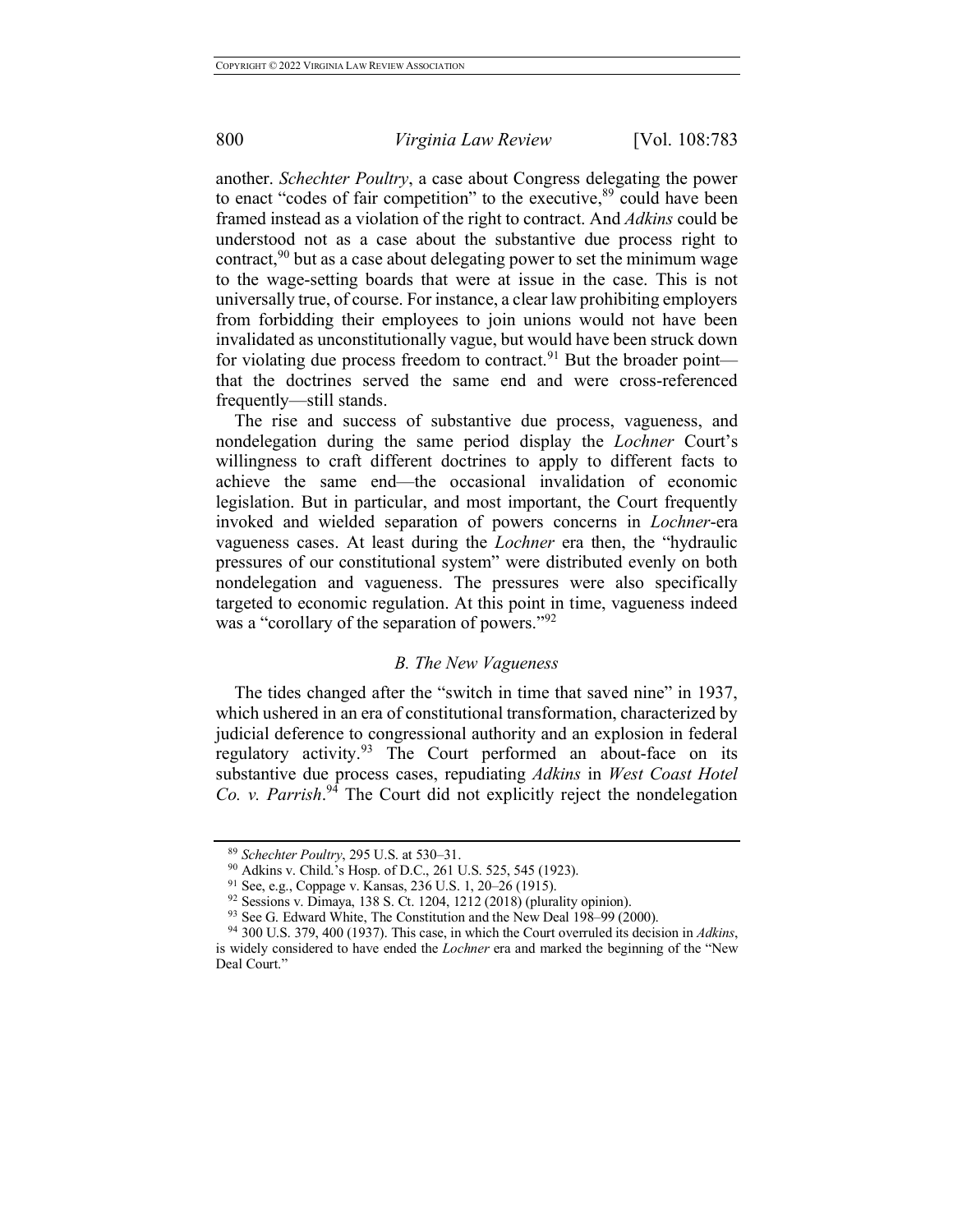another. *Schechter Poultry*, a case about Congress delegating the power to enact "codes of fair competition" to the executive,[89] could have been framed instead as a violation of the right to contract. And *Adkins* could be understood not as a case about the substantive due process right to contract,[90] but as a case about delegating power to set the minimum wage to the wage-setting boards that were at issue in the case. This is not universally true, of course. For instance, a clear law prohibiting employers from forbidding their employees to join unions would not have been invalidated as unconstitutionally vague, but would have been struck down for violating due process freedom to contract.[91] But the broader point—that the doctrines served the same end and were cross-referenced frequently—still stands.

The rise and success of substantive due process, vagueness, and nondelegation during the same period display the *Lochner* Court's willingness to craft different doctrines to apply to different facts to achieve the same end—the occasional invalidation of economic legislation. But in particular, and most important, the Court frequently invoked and wielded separation of powers concerns in *Lochner*-era vagueness cases. At least during the *Lochner* era then, the "hydraulic pressures of our constitutional system" were distributed evenly on both nondelegation and vagueness. The pressures were also specifically targeted to economic regulation. At this point in time, vagueness indeed was a "corollary of the separation of powers."[92]

### *B. The New Vagueness*

The tides changed after the "switch in time that saved nine" in 1937, which ushered in an era of constitutional transformation, characterized by judicial deference to congressional authority and an explosion in federal regulatory activity.[93] The Court performed an about-face on its substantive due process cases, repudiating *Adkins* in *West Coast Hotel Co. v. Parrish*.[94] The Court did not explicitly reject the nondelegation

[89] *Schechter Poultry*, 295 U.S. at 530–31.

[90] Adkins v. Child.'s Hosp. of D.C., 261 U.S. 525, 545 (1923).

[91] See, e.g., Coppage v. Kansas, 236 U.S. 1, 20–26 (1915).

[92] Sessions v. Dimaya, 138 S. Ct. 1204, 1212 (2018) (plurality opinion).

[93] See G. Edward White, The Constitution and the New Deal 198–99 (2000).

[94] 300 U.S. 379, 400 (1937). This case, in which the Court overruled its decision in *Adkins*, is widely considered to have ended the *Lochner* era and marked the beginning of the "New Deal Court."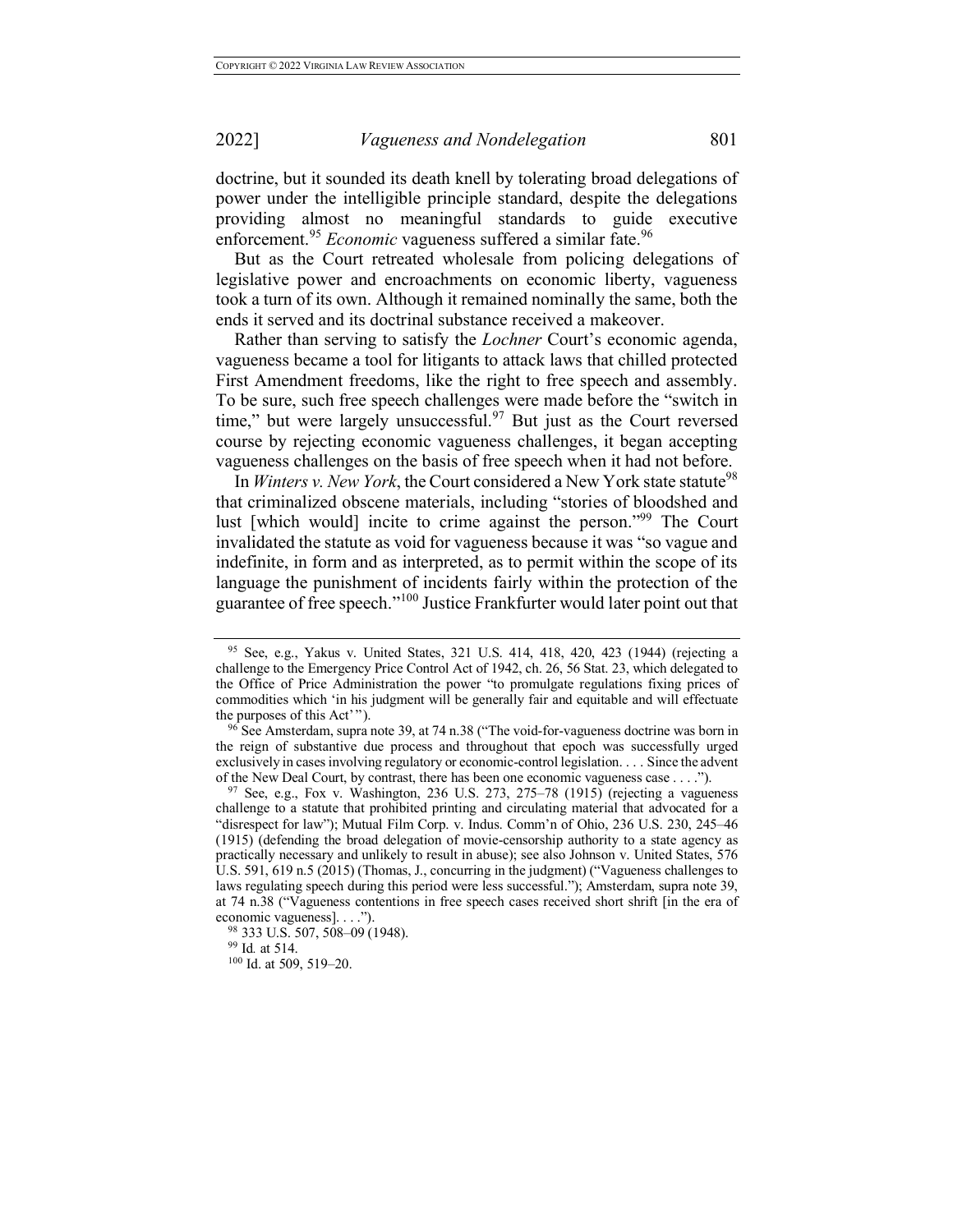doctrine, but it sounded its death knell by tolerating broad delegations of power under the intelligible principle standard, despite the delegations providing almost no meaningful standards to guide executive enforcement.[95] *Economic* vagueness suffered a similar fate.[96]

But as the Court retreated wholesale from policing delegations of legislative power and encroachments on economic liberty, vagueness took a turn of its own. Although it remained nominally the same, both the ends it served and its doctrinal substance received a makeover.

Rather than serving to satisfy the *Lochner* Court's economic agenda, vagueness became a tool for litigants to attack laws that chilled protected First Amendment freedoms, like the right to free speech and assembly. To be sure, such free speech challenges were made before the "switch in time," but were largely unsuccessful.[97] But just as the Court reversed course by rejecting economic vagueness challenges, it began accepting vagueness challenges on the basis of free speech when it had not before.

In *Winters v. New York*, the Court considered a New York state statute[98] that criminalized obscene materials, including "stories of bloodshed and lust [which would] incite to crime against the person."[99] The Court invalidated the statute as void for vagueness because it was "so vague and indefinite, in form and as interpreted, as to permit within the scope of its language the punishment of incidents fairly within the protection of the guarantee of free speech."[100] Justice Frankfurter would later point out that

---

[95] See, e.g., Yakus v. United States, 321 U.S. 414, 418, 420, 423 (1944) (rejecting a challenge to the Emergency Price Control Act of 1942, ch. 26, 56 Stat. 23, which delegated to the Office of Price Administration the power "to promulgate regulations fixing prices of commodities which 'in his judgment will be generally fair and equitable and will effectuate the purposes of this Act'").

[96] See Amsterdam, supra note 39, at 74 n.38 ("The void-for-vagueness doctrine was born in the reign of substantive due process and throughout that epoch was successfully urged exclusively in cases involving regulatory or economic-control legislation. . . . Since the advent of the New Deal Court, by contrast, there has been one economic vagueness case . . . .").

[97] See, e.g., Fox v. Washington, 236 U.S. 273, 275–78 (1915) (rejecting a vagueness challenge to a statute that prohibited printing and circulating material that advocated for a "disrespect for law"); Mutual Film Corp. v. Indus. Comm'n of Ohio, 236 U.S. 230, 245–46 (1915) (defending the broad delegation of movie-censorship authority to a state agency as practically necessary and unlikely to result in abuse); see also Johnson v. United States, 576 U.S. 591, 619 n.5 (2015) (Thomas, J., concurring in the judgment) ("Vagueness challenges to laws regulating speech during this period were less successful."); Amsterdam, supra note 39, at 74 n.38 ("Vagueness contentions in free speech cases received short shrift [in the era of economic vagueness]. . . .").

[98] 333 U.S. 507, 508–09 (1948).

[99] Id. at 514.

[100] Id. at 509, 519–20.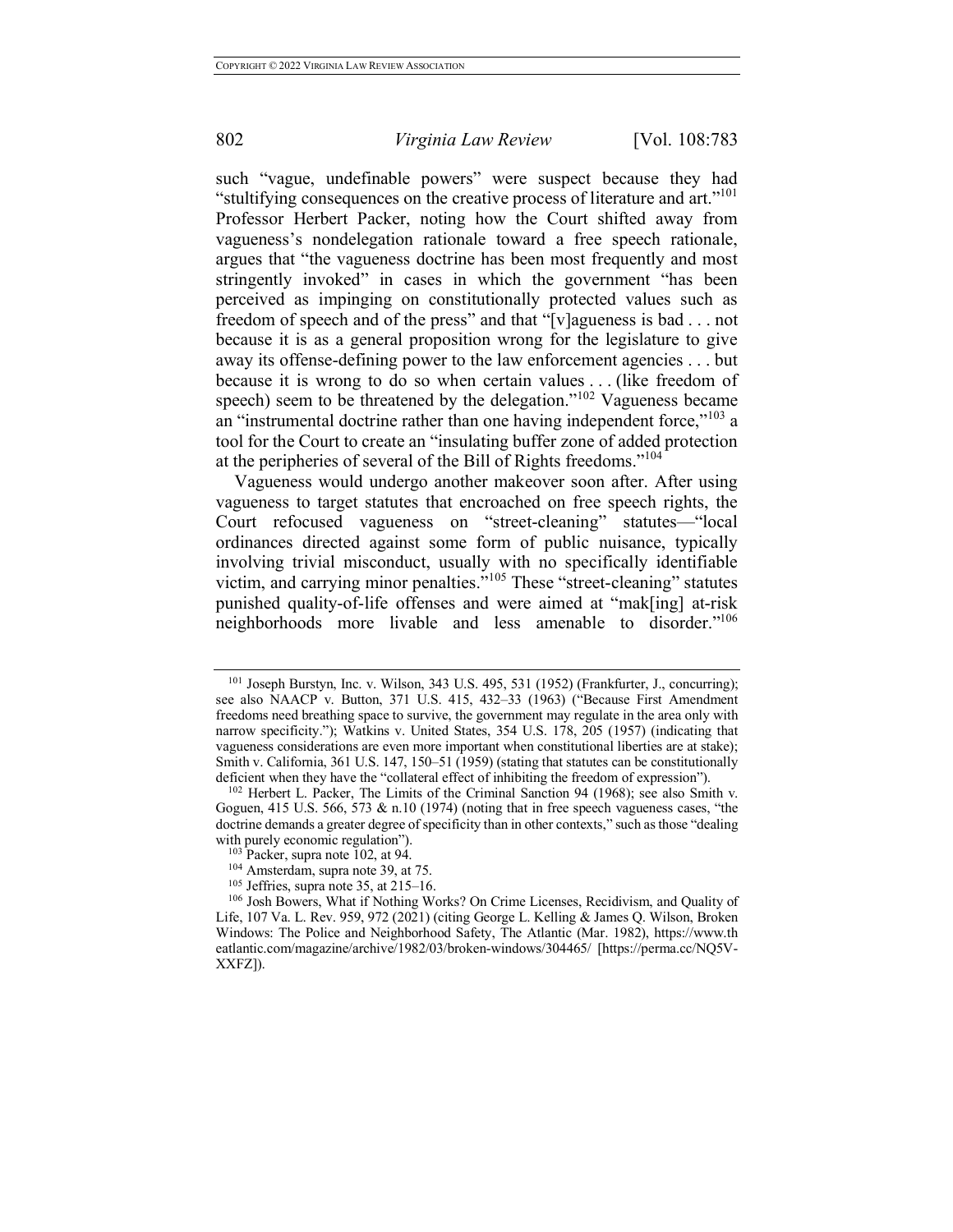such "vague, undefinable powers" were suspect because they had "stultifying consequences on the creative process of literature and art."[101] Professor Herbert Packer, noting how the Court shifted away from vagueness's nondelegation rationale toward a free speech rationale, argues that "the vagueness doctrine has been most frequently and most stringently invoked" in cases in which the government "has been perceived as impinging on constitutionally protected values such as freedom of speech and of the press" and that "[v]agueness is bad . . . not because it is as a general proposition wrong for the legislature to give away its offense-defining power to the law enforcement agencies . . . but because it is wrong to do so when certain values . . . (like freedom of speech) seem to be threatened by the delegation."[102] Vagueness became an "instrumental doctrine rather than one having independent force,"[103] a tool for the Court to create an "insulating buffer zone of added protection at the peripheries of several of the Bill of Rights freedoms."[104]

Vagueness would undergo another makeover soon after. After using vagueness to target statutes that encroached on free speech rights, the Court refocused vagueness on "street-cleaning" statutes—"local ordinances directed against some form of public nuisance, typically involving trivial misconduct, usually with no specifically identifiable victim, and carrying minor penalties."[105] These "street-cleaning" statutes punished quality-of-life offenses and were aimed at "mak[ing] at-risk neighborhoods more livable and less amenable to disorder."[106]

---

[101] Joseph Burstyn, Inc. v. Wilson, 343 U.S. 495, 531 (1952) (Frankfurter, J., concurring); see also NAACP v. Button, 371 U.S. 415, 432–33 (1963) ("Because First Amendment freedoms need breathing space to survive, the government may regulate in the area only with narrow specificity."); Watkins v. United States, 354 U.S. 178, 205 (1957) (indicating that vagueness considerations are even more important when constitutional liberties are at stake); Smith v. California, 361 U.S. 147, 150–51 (1959) (stating that statutes can be constitutionally deficient when they have the "collateral effect of inhibiting the freedom of expression").

[102] Herbert L. Packer, The Limits of the Criminal Sanction 94 (1968); see also Smith v. Goguen, 415 U.S. 566, 573 & n.10 (1974) (noting that in free speech vagueness cases, "the doctrine demands a greater degree of specificity than in other contexts," such as those "dealing with purely economic regulation").

[103] Packer, supra note 102, at 94.

[104] Amsterdam, supra note 39, at 75.

[105] Jeffries, supra note 35, at 215–16.

[106] Josh Bowers, What if Nothing Works? On Crime Licenses, Recidivism, and Quality of Life, 107 Va. L. Rev. 959, 972 (2021) (citing George L. Kelling & James Q. Wilson, Broken Windows: The Police and Neighborhood Safety, The Atlantic (Mar. 1982), https://www.theatlantic.com/magazine/archive/1982/03/broken-windows/304465/ [https://perma.cc/NQ5V-XXFZ]).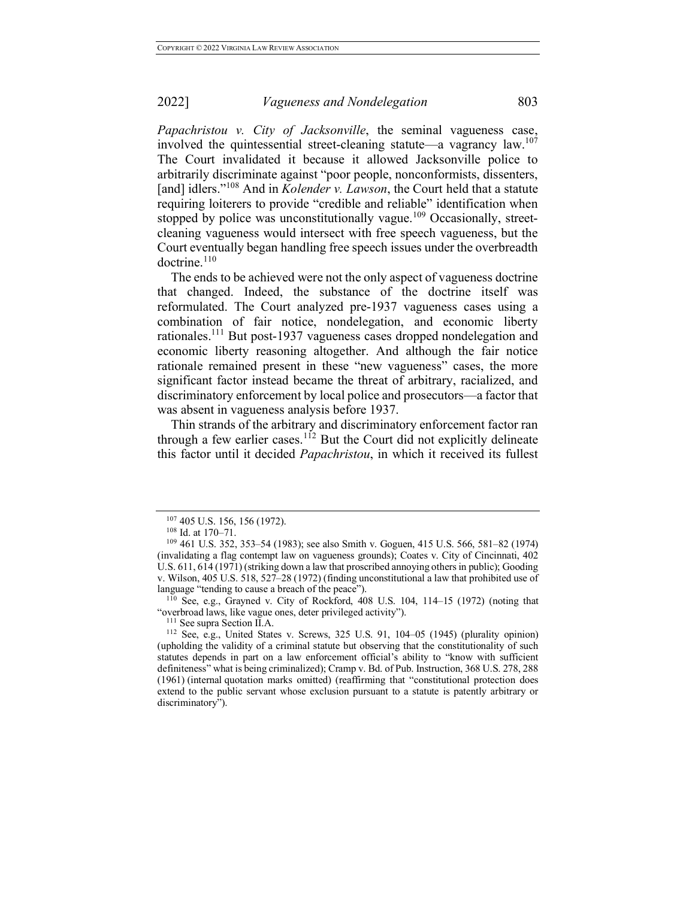*Papachristou v. City of Jacksonville*, the seminal vagueness case, involved the quintessential street-cleaning statute—a vagrancy law.[107] The Court invalidated it because it allowed Jacksonville police to arbitrarily discriminate against "poor people, nonconformists, dissenters, [and] idlers."[108] And in *Kolender v. Lawson*, the Court held that a statute requiring loiterers to provide "credible and reliable" identification when stopped by police was unconstitutionally vague.[109] Occasionally, street-cleaning vagueness would intersect with free speech vagueness, but the Court eventually began handling free speech issues under the overbreadth doctrine.[110]

The ends to be achieved were not the only aspect of vagueness doctrine that changed. Indeed, the substance of the doctrine itself was reformulated. The Court analyzed pre-1937 vagueness cases using a combination of fair notice, nondelegation, and economic liberty rationales.[111] But post-1937 vagueness cases dropped nondelegation and economic liberty reasoning altogether. And although the fair notice rationale remained present in these "new vagueness" cases, the more significant factor instead became the threat of arbitrary, racialized, and discriminatory enforcement by local police and prosecutors—a factor that was absent in vagueness analysis before 1937.

Thin strands of the arbitrary and discriminatory enforcement factor ran through a few earlier cases.[112] But the Court did not explicitly delineate this factor until it decided *Papachristou*, in which it received its fullest

---

[107] 405 U.S. 156, 156 (1972).

[108] Id. at 170–71.

[109] 461 U.S. 352, 353–54 (1983); see also Smith v. Goguen, 415 U.S. 566, 581–82 (1974) (invalidating a flag contempt law on vagueness grounds); Coates v. City of Cincinnati, 402 U.S. 611, 614 (1971) (striking down a law that proscribed annoying others in public); Gooding v. Wilson, 405 U.S. 518, 527–28 (1972) (finding unconstitutional a law that prohibited use of language "tending to cause a breach of the peace").

[110] See, e.g., Grayned v. City of Rockford, 408 U.S. 104, 114–15 (1972) (noting that "overbroad laws, like vague ones, deter privileged activity").

[111] See supra Section II.A.

[112] See, e.g., United States v. Screws, 325 U.S. 91, 104–05 (1945) (plurality opinion) (upholding the validity of a criminal statute but observing that the constitutionality of such statutes depends in part on a law enforcement official's ability to "know with sufficient definiteness" what is being criminalized); Cramp v. Bd. of Pub. Instruction, 368 U.S. 278, 288 (1961) (internal quotation marks omitted) (reaffirming that "constitutional protection does extend to the public servant whose exclusion pursuant to a statute is patently arbitrary or discriminatory").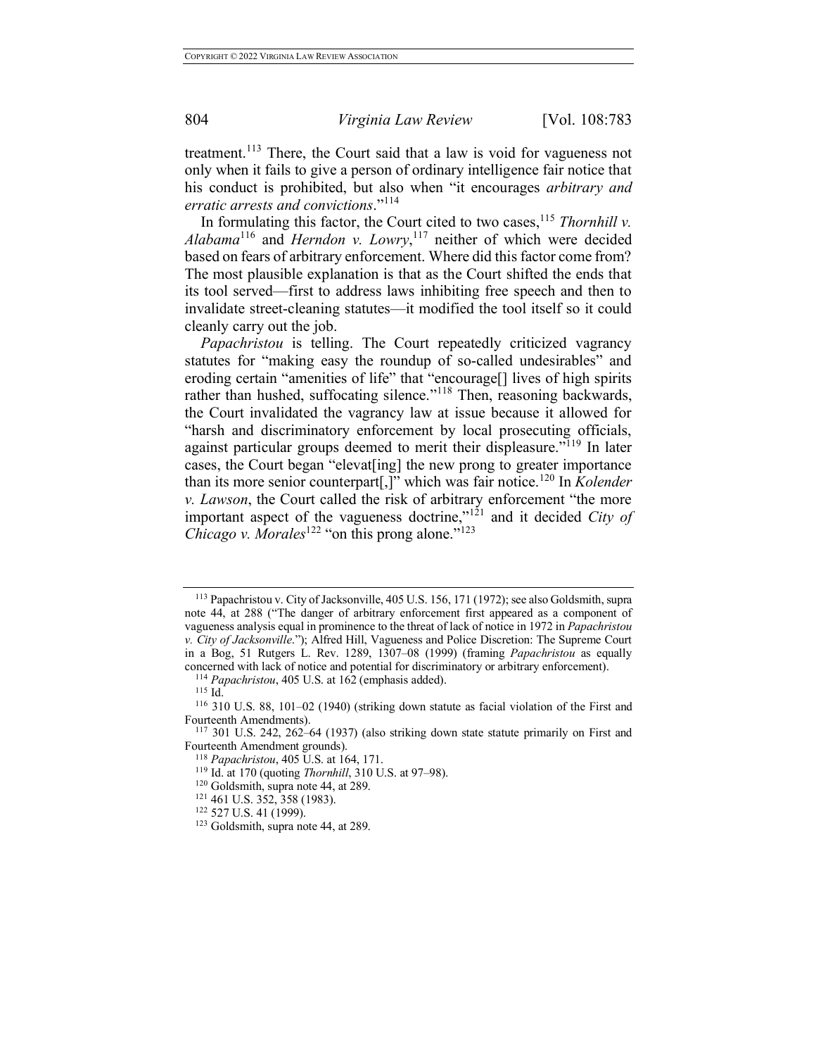treatment.[113] There, the Court said that a law is void for vagueness not only when it fails to give a person of ordinary intelligence fair notice that his conduct is prohibited, but also when "it encourages *arbitrary and erratic arrests and convictions*."[114]

In formulating this factor, the Court cited to two cases,[115] *Thornhill v. Alabama*[116] and *Herndon v. Lowry*,[117] neither of which were decided based on fears of arbitrary enforcement. Where did this factor come from? The most plausible explanation is that as the Court shifted the ends that its tool served—first to address laws inhibiting free speech and then to invalidate street-cleaning statutes—it modified the tool itself so it could cleanly carry out the job.

*Papachristou* is telling. The Court repeatedly criticized vagrancy statutes for "making easy the roundup of so-called undesirables" and eroding certain "amenities of life" that "encourage[] lives of high spirits rather than hushed, suffocating silence."[118] Then, reasoning backwards, the Court invalidated the vagrancy law at issue because it allowed for "harsh and discriminatory enforcement by local prosecuting officials, against particular groups deemed to merit their displeasure."[119] In later cases, the Court began "elevat[ing] the new prong to greater importance than its more senior counterpart[,]" which was fair notice.[120] In *Kolender v. Lawson*, the Court called the risk of arbitrary enforcement "the more important aspect of the vagueness doctrine,"[121] and it decided *City of Chicago v. Morales*[122] "on this prong alone."[123]

---

[113] Papachristou v. City of Jacksonville, 405 U.S. 156, 171 (1972); see also Goldsmith, supra note 44, at 288 ("The danger of arbitrary enforcement first appeared as a component of vagueness analysis equal in prominence to the threat of lack of notice in 1972 in *Papachristou v. City of Jacksonville*."); Alfred Hill, Vagueness and Police Discretion: The Supreme Court in a Bog, 51 Rutgers L. Rev. 1289, 1307–08 (1999) (framing *Papachristou* as equally concerned with lack of notice and potential for discriminatory or arbitrary enforcement).

[114] *Papachristou*, 405 U.S. at 162 (emphasis added).

[115] Id.

[116] 310 U.S. 88, 101–02 (1940) (striking down statute as facial violation of the First and Fourteenth Amendments).

[117] 301 U.S. 242, 262–64 (1937) (also striking down state statute primarily on First and Fourteenth Amendment grounds).

[118] *Papachristou*, 405 U.S. at 164, 171.

[119] Id. at 170 (quoting *Thornhill*, 310 U.S. at 97–98).

[120] Goldsmith, supra note 44, at 289.

[121] 461 U.S. 352, 358 (1983).

[122] 527 U.S. 41 (1999).

[123] Goldsmith, supra note 44, at 289.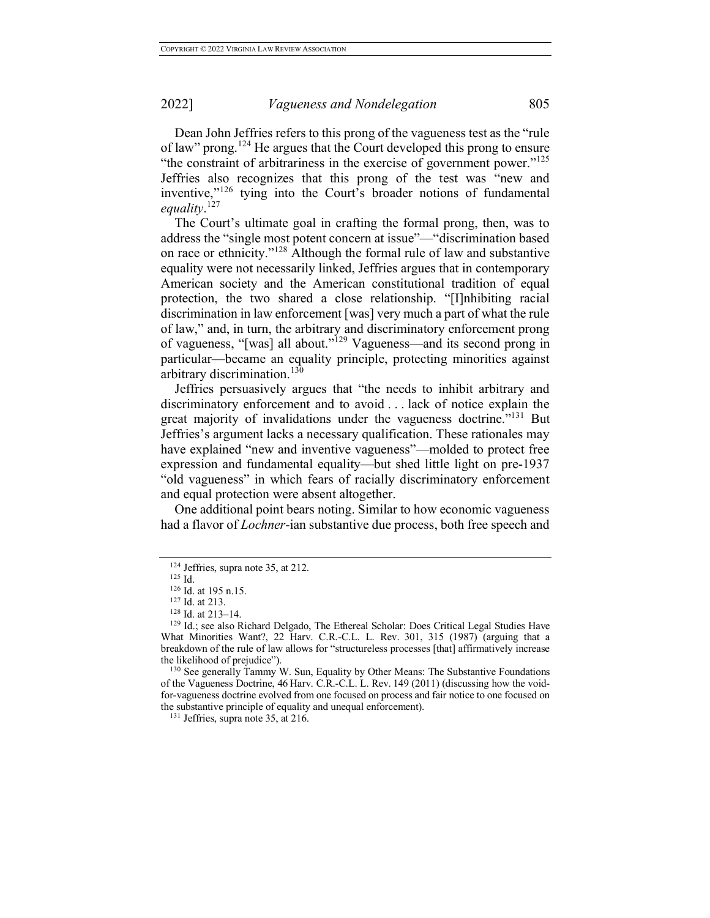Dean John Jeffries refers to this prong of the vagueness test as the "rule of law" prong.[124] He argues that the Court developed this prong to ensure "the constraint of arbitrariness in the exercise of government power."[125] Jeffries also recognizes that this prong of the test was "new and inventive,"[126] tying into the Court's broader notions of fundamental *equality*.[127]

The Court's ultimate goal in crafting the formal prong, then, was to address the "single most potent concern at issue"—"discrimination based on race or ethnicity."[128] Although the formal rule of law and substantive equality were not necessarily linked, Jeffries argues that in contemporary American society and the American constitutional tradition of equal protection, the two shared a close relationship. "[I]nhibiting racial discrimination in law enforcement [was] very much a part of what the rule of law," and, in turn, the arbitrary and discriminatory enforcement prong of vagueness, "[was] all about."[129] Vagueness—and its second prong in particular—became an equality principle, protecting minorities against arbitrary discrimination.[130]

Jeffries persuasively argues that "the needs to inhibit arbitrary and discriminatory enforcement and to avoid . . . lack of notice explain the great majority of invalidations under the vagueness doctrine."[131] But Jeffries's argument lacks a necessary qualification. These rationales may have explained "new and inventive vagueness"—molded to protect free expression and fundamental equality—but shed little light on pre-1937 "old vagueness" in which fears of racially discriminatory enforcement and equal protection were absent altogether.

One additional point bears noting. Similar to how economic vagueness had a flavor of *Lochner*-ian substantive due process, both free speech and

---

[124] Jeffries, supra note 35, at 212.

[125] Id.

[126] Id. at 195 n.15.

[127] Id. at 213.

[128] Id. at 213–14.

[129] Id.; see also Richard Delgado, The Ethereal Scholar: Does Critical Legal Studies Have What Minorities Want?, 22 Harv. C.R.-C.L. L. Rev. 301, 315 (1987) (arguing that a breakdown of the rule of law allows for "structureless processes [that] affirmatively increase the likelihood of prejudice").

[130] See generally Tammy W. Sun, Equality by Other Means: The Substantive Foundations of the Vagueness Doctrine, 46 Harv. C.R.-C.L. L. Rev. 149 (2011) (discussing how the void-for-vagueness doctrine evolved from one focused on process and fair notice to one focused on the substantive principle of equality and unequal enforcement).

[131] Jeffries, supra note 35, at 216.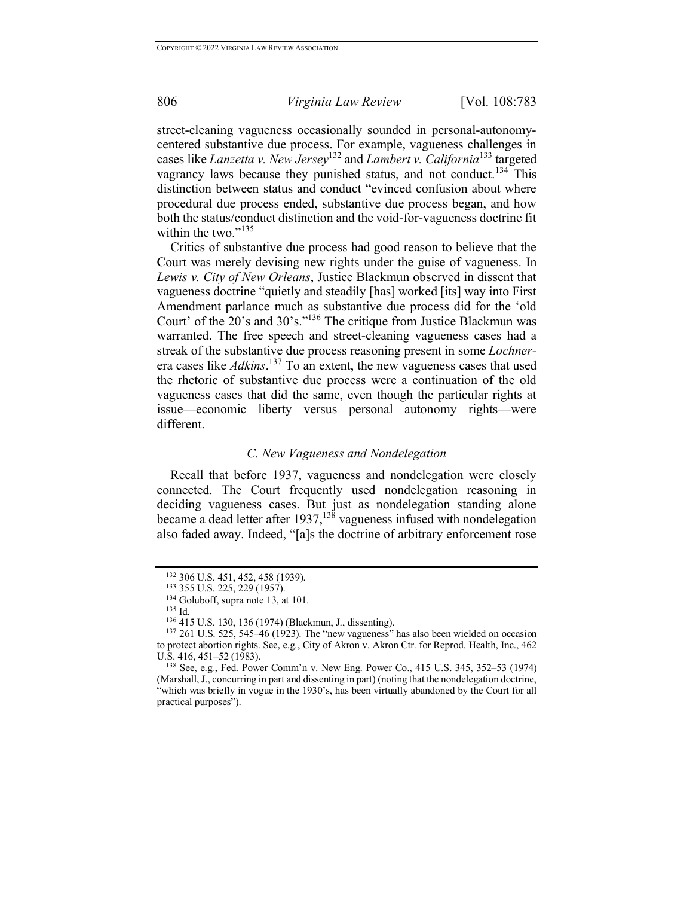street-cleaning vagueness occasionally sounded in personal-autonomy-centered substantive due process. For example, vagueness challenges in cases like *Lanzetta v. New Jersey*[132] and *Lambert v. California*[133] targeted vagrancy laws because they punished status, and not conduct.[134] This distinction between status and conduct "evinced confusion about where procedural due process ended, substantive due process began, and how both the status/conduct distinction and the void-for-vagueness doctrine fit within the two."[135]

Critics of substantive due process had good reason to believe that the Court was merely devising new rights under the guise of vagueness. In *Lewis v. City of New Orleans*, Justice Blackmun observed in dissent that vagueness doctrine "quietly and steadily [has] worked [its] way into First Amendment parlance much as substantive due process did for the 'old Court' of the 20's and 30's."[136] The critique from Justice Blackmun was warranted. The free speech and street-cleaning vagueness cases had a streak of the substantive due process reasoning present in some *Lochner*-era cases like *Adkins*.[137] To an extent, the new vagueness cases that used the rhetoric of substantive due process were a continuation of the old vagueness cases that did the same, even though the particular rights at issue—economic liberty versus personal autonomy rights—were different.

### *C. New Vagueness and Nondelegation*

Recall that before 1937, vagueness and nondelegation were closely connected. The Court frequently used nondelegation reasoning in deciding vagueness cases. But just as nondelegation standing alone became a dead letter after 1937,[138] vagueness infused with nondelegation also faded away. Indeed, "[a]s the doctrine of arbitrary enforcement rose

---

[132] 306 U.S. 451, 452, 458 (1939).

[133] 355 U.S. 225, 229 (1957).

[134] Goluboff, supra note 13, at 101.

[135] Id.

[136] 415 U.S. 130, 136 (1974) (Blackmun, J., dissenting).

[137] 261 U.S. 525, 545–46 (1923). The "new vagueness" has also been wielded on occasion to protect abortion rights. See, e.g., City of Akron v. Akron Ctr. for Reprod. Health, Inc., 462 U.S. 416, 451–52 (1983).

[138] See, e.g., Fed. Power Comm'n v. New Eng. Power Co., 415 U.S. 345, 352–53 (1974) (Marshall, J., concurring in part and dissenting in part) (noting that the nondelegation doctrine, "which was briefly in vogue in the 1930's, has been virtually abandoned by the Court for all practical purposes").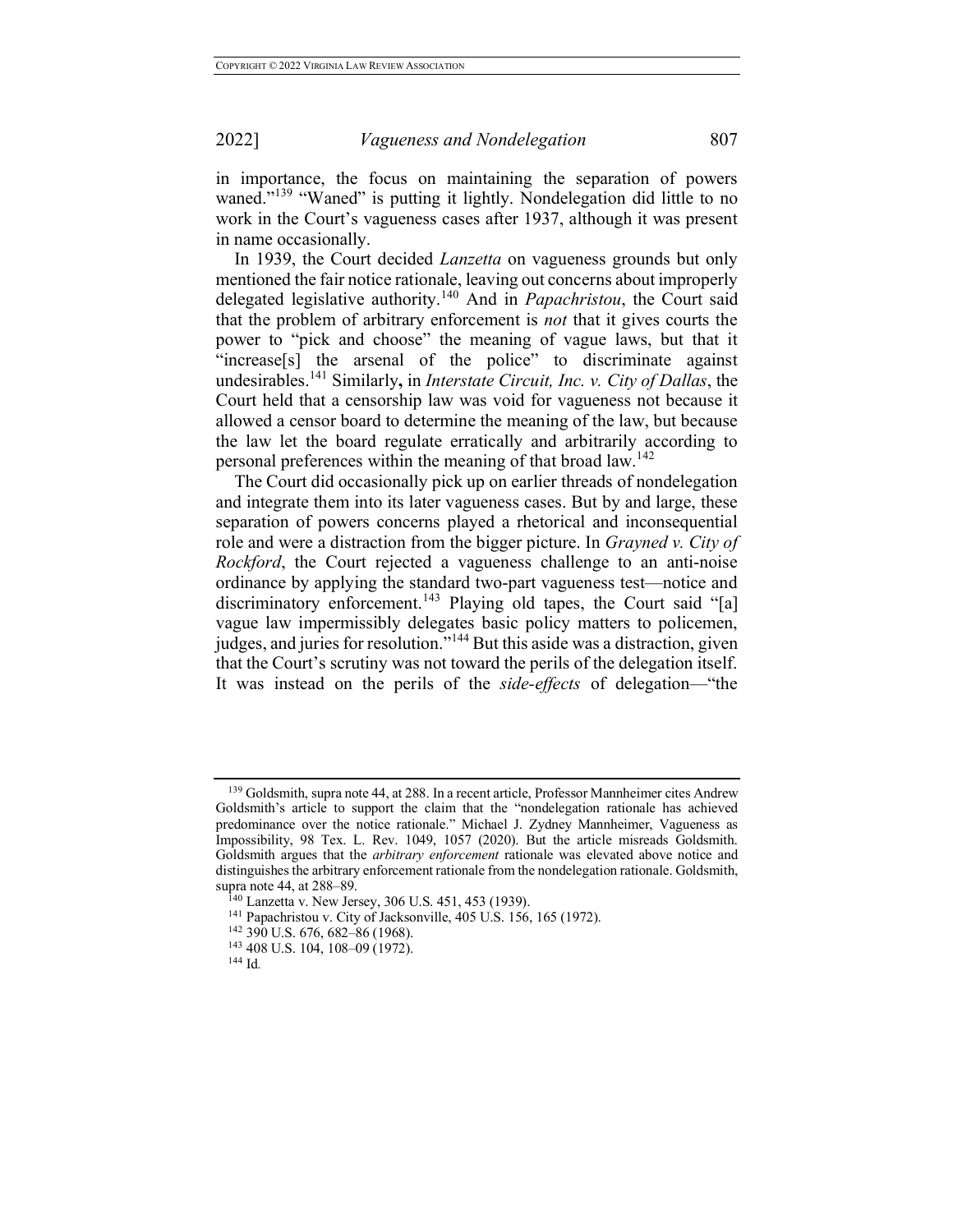in importance, the focus on maintaining the separation of powers waned."[139] "Waned" is putting it lightly. Nondelegation did little to no work in the Court's vagueness cases after 1937, although it was present in name occasionally.

In 1939, the Court decided *Lanzetta* on vagueness grounds but only mentioned the fair notice rationale, leaving out concerns about improperly delegated legislative authority.[140] And in *Papachristou*, the Court said that the problem of arbitrary enforcement is *not* that it gives courts the power to "pick and choose" the meaning of vague laws, but that it "increase[s] the arsenal of the police" to discriminate against undesirables.[141] Similarly**,** in *Interstate Circuit, Inc. v. City of Dallas*, the Court held that a censorship law was void for vagueness not because it allowed a censor board to determine the meaning of the law, but because the law let the board regulate erratically and arbitrarily according to personal preferences within the meaning of that broad law.[142]

The Court did occasionally pick up on earlier threads of nondelegation and integrate them into its later vagueness cases. But by and large, these separation of powers concerns played a rhetorical and inconsequential role and were a distraction from the bigger picture. In *Grayned v. City of Rockford*, the Court rejected a vagueness challenge to an anti-noise ordinance by applying the standard two-part vagueness test—notice and discriminatory enforcement.[143] Playing old tapes, the Court said "[a] vague law impermissibly delegates basic policy matters to policemen, judges, and juries for resolution."[144] But this aside was a distraction, given that the Court's scrutiny was not toward the perils of the delegation itself. It was instead on the perils of the *side-effects* of delegation—"the

---

[139] Goldsmith, supra note 44, at 288. In a recent article, Professor Mannheimer cites Andrew Goldsmith's article to support the claim that the "nondelegation rationale has achieved predominance over the notice rationale." Michael J. Zydney Mannheimer, Vagueness as Impossibility, 98 Tex. L. Rev. 1049, 1057 (2020). But the article misreads Goldsmith. Goldsmith argues that the *arbitrary enforcement* rationale was elevated above notice and distinguishes the arbitrary enforcement rationale from the nondelegation rationale. Goldsmith, supra note 44, at 288–89.

[140] Lanzetta v. New Jersey, 306 U.S. 451, 453 (1939).

[141] Papachristou v. City of Jacksonville, 405 U.S. 156, 165 (1972).

[142] 390 U.S. 676, 682–86 (1968).

[143] 408 U.S. 104, 108–09 (1972).

[144] Id.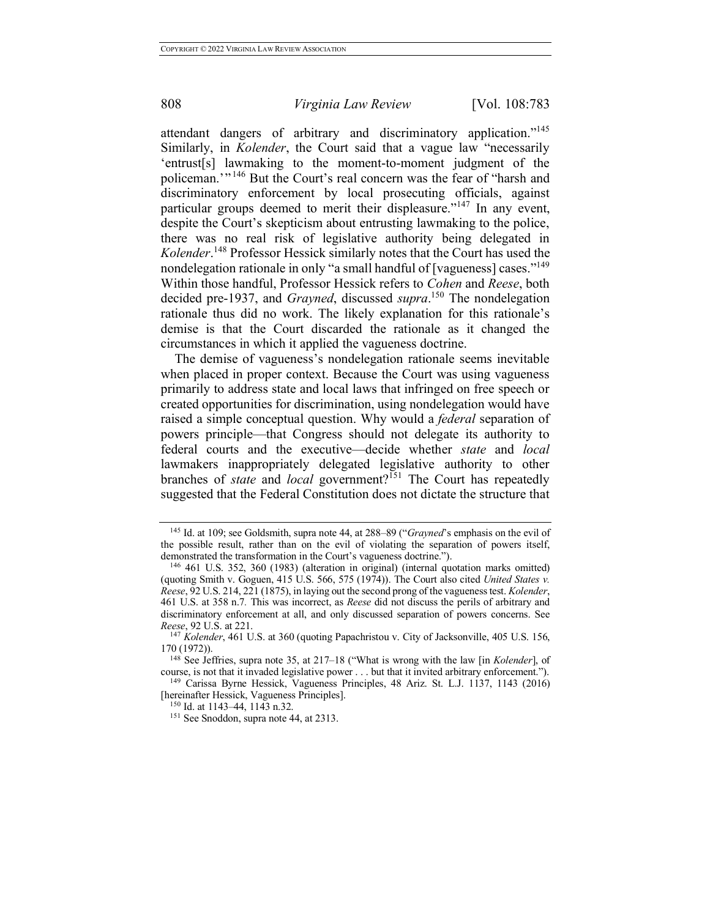attendant dangers of arbitrary and discriminatory application."[145] Similarly, in *Kolender*, the Court said that a vague law "necessarily 'entrust[s] lawmaking to the moment-to-moment judgment of the policeman.'"[146] But the Court's real concern was the fear of "harsh and discriminatory enforcement by local prosecuting officials, against particular groups deemed to merit their displeasure."[147] In any event, despite the Court's skepticism about entrusting lawmaking to the police, there was no real risk of legislative authority being delegated in *Kolender*.[148] Professor Hessick similarly notes that the Court has used the nondelegation rationale in only "a small handful of [vagueness] cases."[149] Within those handful, Professor Hessick refers to *Cohen* and *Reese*, both decided pre-1937, and *Grayned*, discussed *supra*.[150] The nondelegation rationale thus did no work. The likely explanation for this rationale's demise is that the Court discarded the rationale as it changed the circumstances in which it applied the vagueness doctrine.

The demise of vagueness's nondelegation rationale seems inevitable when placed in proper context. Because the Court was using vagueness primarily to address state and local laws that infringed on free speech or created opportunities for discrimination, using nondelegation would have raised a simple conceptual question. Why would a *federal* separation of powers principle—that Congress should not delegate its authority to federal courts and the executive—decide whether *state* and *local* lawmakers inappropriately delegated legislative authority to other branches of *state* and *local* government?[151] The Court has repeatedly suggested that the Federal Constitution does not dictate the structure that

---

[145] Id. at 109; see Goldsmith, supra note 44, at 288–89 ("*Grayned*'s emphasis on the evil of the possible result, rather than on the evil of violating the separation of powers itself, demonstrated the transformation in the Court's vagueness doctrine.").

[146] 461 U.S. 352, 360 (1983) (alteration in original) (internal quotation marks omitted) (quoting Smith v. Goguen, 415 U.S. 566, 575 (1974)). The Court also cited *United States v. Reese*, 92 U.S. 214, 221 (1875), in laying out the second prong of the vagueness test. *Kolender*, 461 U.S. at 358 n.7. This was incorrect, as *Reese* did not discuss the perils of arbitrary and discriminatory enforcement at all, and only discussed separation of powers concerns. See *Reese*, 92 U.S. at 221.

[147] *Kolender*, 461 U.S. at 360 (quoting Papachristou v. City of Jacksonville, 405 U.S. 156, 170 (1972)).

[148] See Jeffries, supra note 35, at 217–18 ("What is wrong with the law [in *Kolender*], of course, is not that it invaded legislative power . . . but that it invited arbitrary enforcement.").

[149] Carissa Byrne Hessick, Vagueness Principles, 48 Ariz. St. L.J. 1137, 1143 (2016) [hereinafter Hessick, Vagueness Principles].

[150] Id. at 1143–44, 1143 n.32.

[151] See Snoddon, supra note 44, at 2313.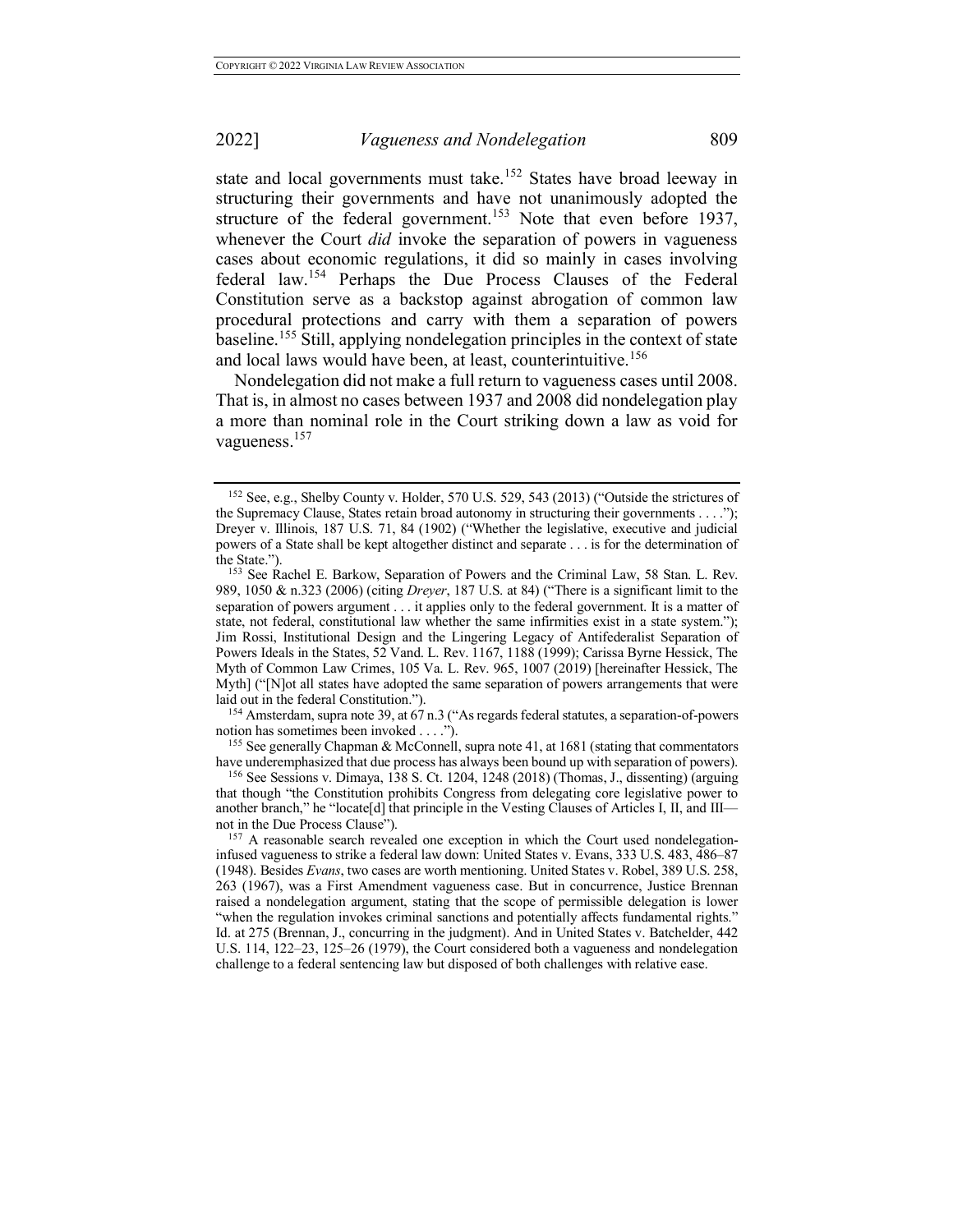state and local governments must take.[152] States have broad leeway in structuring their governments and have not unanimously adopted the structure of the federal government.[153] Note that even before 1937, whenever the Court *did* invoke the separation of powers in vagueness cases about economic regulations, it did so mainly in cases involving federal law.[154] Perhaps the Due Process Clauses of the Federal Constitution serve as a backstop against abrogation of common law procedural protections and carry with them a separation of powers baseline.[155] Still, applying nondelegation principles in the context of state and local laws would have been, at least, counterintuitive.[156]

Nondelegation did not make a full return to vagueness cases until 2008. That is, in almost no cases between 1937 and 2008 did nondelegation play a more than nominal role in the Court striking down a law as void for vagueness.[157]

---

[152] See, e.g., Shelby County v. Holder, 570 U.S. 529, 543 (2013) ("Outside the strictures of the Supremacy Clause, States retain broad autonomy in structuring their governments . . . ."); Dreyer v. Illinois, 187 U.S. 71, 84 (1902) ("Whether the legislative, executive and judicial powers of a State shall be kept altogether distinct and separate . . . is for the determination of the State.").

[153] See Rachel E. Barkow, Separation of Powers and the Criminal Law, 58 Stan. L. Rev. 989, 1050 & n.323 (2006) (citing *Dreyer*, 187 U.S. at 84) ("There is a significant limit to the separation of powers argument . . . it applies only to the federal government. It is a matter of state, not federal, constitutional law whether the same infirmities exist in a state system."); Jim Rossi, Institutional Design and the Lingering Legacy of Antifederalist Separation of Powers Ideals in the States, 52 Vand. L. Rev. 1167, 1188 (1999); Carissa Byrne Hessick, The Myth of Common Law Crimes, 105 Va. L. Rev. 965, 1007 (2019) [hereinafter Hessick, The Myth] ("[N]ot all states have adopted the same separation of powers arrangements that were laid out in the Federal Constitution.").

[154] Amsterdam, supra note 39, at 67 n.3 ("As regards federal statutes, a separation-of-powers notion has sometimes been invoked . . . .").

[155] See generally Chapman & McConnell, supra note 41, at 1681 (stating that commentators have underemphasized that due process has always been bound up with separation of powers).

[156] See Sessions v. Dimaya, 138 S. Ct. 1204, 1248 (2018) (Thomas, J., dissenting) (arguing that though "the Constitution prohibits Congress from delegating core legislative power to another branch," he "locate[d] that principle in the Vesting Clauses of Articles I, II, and III—not in the Due Process Clause").

[157] A reasonable search revealed one exception in which the Court used nondelegation-infused vagueness to strike a federal law down: United States v. Evans, 333 U.S. 483, 486–87 (1948). Besides *Evans*, two cases are worth mentioning. United States v. Robel, 389 U.S. 258, 263 (1967), was a First Amendment vagueness case. But in concurrence, Justice Brennan raised a nondelegation argument, stating that the scope of permissible delegation is lower "when the regulation invokes criminal sanctions and potentially affects fundamental rights." Id. at 275 (Brennan, J., concurring in the judgment). And in United States v. Batchelder, 442 U.S. 114, 122–23, 125–26 (1979), the Court considered both a vagueness and nondelegation challenge to a federal sentencing law but disposed of both challenges with relative ease.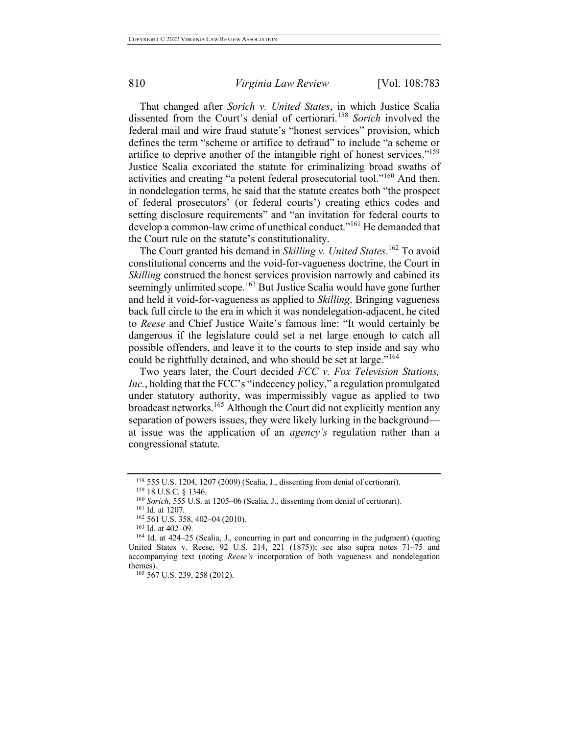That changed after *Sorich v. United States*, in which Justice Scalia dissented from the Court's denial of certiorari.[158] *Sorich* involved the federal mail and wire fraud statute's "honest services" provision, which defines the term "scheme or artifice to defraud" to include "a scheme or artifice to deprive another of the intangible right of honest services."[159] Justice Scalia excoriated the statute for criminalizing broad swaths of activities and creating "a potent federal prosecutorial tool."[160] And then, in nondelegation terms, he said that the statute creates both "the prospect of federal prosecutors' (or federal courts') creating ethics codes and setting disclosure requirements" and "an invitation for federal courts to develop a common-law crime of unethical conduct."[161] He demanded that the Court rule on the statute's constitutionality.

The Court granted his demand in *Skilling v. United States*.[162] To avoid constitutional concerns and the void-for-vagueness doctrine, the Court in *Skilling* construed the honest services provision narrowly and cabined its seemingly unlimited scope.[163] But Justice Scalia would have gone further and held it void-for-vagueness as applied to *Skilling*. Bringing vagueness back full circle to the era in which it was nondelegation-adjacent, he cited to *Reese* and Chief Justice Waite's famous line: "It would certainly be dangerous if the legislature could set a net large enough to catch all possible offenders, and leave it to the courts to step inside and say who could be rightfully detained, and who should be set at large."[164]

Two years later, the Court decided *FCC v. Fox Television Stations, Inc.*, holding that the FCC's "indecency policy," a regulation promulgated under statutory authority, was impermissibly vague as applied to two broadcast networks.[165] Although the Court did not explicitly mention any separation of powers issues, they were likely lurking in the background—at issue was the application of an *agency's* regulation rather than a congressional statute.

---

[158] 555 U.S. 1204, 1207 (2009) (Scalia, J., dissenting from denial of certiorari).

[159] 18 U.S.C. § 1346.

[160] *Sorich*, 555 U.S. at 1205–06 (Scalia, J., dissenting from denial of certiorari).

[161] Id. at 1207.

[162] 561 U.S. 358, 402–04 (2010).

[163] Id*.* at 402–09.

[164] Id. at 424–25 (Scalia, J., concurring in part and concurring in the judgment) (quoting United States v. Reese, 92 U.S. 214, 221 (1875)); see also supra notes 71–75 and accompanying text (noting *Reese's* incorporation of both vagueness and nondelegation themes).

[165] 567 U.S. 239, 258 (2012).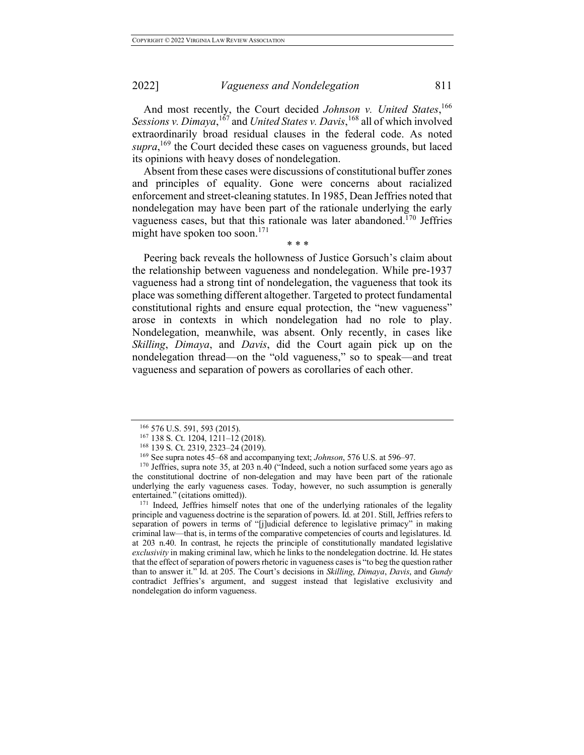And most recently, the Court decided *Johnson v. United States*,[166] *Sessions v. Dimaya*,[167] and *United States v. Davis*,[168] all of which involved extraordinarily broad residual clauses in the federal code. As noted *supra*,[169] the Court decided these cases on vagueness grounds, but laced its opinions with heavy doses of nondelegation.

Absent from these cases were discussions of constitutional buffer zones and principles of equality. Gone were concerns about racialized enforcement and street-cleaning statutes. In 1985, Dean Jeffries noted that nondelegation may have been part of the rationale underlying the early vagueness cases, but that this rationale was later abandoned.[170] Jeffries might have spoken too soon.[171]

\* \* \*

Peering back reveals the hollowness of Justice Gorsuch's claim about the relationship between vagueness and nondelegation. While pre-1937 vagueness had a strong tint of nondelegation, the vagueness that took its place was something different altogether. Targeted to protect fundamental constitutional rights and ensure equal protection, the "new vagueness" arose in contexts in which nondelegation had no role to play. Nondelegation, meanwhile, was absent. Only recently, in cases like *Skilling*, *Dimaya*, and *Davis*, did the Court again pick up on the nondelegation thread—on the "old vagueness," so to speak—and treat vagueness and separation of powers as corollaries of each other.

---

[166] 576 U.S. 591, 593 (2015).

[167] 138 S. Ct. 1204, 1211–12 (2018).

[168] 139 S. Ct. 2319, 2323–24 (2019).

[169] See supra notes 45–68 and accompanying text; *Johnson*, 576 U.S. at 596–97.

[170] Jeffries, supra note 35, at 203 n.40 ("Indeed, such a notion surfaced some years ago as the constitutional doctrine of non-delegation and may have been part of the rationale underlying the early vagueness cases. Today, however, no such assumption is generally entertained." (citations omitted)).

[171] Indeed, Jeffries himself notes that one of the underlying rationales of the legality principle and vagueness doctrine is the separation of powers. Id. at 201. Still, Jeffries refers to separation of powers in terms of "[j]udicial deference to legislative primacy" in making criminal law—that is, in terms of the comparative competencies of courts and legislatures. Id. at 203 n.40. In contrast, he rejects the principle of constitutionally mandated legislative *exclusivity* in making criminal law, which he links to the nondelegation doctrine. Id. He states that the effect of separation of powers rhetoric in vagueness cases is "to beg the question rather than to answer it." Id. at 205. The Court's decisions in *Skilling*, *Dimaya*, *Davis*, and *Gundy* contradict Jeffries's argument, and suggest instead that legislative exclusivity and nondelegation do inform vagueness.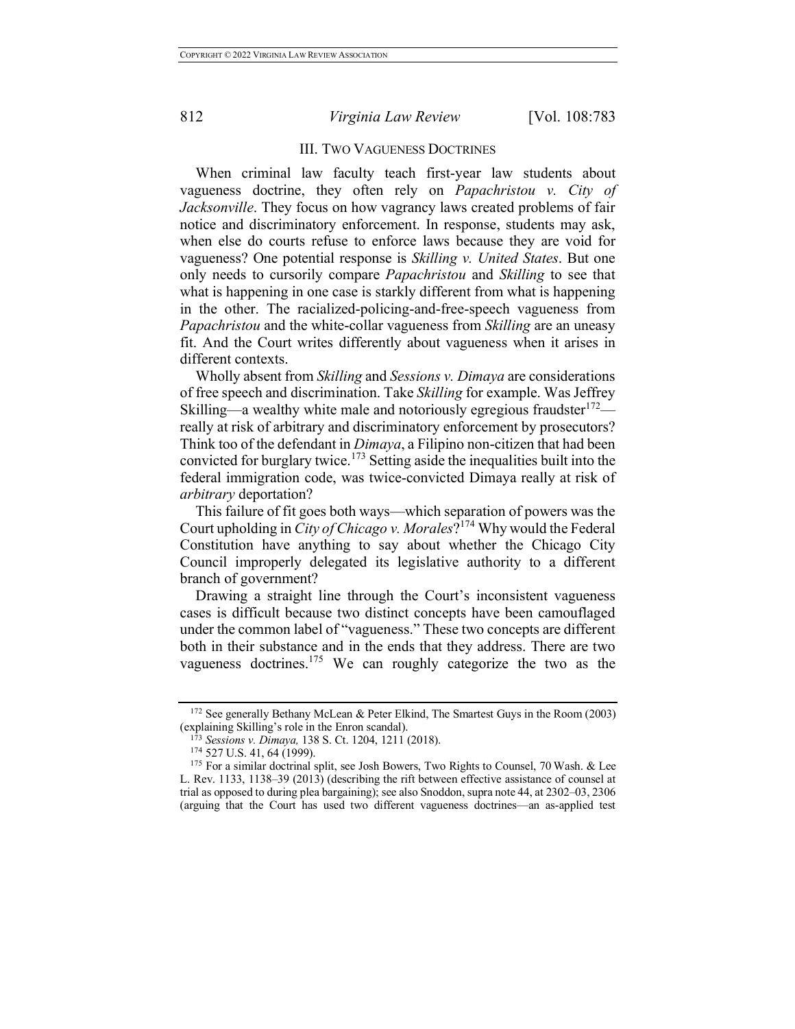## III. TWO VAGUENESS DOCTRINES

When criminal law faculty teach first-year law students about vagueness doctrine, they often rely on *Papachristou v. City of Jacksonville*. They focus on how vagrancy laws created problems of fair notice and discriminatory enforcement. In response, students may ask, when else do courts refuse to enforce laws because they are void for vagueness? One potential response is *Skilling v. United States*. But one only needs to cursorily compare *Papachristou* and *Skilling* to see that what is happening in one case is starkly different from what is happening in the other. The racialized-policing-and-free-speech vagueness from *Papachristou* and the white-collar vagueness from *Skilling* are an uneasy fit. And the Court writes differently about vagueness when it arises in different contexts.

Wholly absent from *Skilling* and *Sessions v. Dimaya* are considerations of free speech and discrimination. Take *Skilling* for example. Was Jeffrey Skilling—a wealthy white male and notoriously egregious fraudster[172]—really at risk of arbitrary and discriminatory enforcement by prosecutors? Think too of the defendant in *Dimaya*, a Filipino non-citizen that had been convicted for burglary twice.[173] Setting aside the inequalities built into the federal immigration code, was twice-convicted Dimaya really at risk of *arbitrary* deportation?

This failure of fit goes both ways—which separation of powers was the Court upholding in *City of Chicago v. Morales*?[174] Why would the Federal Constitution have anything to say about whether the Chicago City Council improperly delegated its legislative authority to a different branch of government?

Drawing a straight line through the Court's inconsistent vagueness cases is difficult because two distinct concepts have been camouflaged under the common label of "vagueness." These two concepts are different both in their substance and in the ends that they address. There are two vagueness doctrines.[175] We can roughly categorize the two as the

---

[172] See generally Bethany McLean & Peter Elkind, The Smartest Guys in the Room (2003) (explaining Skilling's role in the Enron scandal).

[173] *Sessions v. Dimaya,* 138 S. Ct. 1204, 1211 (2018).

[174] 527 U.S. 41, 64 (1999).

[175] For a similar doctrinal split, see Josh Bowers, Two Rights to Counsel, 70 Wash. & Lee L. Rev. 1133, 1138–39 (2013) (describing the rift between effective assistance of counsel at trial as opposed to during plea bargaining); see also Snoddon, supra note 44, at 2302–03, 2306 (arguing that the Court has used two different vagueness doctrines—an as-applied test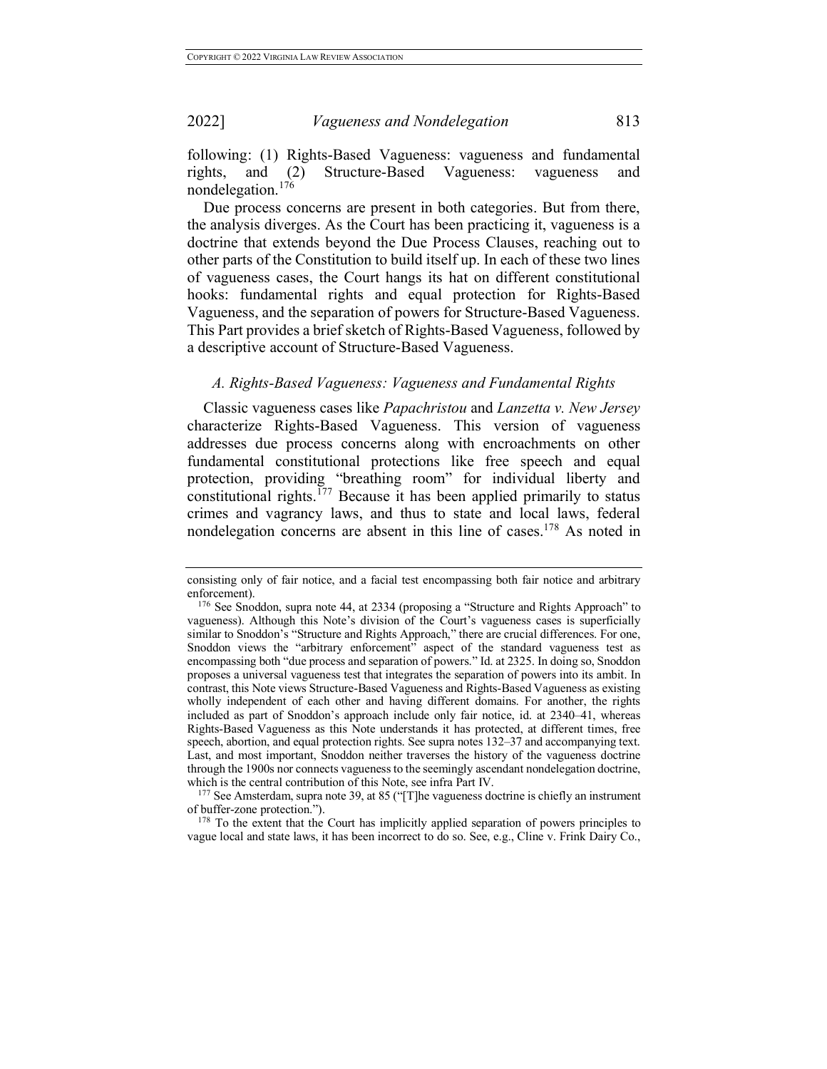following: (1) Rights-Based Vagueness: vagueness and fundamental rights, and (2) Structure-Based Vagueness: vagueness and nondelegation.[176]

Due process concerns are present in both categories. But from there, the analysis diverges. As the Court has been practicing it, vagueness is a doctrine that extends beyond the Due Process Clauses, reaching out to other parts of the Constitution to build itself up. In each of these two lines of vagueness cases, the Court hangs its hat on different constitutional hooks: fundamental rights and equal protection for Rights-Based Vagueness, and the separation of powers for Structure-Based Vagueness. This Part provides a brief sketch of Rights-Based Vagueness, followed by a descriptive account of Structure-Based Vagueness.

### *A. Rights-Based Vagueness: Vagueness and Fundamental Rights*

Classic vagueness cases like *Papachristou* and *Lanzetta v. New Jersey* characterize Rights-Based Vagueness. This version of vagueness addresses due process concerns along with encroachments on other fundamental constitutional protections like free speech and equal protection, providing "breathing room" for individual liberty and constitutional rights.[177] Because it has been applied primarily to status crimes and vagrancy laws, and thus to state and local laws, federal nondelegation concerns are absent in this line of cases.[178] As noted in

---

consisting only of fair notice, and a facial test encompassing both fair notice and arbitrary enforcement).

[176] See Snoddon, supra note 44, at 2334 (proposing a "Structure and Rights Approach" to vagueness). Although this Note's division of the Court's vagueness cases is superficially similar to Snoddon's "Structure and Rights Approach," there are crucial differences. For one, Snoddon views the "arbitrary enforcement" aspect of the standard vagueness test as encompassing both "due process and separation of powers." Id. at 2325. In doing so, Snoddon proposes a universal vagueness test that integrates the separation of powers into its ambit. In contrast, this Note views Structure-Based Vagueness and Rights-Based Vagueness as existing wholly independent of each other and having different domains. For another, the rights included as part of Snoddon's approach include only fair notice, id. at 2340–41, whereas Rights-Based Vagueness as this Note understands it has protected, at different times, free speech, abortion, and equal protection rights. See supra notes 132–37 and accompanying text. Last, and most important, Snoddon neither traverses the history of the vagueness doctrine through the 1900s nor connects vagueness to the seemingly ascendant nondelegation doctrine, which is the central contribution of this Note, see infra Part IV.

[177] See Amsterdam, supra note 39, at 85 ("[T]he vagueness doctrine is chiefly an instrument of buffer-zone protection.").

[178] To the extent that the Court has implicitly applied separation of powers principles to vague local and state laws, it has been incorrect to do so. See, e.g., Cline v. Frink Dairy Co.,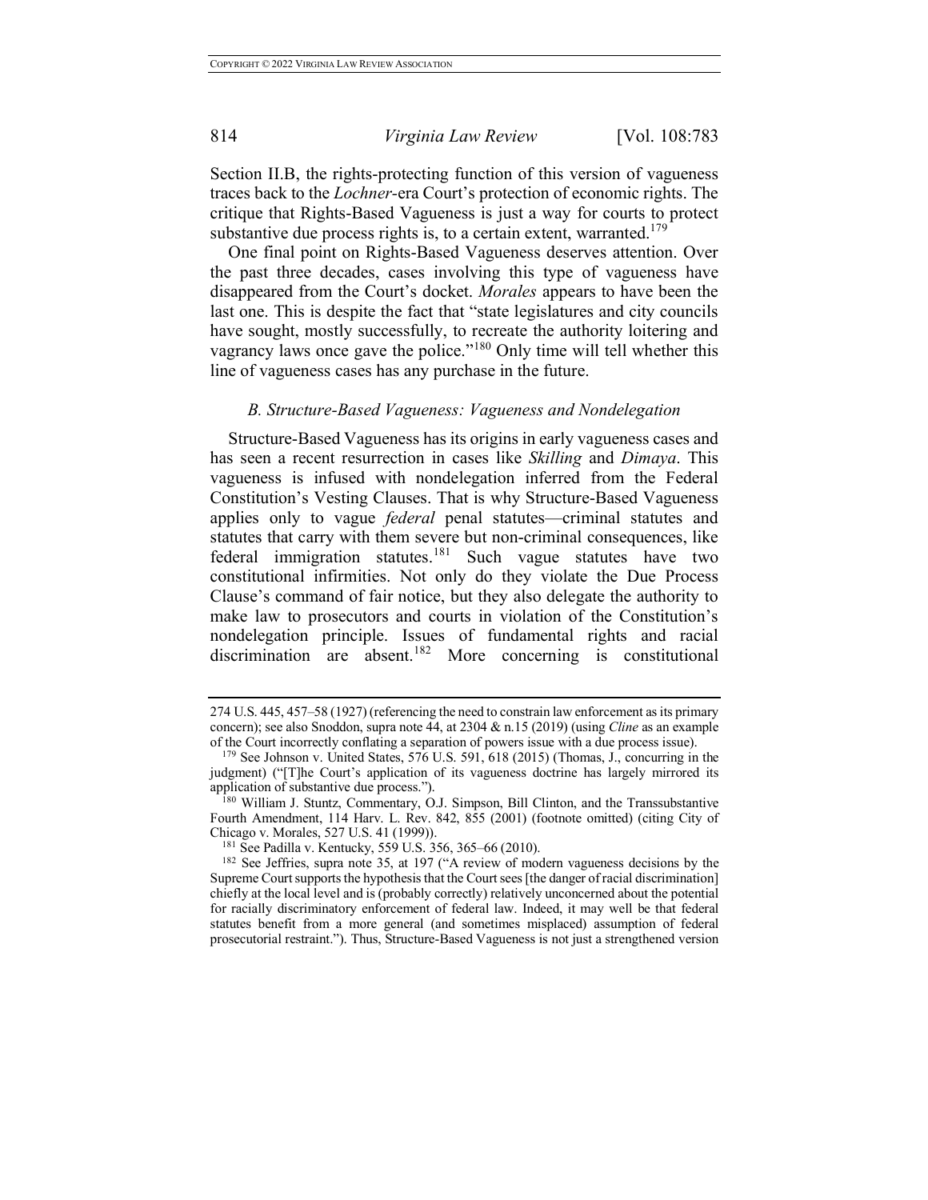Section II.B, the rights-protecting function of this version of vagueness traces back to the *Lochner*-era Court's protection of economic rights. The critique that Rights-Based Vagueness is just a way for courts to protect substantive due process rights is, to a certain extent, warranted.[179]

One final point on Rights-Based Vagueness deserves attention. Over the past three decades, cases involving this type of vagueness have disappeared from the Court's docket. *Morales* appears to have been the last one. This is despite the fact that "state legislatures and city councils have sought, mostly successfully, to recreate the authority loitering and vagrancy laws once gave the police."[180] Only time will tell whether this line of vagueness cases has any purchase in the future.

### *B. Structure-Based Vagueness: Vagueness and Nondelegation*

Structure-Based Vagueness has its origins in early vagueness cases and has seen a recent resurrection in cases like *Skilling* and *Dimaya*. This vagueness is infused with nondelegation inferred from the Federal Constitution's Vesting Clauses. That is why Structure-Based Vagueness applies only to vague *federal* penal statutes—criminal statutes and statutes that carry with them severe but non-criminal consequences, like federal immigration statutes.[181] Such vague statutes have two constitutional infirmities. Not only do they violate the Due Process Clause's command of fair notice, but they also delegate the authority to make law to prosecutors and courts in violation of the Constitution's nondelegation principle. Issues of fundamental rights and racial discrimination are absent.[182] More concerning is constitutional

---

274 U.S. 445, 457–58 (1927) (referencing the need to constrain law enforcement as its primary concern); see also Snoddon, supra note 44, at 2304 & n.15 (2019) (using *Cline* as an example of the Court incorrectly conflating a separation of powers issue with a due process issue).

[179] See Johnson v. United States, 576 U.S. 591, 618 (2015) (Thomas, J., concurring in the judgment) ("[T]he Court's application of its vagueness doctrine has largely mirrored its application of substantive due process.").

[180] William J. Stuntz, Commentary, O.J. Simpson, Bill Clinton, and the Transsubstantive Fourth Amendment, 114 Harv. L. Rev. 842, 855 (2001) (footnote omitted) (citing City of Chicago v. Morales, 527 U.S. 41 (1999)).

[181] See Padilla v. Kentucky, 559 U.S. 356, 365–66 (2010).

[182] See Jeffries, supra note 35, at 197 ("A review of modern vagueness decisions by the Supreme Court supports the hypothesis that the Court sees [the danger of racial discrimination] chiefly at the local level and is (probably correctly) relatively unconcerned about the potential for racially discriminatory enforcement of federal law. Indeed, it may well be that federal statutes benefit from a more general (and sometimes misplaced) assumption of federal prosecutorial restraint."). Thus, Structure-Based Vagueness is not just a strengthened version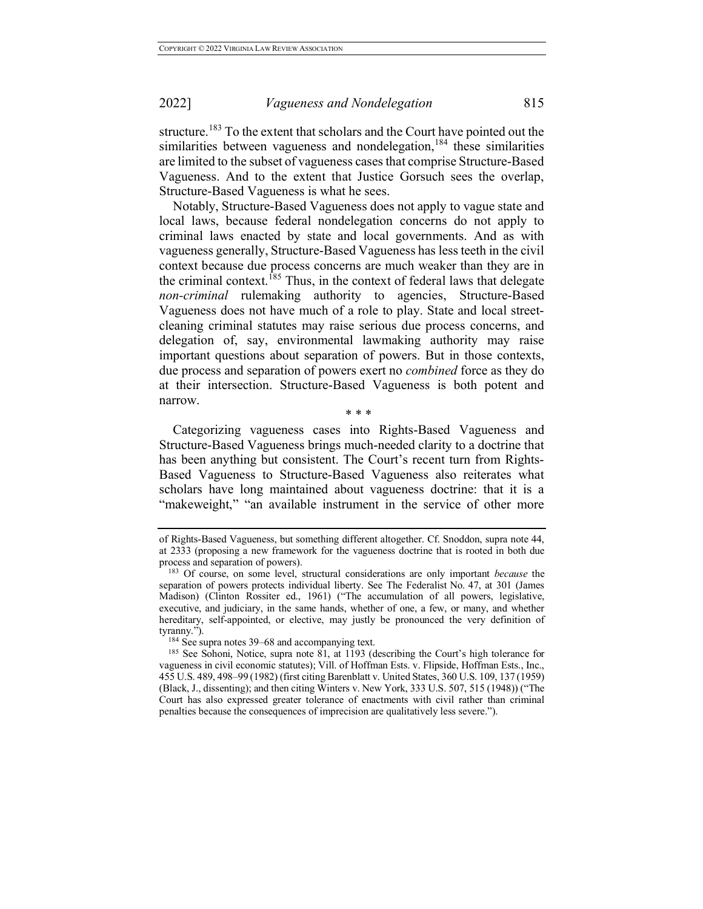structure.[183] To the extent that scholars and the Court have pointed out the similarities between vagueness and nondelegation,[184] these similarities are limited to the subset of vagueness cases that comprise Structure-Based Vagueness. And to the extent that Justice Gorsuch sees the overlap, Structure-Based Vagueness is what he sees.

Notably, Structure-Based Vagueness does not apply to vague state and local laws, because federal nondelegation concerns do not apply to criminal laws enacted by state and local governments. And as with vagueness generally, Structure-Based Vagueness has less teeth in the civil context because due process concerns are much weaker than they are in the criminal context.[185] Thus, in the context of federal laws that delegate *non-criminal* rulemaking authority to agencies, Structure-Based Vagueness does not have much of a role to play. State and local street-cleaning criminal statutes may raise serious due process concerns, and delegation of, say, environmental lawmaking authority may raise important questions about separation of powers. But in those contexts, due process and separation of powers exert no *combined* force as they do at their intersection. Structure-Based Vagueness is both potent and narrow.

\* \* \*

Categorizing vagueness cases into Rights-Based Vagueness and Structure-Based Vagueness brings much-needed clarity to a doctrine that has been anything but consistent. The Court's recent turn from Rights-Based Vagueness to Structure-Based Vagueness also reiterates what scholars have long maintained about vagueness doctrine: that it is a "makeweight," "an available instrument in the service of other more

---

of Rights-Based Vagueness, but something different altogether. Cf. Snoddon, supra note 44, at 2333 (proposing a new framework for the vagueness doctrine that is rooted in both due process and separation of powers).

[183] Of course, on some level, structural considerations are only important *because* the separation of powers protects individual liberty. See The Federalist No. 47, at 301 (James Madison) (Clinton Rossiter ed., 1961) ("The accumulation of all powers, legislative, executive, and judiciary, in the same hands, whether of one, a few, or many, and whether hereditary, self-appointed, or elective, may justly be pronounced the very definition of tyranny.").

[184] See supra notes 39–68 and accompanying text.

[185] See Sohoni, Notice, supra note 81, at 1193 (describing the Court's high tolerance for vagueness in civil economic statutes); Vill. of Hoffman Ests. v. Flipside, Hoffman Ests., Inc., 455 U.S. 489, 498–99 (1982) (first citing Barenblatt v. United States, 360 U.S. 109, 137 (1959) (Black, J., dissenting); and then citing Winters v. New York, 333 U.S. 507, 515 (1948)) ("The Court has also expressed greater tolerance of enactments with civil rather than criminal penalties because the consequences of imprecision are qualitatively less severe.").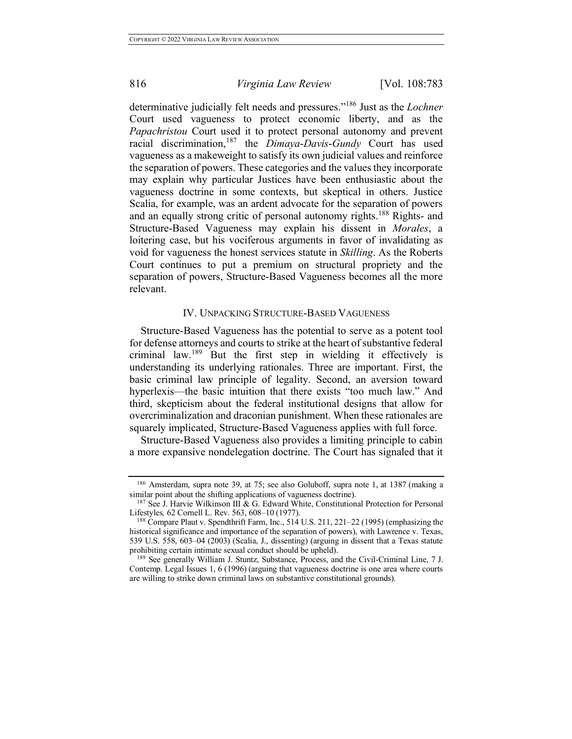determinative judicially felt needs and pressures."[186] Just as the *Lochner* Court used vagueness to protect economic liberty, and as the *Papachristou* Court used it to protect personal autonomy and prevent racial discrimination,[187] the *Dimaya-Davis-Gundy* Court has used vagueness as a makeweight to satisfy its own judicial values and reinforce the separation of powers. These categories and the values they incorporate may explain why particular Justices have been enthusiastic about the vagueness doctrine in some contexts, but skeptical in others. Justice Scalia, for example, was an ardent advocate for the separation of powers and an equally strong critic of personal autonomy rights.[188] Rights- and Structure-Based Vagueness may explain his dissent in *Morales*, a loitering case, but his vociferous arguments in favor of invalidating as void for vagueness the honest services statute in *Skilling*. As the Roberts Court continues to put a premium on structural propriety and the separation of powers, Structure-Based Vagueness becomes all the more relevant.

## IV. UNPACKING STRUCTURE-BASED VAGUENESS

Structure-Based Vagueness has the potential to serve as a potent tool for defense attorneys and courts to strike at the heart of substantive federal criminal law.[189] But the first step in wielding it effectively is understanding its underlying rationales. Three are important. First, the basic criminal law principle of legality. Second, an aversion toward hyperlexis—the basic intuition that there exists "too much law." And third, skepticism about the federal institutional designs that allow for overcriminalization and draconian punishment. When these rationales are squarely implicated, Structure-Based Vagueness applies with full force.

Structure-Based Vagueness also provides a limiting principle to cabin a more expansive nondelegation doctrine. The Court has signaled that it

---

[186] Amsterdam, supra note 39, at 75; see also Goluboff, supra note 1, at 1387 (making a similar point about the shifting applications of vagueness doctrine).

[187] See J. Harvie Wilkinson III & G. Edward White, Constitutional Protection for Personal Lifestyles, 62 Cornell L. Rev. 563, 608–10 (1977).

[188] Compare Plaut v. Spendthrift Farm, Inc., 514 U.S. 211, 221–22 (1995) (emphasizing the historical significance and importance of the separation of powers), with Lawrence v. Texas, 539 U.S. 558, 603–04 (2003) (Scalia, J., dissenting) (arguing in dissent that a Texas statute prohibiting certain intimate sexual conduct should be upheld).

[189] See generally William J. Stuntz, Substance, Process, and the Civil-Criminal Line, 7 J. Contemp. Legal Issues 1, 6 (1996) (arguing that vagueness doctrine is one area where courts are willing to strike down criminal laws on substantive constitutional grounds).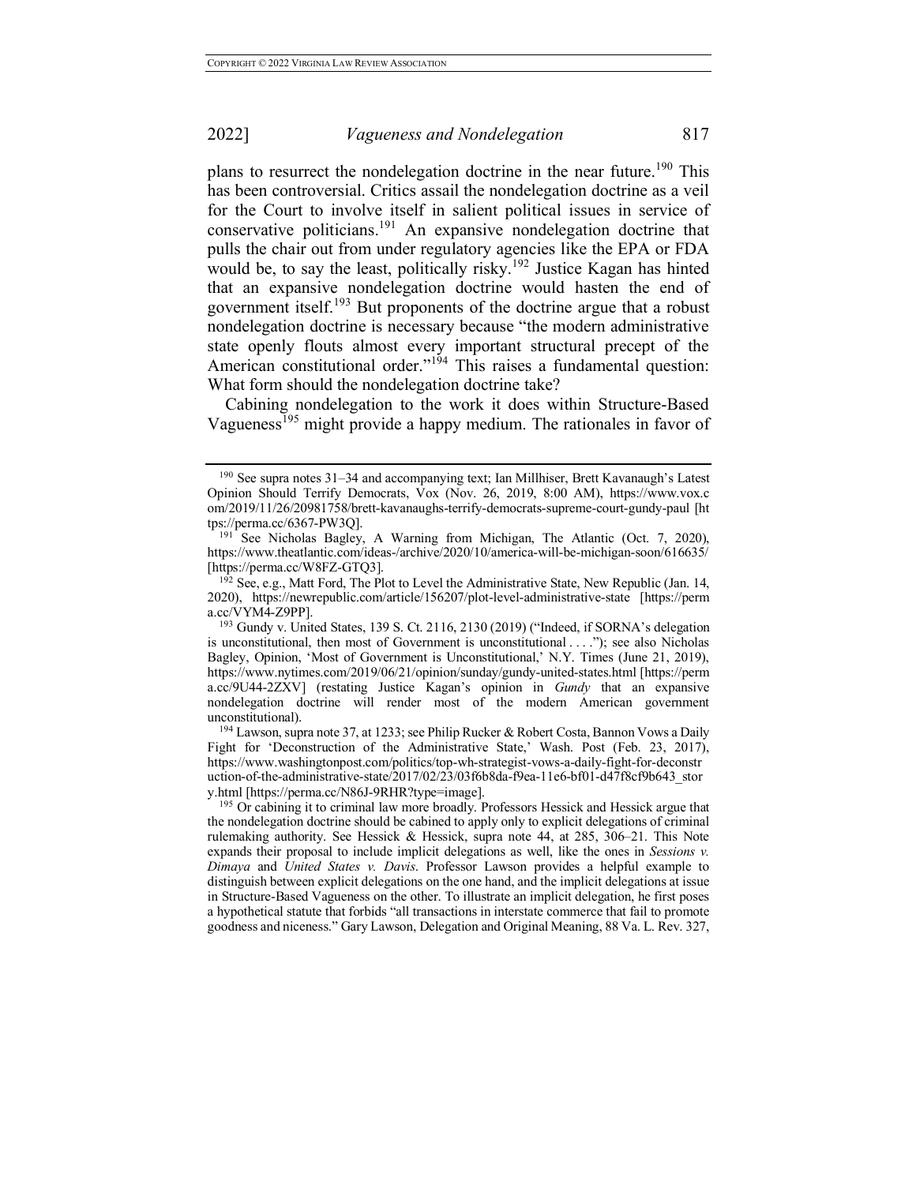plans to resurrect the nondelegation doctrine in the near future.[190] This has been controversial. Critics assail the nondelegation doctrine as a veil for the Court to involve itself in salient political issues in service of conservative politicians.[191] An expansive nondelegation doctrine that pulls the chair out from under regulatory agencies like the EPA or FDA would be, to say the least, politically risky.[192] Justice Kagan has hinted that an expansive nondelegation doctrine would hasten the end of government itself.[193] But proponents of the doctrine argue that a robust nondelegation doctrine is necessary because "the modern administrative state openly flouts almost every important structural precept of the American constitutional order."[194] This raises a fundamental question: What form should the nondelegation doctrine take?

Cabining nondelegation to the work it does within Structure-Based Vagueness[195] might provide a happy medium. The rationales in favor of

---

[190] See supra notes 31–34 and accompanying text; Ian Millhiser, Brett Kavanaugh's Latest Opinion Should Terrify Democrats, Vox (Nov. 26, 2019, 8:00 AM), https://www.vox.com/2019/11/26/20981758/brett-kavanaughs-terrify-democrats-supreme-court-gundy-paul [https://perma.cc/6367-PW3Q].

[191] See Nicholas Bagley, A Warning from Michigan, The Atlantic (Oct. 7, 2020), https://www.theatlantic.com/ideas-/archive/2020/10/america-will-be-michigan-soon/616635/ [https://perma.cc/W8FZ-GTQ3].

[192] See, e.g., Matt Ford, The Plot to Level the Administrative State, New Republic (Jan. 14, 2020), https://newrepublic.com/article/156207/plot-level-administrative-state [https://perma.cc/VYM4-Z9PP].

[193] Gundy v. United States, 139 S. Ct. 2116, 2130 (2019) ("Indeed, if SORNA's delegation is unconstitutional, then most of Government is unconstitutional . . . ."); see also Nicholas Bagley, Opinion, 'Most of Government is Unconstitutional,' N.Y. Times (June 21, 2019), https://www.nytimes.com/2019/06/21/opinion/sunday/gundy-united-states.html [https://perma.cc/9U44-2ZXV] (restating Justice Kagan's opinion in *Gundy* that an expansive nondelegation doctrine will render most of the modern American government unconstitutional).

[194] Lawson, supra note 37, at 1233; see Philip Rucker & Robert Costa, Bannon Vows a Daily Fight for 'Deconstruction of the Administrative State,' Wash. Post (Feb. 23, 2017), https://www.washingtonpost.com/politics/top-wh-strategist-vows-a-daily-fight-for-deconstruction-of-the-administrative-state/2017/02/23/03f6b8da-f9ea-11e6-bf01-d47f8cf9b643_story.html [https://perma.cc/N86J-9RHR?type=image].

[195] Or cabining it to criminal law more broadly. Professors Hessick and Hessick argue that the nondelegation doctrine should be cabined to apply only to explicit delegations of criminal rulemaking authority. See Hessick & Hessick, supra note 44, at 285, 306–21. This Note expands their proposal to include implicit delegations as well, like the ones in *Sessions v. Dimaya* and *United States v. Davis*. Professor Lawson provides a helpful example to distinguish between explicit delegations on the one hand, and the implicit delegations at issue in Structure-Based Vagueness on the other. To illustrate an implicit delegation, he first poses a hypothetical statute that forbids "all transactions in interstate commerce that fail to promote goodness and niceness." Gary Lawson, Delegation and Original Meaning, 88 Va. L. Rev. 327,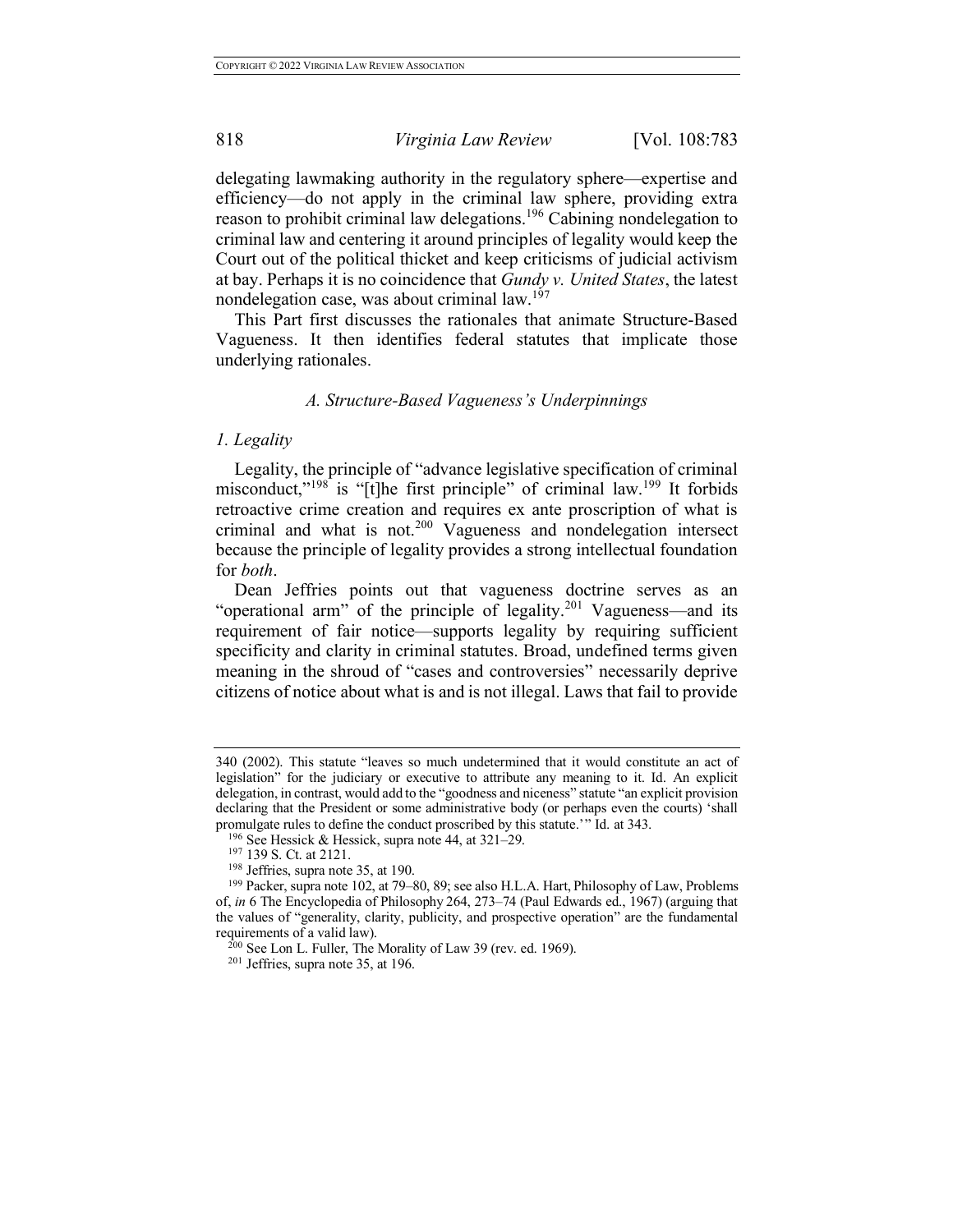delegating lawmaking authority in the regulatory sphere—expertise and efficiency—do not apply in the criminal law sphere, providing extra reason to prohibit criminal law delegations.[196] Cabining nondelegation to criminal law and centering it around principles of legality would keep the Court out of the political thicket and keep criticisms of judicial activism at bay. Perhaps it is no coincidence that *Gundy v. United States*, the latest nondelegation case, was about criminal law.[197]

This Part first discusses the rationales that animate Structure-Based Vagueness. It then identifies federal statutes that implicate those underlying rationales.

### *A. Structure-Based Vagueness's Underpinnings*

#### *1. Legality*

Legality, the principle of "advance legislative specification of criminal misconduct,"[198] is "[t]he first principle" of criminal law.[199] It forbids retroactive crime creation and requires ex ante proscription of what is criminal and what is not.[200] Vagueness and nondelegation intersect because the principle of legality provides a strong intellectual foundation for *both*.

Dean Jeffries points out that vagueness doctrine serves as an "operational arm" of the principle of legality.[201] Vagueness—and its requirement of fair notice—supports legality by requiring sufficient specificity and clarity in criminal statutes. Broad, undefined terms given meaning in the shroud of "cases and controversies" necessarily deprive citizens of notice about what is and is not illegal. Laws that fail to provide

---

340 (2002). This statute "leaves so much undetermined that it would constitute an act of legislation" for the judiciary or executive to attribute any meaning to it. Id. An explicit delegation, in contrast, would add to the "goodness and niceness" statute "an explicit provision declaring that the President or some administrative body (or perhaps even the courts) 'shall promulgate rules to define the conduct proscribed by this statute.'" Id. at 343.

[196] See Hessick & Hessick, supra note 44, at 321–29.

[197] 139 S. Ct. at 2121.

[198] Jeffries, supra note 35, at 190.

[199] Packer, supra note 102, at 79–80, 89; see also H.L.A. Hart, Philosophy of Law, Problems of, *in* 6 The Encyclopedia of Philosophy 264, 273–74 (Paul Edwards ed., 1967) (arguing that the values of "generality, clarity, publicity, and prospective operation" are the fundamental requirements of a valid law).

[200] See Lon L. Fuller, The Morality of Law 39 (rev. ed. 1969).

[201] Jeffries, supra note 35, at 196.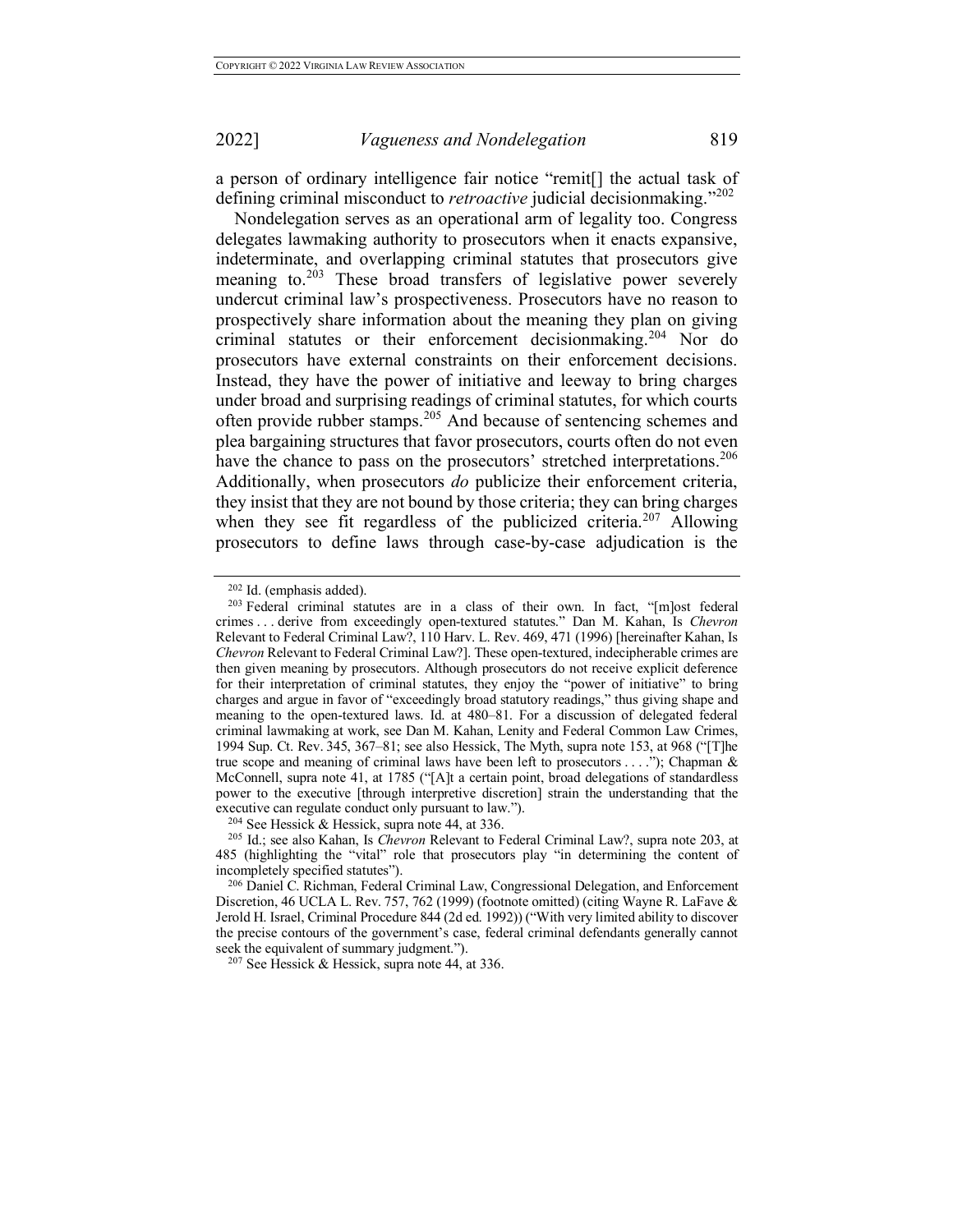a person of ordinary intelligence fair notice "remit[] the actual task of defining criminal misconduct to *retroactive* judicial decisionmaking."[202]

Nondelegation serves as an operational arm of legality too. Congress delegates lawmaking authority to prosecutors when it enacts expansive, indeterminate, and overlapping criminal statutes that prosecutors give meaning to.[203] These broad transfers of legislative power severely undercut criminal law's prospectiveness. Prosecutors have no reason to prospectively share information about the meaning they plan on giving criminal statutes or their enforcement decisionmaking.[204] Nor do prosecutors have external constraints on their enforcement decisions. Instead, they have the power of initiative and leeway to bring charges under broad and surprising readings of criminal statutes, for which courts often provide rubber stamps.[205] And because of sentencing schemes and plea bargaining structures that favor prosecutors, courts often do not even have the chance to pass on the prosecutors' stretched interpretations.[206] Additionally, when prosecutors *do* publicize their enforcement criteria, they insist that they are not bound by those criteria; they can bring charges when they see fit regardless of the publicized criteria.[207] Allowing prosecutors to define laws through case-by-case adjudication is the

---

[202] Id. (emphasis added).

[203] Federal criminal statutes are in a class of their own. In fact, "[m]ost federal crimes . . . derive from exceedingly open-textured statutes." Dan M. Kahan, Is *Chevron* Relevant to Federal Criminal Law?, 110 Harv. L. Rev. 469, 471 (1996) [hereinafter Kahan, Is *Chevron* Relevant to Federal Criminal Law?]. These open-textured, indecipherable crimes are then given meaning by prosecutors. Although prosecutors do not receive explicit deference for their interpretation of criminal statutes, they enjoy the "power of initiative" to bring charges and argue in favor of "exceedingly broad statutory readings," thus giving shape and meaning to the open-textured laws. Id. at 480–81. For a discussion of delegated federal criminal lawmaking at work, see Dan M. Kahan, Lenity and Federal Common Law Crimes, 1994 Sup. Ct. Rev. 345, 367–81; see also Hessick, The Myth, supra note 153, at 968 ("[T]he true scope and meaning of criminal laws have been left to prosecutors . . . ."); Chapman & McConnell, supra note 41, at 1785 ("[A]t a certain point, broad delegations of standardless power to the executive [through interpretive discretion] strain the understanding that the executive can regulate conduct only pursuant to law.").

[204] See Hessick & Hessick, supra note 44, at 336.

[205] Id.; see also Kahan, Is *Chevron* Relevant to Federal Criminal Law?, supra note 203, at 485 (highlighting the "vital" role that prosecutors play "in determining the content of incompletely specified statutes").

[206] Daniel C. Richman, Federal Criminal Law, Congressional Delegation, and Enforcement Discretion, 46 UCLA L. Rev. 757, 762 (1999) (footnote omitted) (citing Wayne R. LaFave & Jerold H. Israel, Criminal Procedure 844 (2d ed. 1992)) ("With very limited ability to discover the precise contours of the government's case, federal criminal defendants generally cannot seek the equivalent of summary judgment.").

[207] See Hessick & Hessick, supra note 44, at 336.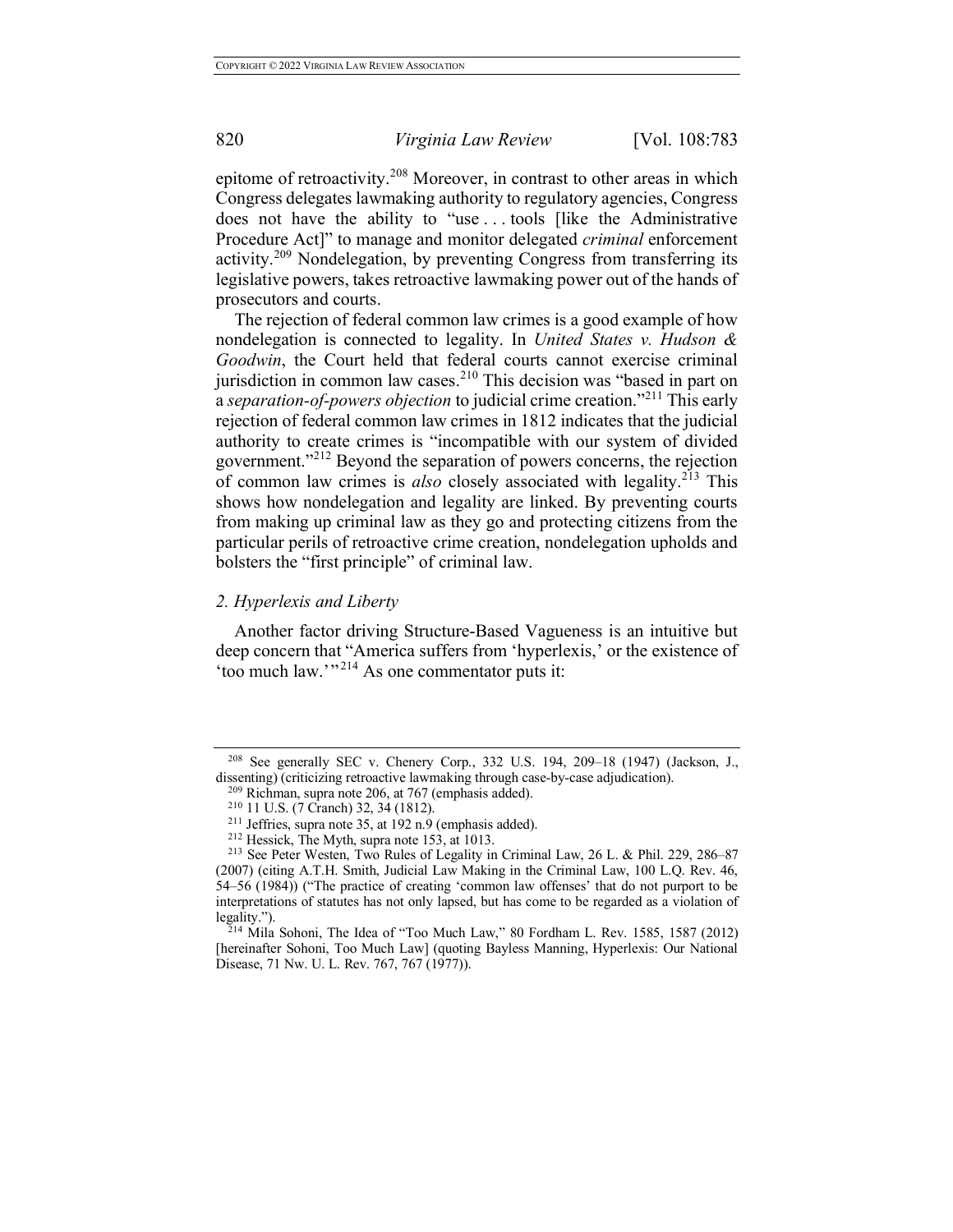epitome of retroactivity.[208] Moreover, in contrast to other areas in which Congress delegates lawmaking authority to regulatory agencies, Congress does not have the ability to "use . . . tools [like the Administrative Procedure Act]" to manage and monitor delegated *criminal* enforcement activity.[209] Nondelegation, by preventing Congress from transferring its legislative powers, takes retroactive lawmaking power out of the hands of prosecutors and courts.

The rejection of federal common law crimes is a good example of how nondelegation is connected to legality. In *United States v. Hudson & Goodwin*, the Court held that federal courts cannot exercise criminal jurisdiction in common law cases.[210] This decision was "based in part on a *separation-of-powers objection* to judicial crime creation."[211] This early rejection of federal common law crimes in 1812 indicates that the judicial authority to create crimes is "incompatible with our system of divided government."[212] Beyond the separation of powers concerns, the rejection of common law crimes is *also* closely associated with legality.[213] This shows how nondelegation and legality are linked. By preventing courts from making up criminal law as they go and protecting citizens from the particular perils of retroactive crime creation, nondelegation upholds and bolsters the "first principle" of criminal law.

### *2. Hyperlexis and Liberty*

Another factor driving Structure-Based Vagueness is an intuitive but deep concern that "America suffers from 'hyperlexis,' or the existence of 'too much law.'"[214] As one commentator puts it:

---

[208] See generally SEC v. Chenery Corp., 332 U.S. 194, 209–18 (1947) (Jackson, J., dissenting) (criticizing retroactive lawmaking through case-by-case adjudication).

[209] Richman, supra note 206, at 767 (emphasis added).

[210] 11 U.S. (7 Cranch) 32, 34 (1812).

[211] Jeffries, supra note 35, at 192 n.9 (emphasis added).

[212] Hessick, The Myth, supra note 153, at 1013.

[213] See Peter Westen, Two Rules of Legality in Criminal Law, 26 L. & Phil. 229, 286–87 (2007) (citing A.T.H. Smith, Judicial Law Making in the Criminal Law, 100 L.Q. Rev. 46, 54–56 (1984)) ("The practice of creating 'common law offenses' that do not purport to be interpretations of statutes has not only lapsed, but has come to be regarded as a violation of legality.").

[214] Mila Sohoni, The Idea of "Too Much Law," 80 Fordham L. Rev. 1585, 1587 (2012) [hereinafter Sohoni, Too Much Law] (quoting Bayless Manning, Hyperlexis: Our National Disease, 71 Nw. U. L. Rev. 767, 767 (1977)).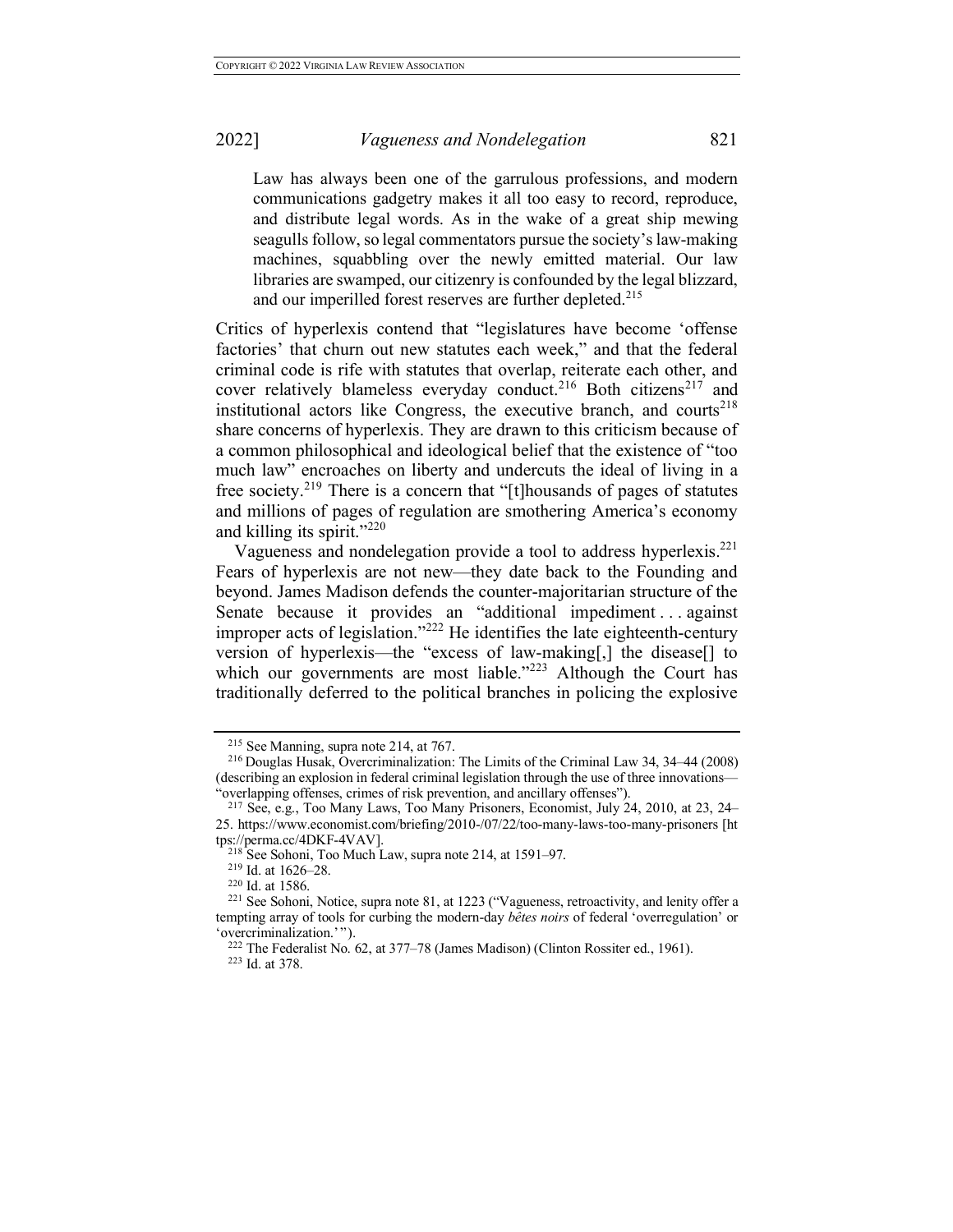> Law has always been one of the garrulous professions, and modern communications gadgetry makes it all too easy to record, reproduce, and distribute legal words. As in the wake of a great ship mewing seagulls follow, so legal commentators pursue the society's law-making machines, squabbling over the newly emitted material. Our law libraries are swamped, our citizenry is confounded by the legal blizzard, and our imperilled forest reserves are further depleted.[215]

Critics of hyperlexis contend that "legislatures have become 'offense factories' that churn out new statutes each week," and that the federal criminal code is rife with statutes that overlap, reiterate each other, and cover relatively blameless everyday conduct.[216] Both citizens[217] and institutional actors like Congress, the executive branch, and courts[218] share concerns of hyperlexis. They are drawn to this criticism because of a common philosophical and ideological belief that the existence of "too much law" encroaches on liberty and undercuts the ideal of living in a free society.[219] There is a concern that "[t]housands of pages of statutes and millions of pages of regulation are smothering America's economy and killing its spirit."[220]

Vagueness and nondelegation provide a tool to address hyperlexis.[221] Fears of hyperlexis are not new—they date back to the Founding and beyond. James Madison defends the counter-majoritarian structure of the Senate because it provides an "additional impediment . . . against improper acts of legislation."[222] He identifies the late eighteenth-century version of hyperlexis—the "excess of law-making[,] the disease[] to which our governments are most liable."[223] Although the Court has traditionally deferred to the political branches in policing the explosive

---

[215] See Manning, supra note 214, at 767.

[216] Douglas Husak, Overcriminalization: The Limits of the Criminal Law 34, 34–44 (2008) (describing an explosion in federal criminal legislation through the use of three innovations—"overlapping offenses, crimes of risk prevention, and ancillary offenses").

[217] See, e.g., Too Many Laws, Too Many Prisoners, Economist, July 24, 2010, at 23, 24–25. https://www.economist.com/briefing/2010-/07/22/too-many-laws-too-many-prisoners [https://perma.cc/4DKF-4VAV].

[218] See Sohoni, Too Much Law, supra note 214, at 1591–97.

[219] Id. at 1626–28.

[220] Id. at 1586.

[221] See Sohoni, Notice, supra note 81, at 1223 ("Vagueness, retroactivity, and lenity offer a tempting array of tools for curbing the modern-day *bêtes noirs* of federal 'overregulation' or 'overcriminalization.'").

[222] The Federalist No. 62, at 377–78 (James Madison) (Clinton Rossiter ed., 1961).

[223] Id. at 378.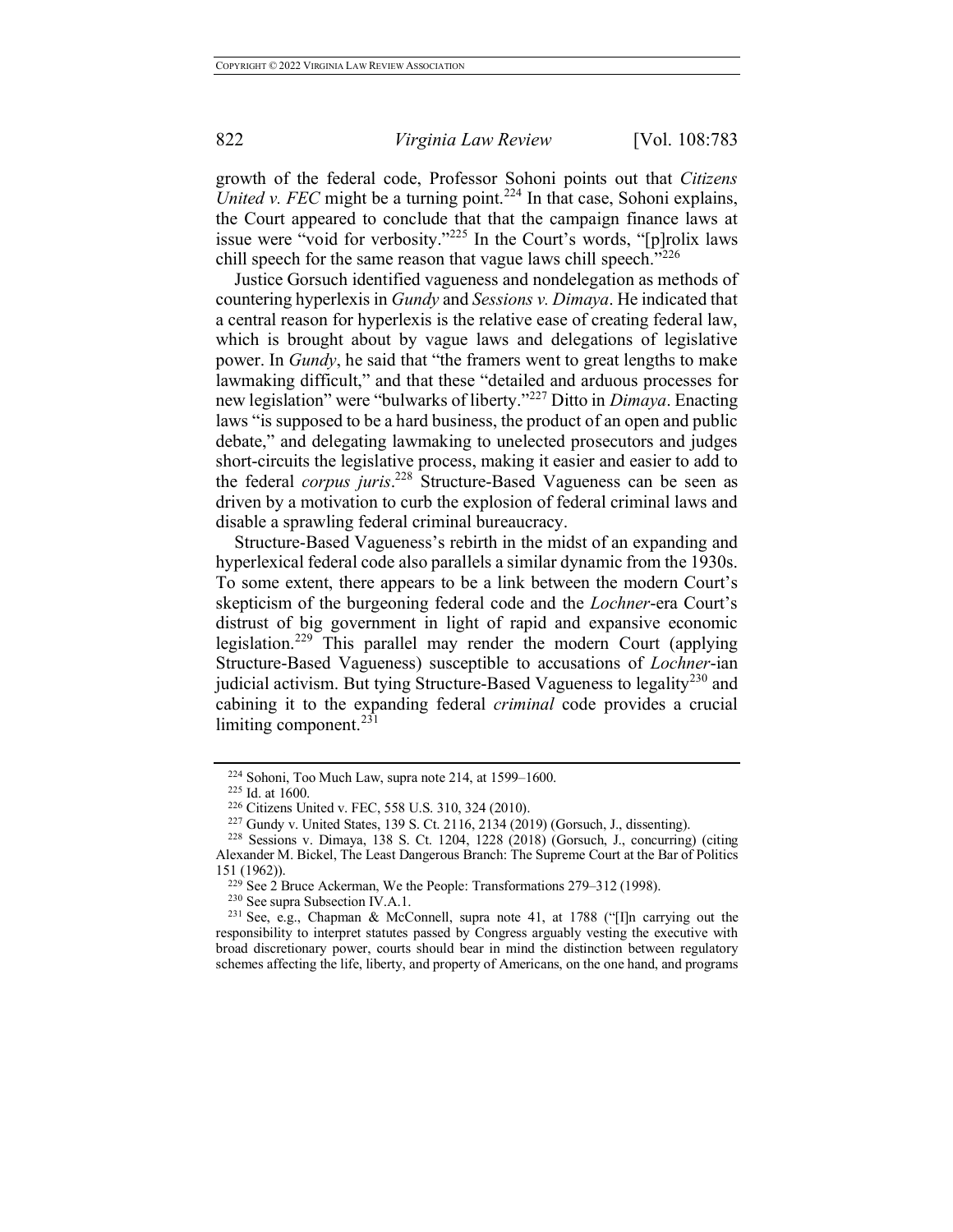growth of the federal code, Professor Sohoni points out that *Citizens United v. FEC* might be a turning point.[224] In that case, Sohoni explains, the Court appeared to conclude that that the campaign finance laws at issue were "void for verbosity."[225] In the Court's words, "[p]rolix laws chill speech for the same reason that vague laws chill speech."[226]

Justice Gorsuch identified vagueness and nondelegation as methods of countering hyperlexis in *Gundy* and *Sessions v. Dimaya*. He indicated that a central reason for hyperlexis is the relative ease of creating federal law, which is brought about by vague laws and delegations of legislative power. In *Gundy*, he said that "the framers went to great lengths to make lawmaking difficult," and that these "detailed and arduous processes for new legislation" were "bulwarks of liberty."[227] Ditto in *Dimaya*. Enacting laws "is supposed to be a hard business, the product of an open and public debate," and delegating lawmaking to unelected prosecutors and judges short-circuits the legislative process, making it easier and easier to add to the federal *corpus juris*.[228] Structure-Based Vagueness can be seen as driven by a motivation to curb the explosion of federal criminal laws and disable a sprawling federal criminal bureaucracy.

Structure-Based Vagueness's rebirth in the midst of an expanding and hyperlexical federal code also parallels a similar dynamic from the 1930s. To some extent, there appears to be a link between the modern Court's skepticism of the burgeoning federal code and the *Lochner*-era Court's distrust of big government in light of rapid and expansive economic legislation.[229] This parallel may render the modern Court (applying Structure-Based Vagueness) susceptible to accusations of *Lochner*-ian judicial activism. But tying Structure-Based Vagueness to legality[230] and cabining it to the expanding federal *criminal* code provides a crucial limiting component.[231]

---

[224] Sohoni, Too Much Law, supra note 214, at 1599–1600.

[225] Id. at 1600.

[226] Citizens United v. FEC, 558 U.S. 310, 324 (2010).

[227] Gundy v. United States, 139 S. Ct. 2116, 2134 (2019) (Gorsuch, J., dissenting).

[228] Sessions v. Dimaya, 138 S. Ct. 1204, 1228 (2018) (Gorsuch, J., concurring) (citing Alexander M. Bickel, The Least Dangerous Branch: The Supreme Court at the Bar of Politics 151 (1962)).

[229] See 2 Bruce Ackerman, We the People: Transformations 279–312 (1998).

[230] See supra Subsection IV.A.1.

[231] See, e.g., Chapman & McConnell, supra note 41, at 1788 ("[I]n carrying out the responsibility to interpret statutes passed by Congress arguably vesting the executive with broad discretionary power, courts should bear in mind the distinction between regulatory schemes affecting the life, liberty, and property of Americans, on the one hand, and programs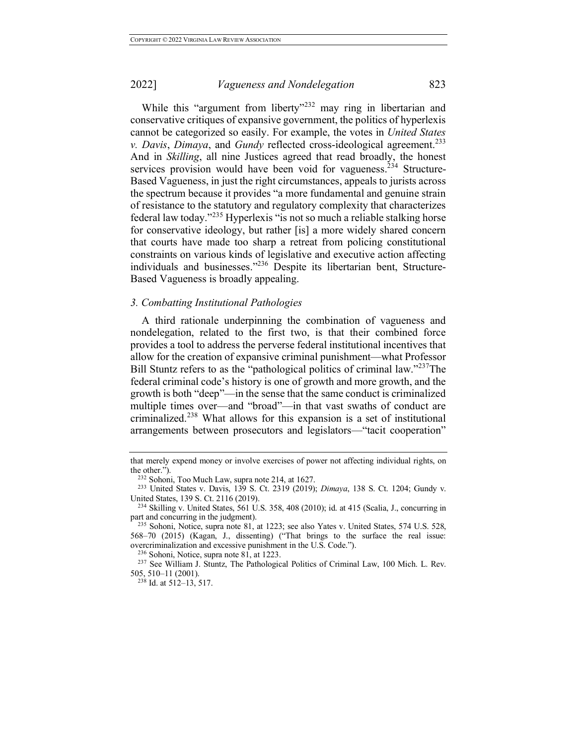While this "argument from liberty"[232] may ring in libertarian and conservative critiques of expansive government, the politics of hyperlexis cannot be categorized so easily. For example, the votes in *United States v. Davis*, *Dimaya*, and *Gundy* reflected cross-ideological agreement.[233] And in *Skilling*, all nine Justices agreed that read broadly, the honest services provision would have been void for vagueness.[234] Structure-Based Vagueness, in just the right circumstances, appeals to jurists across the spectrum because it provides "a more fundamental and genuine strain of resistance to the statutory and regulatory complexity that characterizes federal law today."[235] Hyperlexis "is not so much a reliable stalking horse for conservative ideology, but rather [is] a more widely shared concern that courts have made too sharp a retreat from policing constitutional constraints on various kinds of legislative and executive action affecting individuals and businesses."[236] Despite its libertarian bent, Structure-Based Vagueness is broadly appealing.

### *3. Combatting Institutional Pathologies*

A third rationale underpinning the combination of vagueness and nondelegation, related to the first two, is that their combined force provides a tool to address the perverse federal institutional incentives that allow for the creation of expansive criminal punishment—what Professor Bill Stuntz refers to as the "pathological politics of criminal law."[237] The federal criminal code's history is one of growth and more growth, and the growth is both "deep"—in the sense that the same conduct is criminalized multiple times over—and "broad"—in that vast swaths of conduct are criminalized.[238] What allows for this expansion is a set of institutional arrangements between prosecutors and legislators—"tacit cooperation"

---

that merely expend money or involve exercises of power not affecting individual rights, on the other.").

[232] Sohoni, Too Much Law, supra note 214, at 1627.

[233] United States v. Davis, 139 S. Ct. 2319 (2019); *Dimaya*, 138 S. Ct. 1204; Gundy v. United States, 139 S. Ct. 2116 (2019).

[234] Skilling v. United States, 561 U.S. 358, 408 (2010); id. at 415 (Scalia, J., concurring in part and concurring in the judgment).

[235] Sohoni, Notice, supra note 81, at 1223; see also Yates v. United States, 574 U.S. 528, 568–70 (2015) (Kagan, J., dissenting) ("That brings to the surface the real issue: overcriminalization and excessive punishment in the U.S. Code.").

[236] Sohoni, Notice, supra note 81, at 1223.

[237] See William J. Stuntz, The Pathological Politics of Criminal Law, 100 Mich. L. Rev. 505, 510–11 (2001).

[238] Id. at 512–13, 517.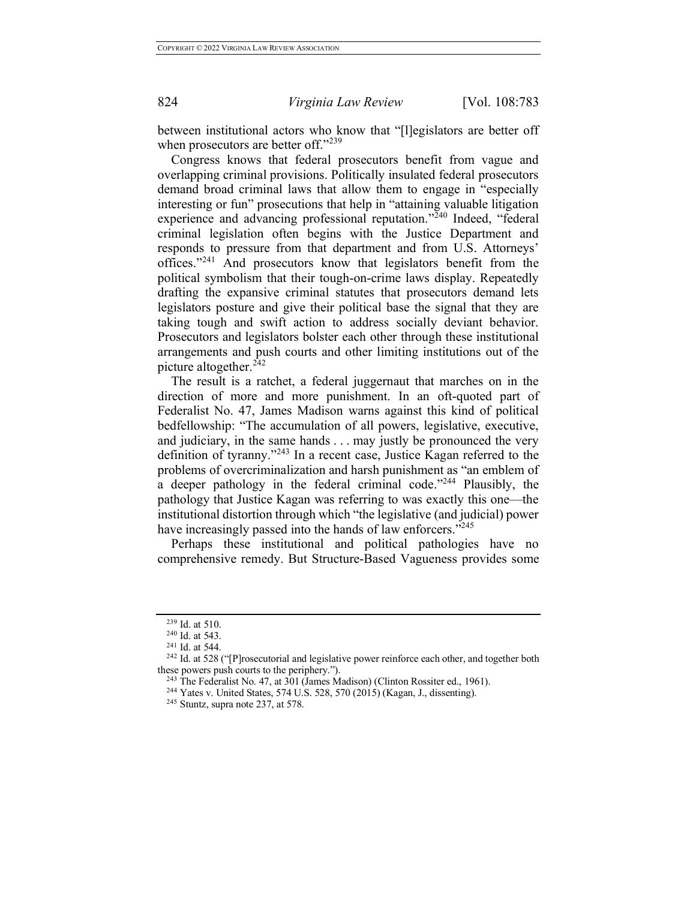between institutional actors who know that "[l]egislators are better off when prosecutors are better off."[239]

Congress knows that federal prosecutors benefit from vague and overlapping criminal provisions. Politically insulated federal prosecutors demand broad criminal laws that allow them to engage in "especially interesting or fun" prosecutions that help in "attaining valuable litigation experience and advancing professional reputation."[240] Indeed, "federal criminal legislation often begins with the Justice Department and responds to pressure from that department and from U.S. Attorneys' offices."[241] And prosecutors know that legislators benefit from the political symbolism that their tough-on-crime laws display. Repeatedly drafting the expansive criminal statutes that prosecutors demand lets legislators posture and give their political base the signal that they are taking tough and swift action to address socially deviant behavior. Prosecutors and legislators bolster each other through these institutional arrangements and push courts and other limiting institutions out of the picture altogether.[242]

The result is a ratchet, a federal juggernaut that marches on in the direction of more and more punishment. In an oft-quoted part of Federalist No. 47, James Madison warns against this kind of political bedfellowship: "The accumulation of all powers, legislative, executive, and judiciary, in the same hands . . . may justly be pronounced the very definition of tyranny."[243] In a recent case, Justice Kagan referred to the problems of overcriminalization and harsh punishment as "an emblem of a deeper pathology in the federal criminal code."[244] Plausibly, the pathology that Justice Kagan was referring to was exactly this one—the institutional distortion through which "the legislative (and judicial) power have increasingly passed into the hands of law enforcers."[245]

Perhaps these institutional and political pathologies have no comprehensive remedy. But Structure-Based Vagueness provides some

---

[239] Id. at 510.

[240] Id. at 543.

[241] Id. at 544.

[242] Id. at 528 ("[P]rosecutorial and legislative power reinforce each other, and together both these powers push courts to the periphery.").

[243] The Federalist No. 47, at 301 (James Madison) (Clinton Rossiter ed., 1961).

[244] Yates v. United States, 574 U.S. 528, 570 (2015) (Kagan, J., dissenting).

[245] Stuntz, supra note 237, at 578.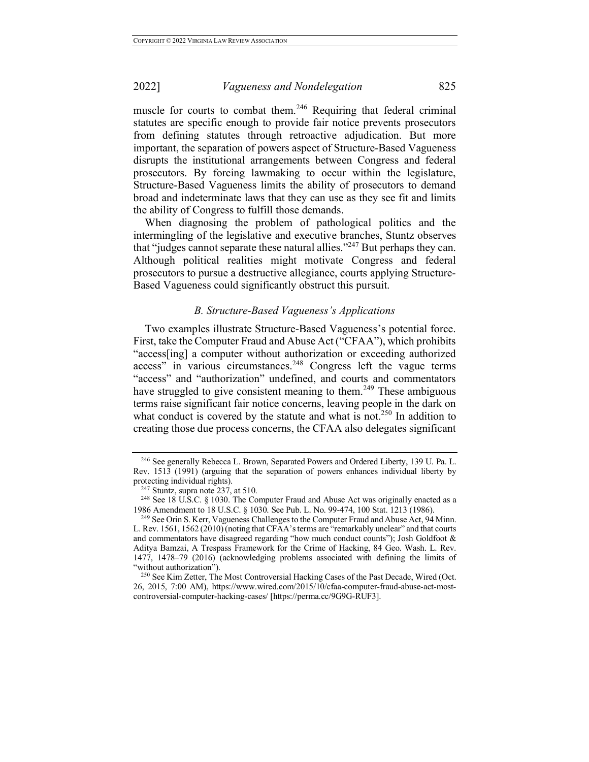muscle for courts to combat them.[246] Requiring that federal criminal statutes are specific enough to provide fair notice prevents prosecutors from defining statutes through retroactive adjudication. But more important, the separation of powers aspect of Structure-Based Vagueness disrupts the institutional arrangements between Congress and federal prosecutors. By forcing lawmaking to occur within the legislature, Structure-Based Vagueness limits the ability of prosecutors to demand broad and indeterminate laws that they can use as they see fit and limits the ability of Congress to fulfill those demands.

When diagnosing the problem of pathological politics and the intermingling of the legislative and executive branches, Stuntz observes that "judges cannot separate these natural allies."[247] But perhaps they can. Although political realities might motivate Congress and federal prosecutors to pursue a destructive allegiance, courts applying Structure-Based Vagueness could significantly obstruct this pursuit.

### *B. Structure-Based Vagueness's Applications*

Two examples illustrate Structure-Based Vagueness's potential force. First, take the Computer Fraud and Abuse Act ("CFAA"), which prohibits "access[ing] a computer without authorization or exceeding authorized access" in various circumstances.[248] Congress left the vague terms "access" and "authorization" undefined, and courts and commentators have struggled to give consistent meaning to them.[249] These ambiguous terms raise significant fair notice concerns, leaving people in the dark on what conduct is covered by the statute and what is not.[250] In addition to creating those due process concerns, the CFAA also delegates significant

---

[246] See generally Rebecca L. Brown, Separated Powers and Ordered Liberty, 139 U. Pa. L. Rev. 1513 (1991) (arguing that the separation of powers enhances individual liberty by protecting individual rights).

[247] Stuntz, supra note 237, at 510.

[248] See 18 U.S.C. § 1030. The Computer Fraud and Abuse Act was originally enacted as a 1986 Amendment to 18 U.S.C. § 1030. See Pub. L. No. 99-474, 100 Stat. 1213 (1986).

[249] See Orin S. Kerr, Vagueness Challenges to the Computer Fraud and Abuse Act, 94 Minn. L. Rev. 1561, 1562 (2010) (noting that CFAA's terms are "remarkably unclear" and that courts and commentators have disagreed regarding "how much conduct counts"); Josh Goldfoot & Aditya Bamzai, A Trespass Framework for the Crime of Hacking, 84 Geo. Wash. L. Rev. 1477, 1478–79 (2016) (acknowledging problems associated with defining the limits of "without authorization").

[250] See Kim Zetter, The Most Controversial Hacking Cases of the Past Decade, Wired (Oct. 26, 2015, 7:00 AM), https://www.wired.com/2015/10/cfaa-computer-fraud-abuse-act-most-controversial-computer-hacking-cases/ [https://perma.cc/9G9G-RUF3].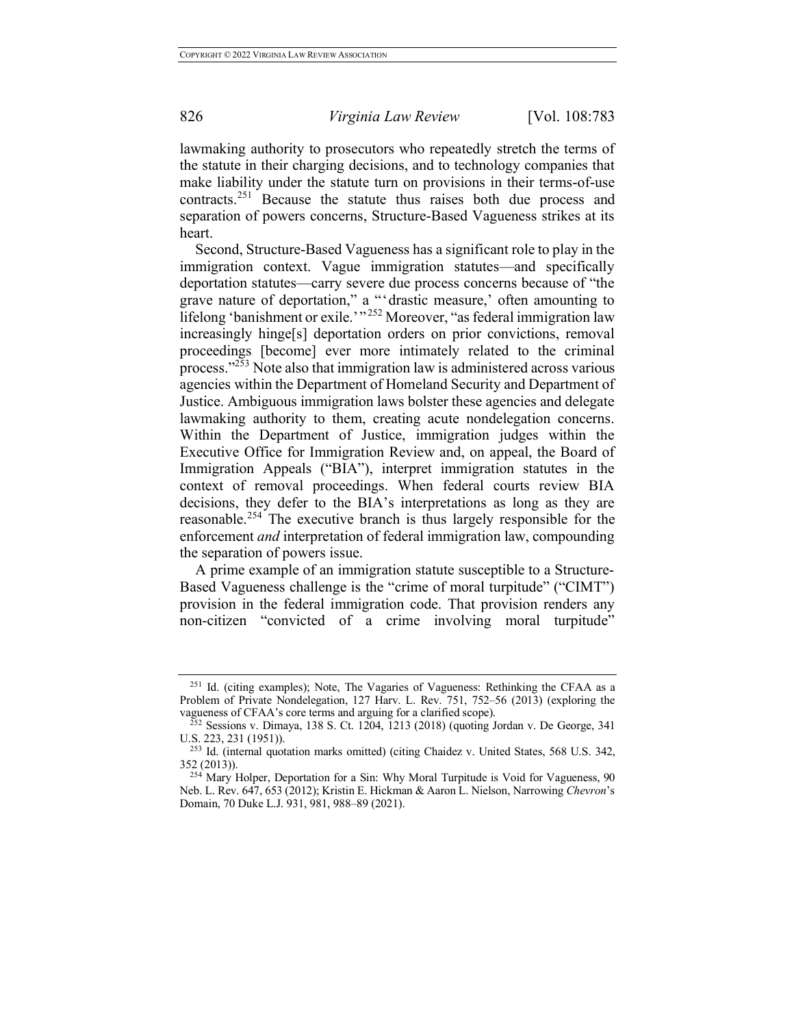lawmaking authority to prosecutors who repeatedly stretch the terms of the statute in their charging decisions, and to technology companies that make liability under the statute turn on provisions in their terms-of-use contracts.[251] Because the statute thus raises both due process and separation of powers concerns, Structure-Based Vagueness strikes at its heart.

Second, Structure-Based Vagueness has a significant role to play in the immigration context. Vague immigration statutes—and specifically deportation statutes—carry severe due process concerns because of "the grave nature of deportation," a "'drastic measure,' often amounting to lifelong 'banishment or exile.'"[252] Moreover, "as federal immigration law increasingly hinge[s] deportation orders on prior convictions, removal proceedings [become] ever more intimately related to the criminal process."[253] Note also that immigration law is administered across various agencies within the Department of Homeland Security and Department of Justice. Ambiguous immigration laws bolster these agencies and delegate lawmaking authority to them, creating acute nondelegation concerns. Within the Department of Justice, immigration judges within the Executive Office for Immigration Review and, on appeal, the Board of Immigration Appeals ("BIA"), interpret immigration statutes in the context of removal proceedings. When federal courts review BIA decisions, they defer to the BIA's interpretations as long as they are reasonable.[254] The executive branch is thus largely responsible for the enforcement *and* interpretation of federal immigration law, compounding the separation of powers issue.

A prime example of an immigration statute susceptible to a Structure-Based Vagueness challenge is the "crime of moral turpitude" ("CIMT") provision in the federal immigration code. That provision renders any non-citizen "convicted of a crime involving moral turpitude"

---

[251] Id. (citing examples); Note, The Vagaries of Vagueness: Rethinking the CFAA as a Problem of Private Nondelegation, 127 Harv. L. Rev. 751, 752–56 (2013) (exploring the vagueness of CFAA's core terms and arguing for a clarified scope).

[252] Sessions v. Dimaya, 138 S. Ct. 1204, 1213 (2018) (quoting Jordan v. De George, 341 U.S. 223, 231 (1951)).

[253] Id. (internal quotation marks omitted) (citing Chaidez v. United States, 568 U.S. 342, 352 (2013)).

[254] Mary Holper, Deportation for a Sin: Why Moral Turpitude is Void for Vagueness, 90 Neb. L. Rev. 647, 653 (2012); Kristin E. Hickman & Aaron L. Nielson, Narrowing *Chevron*'s Domain, 70 Duke L.J. 931, 981, 988–89 (2021).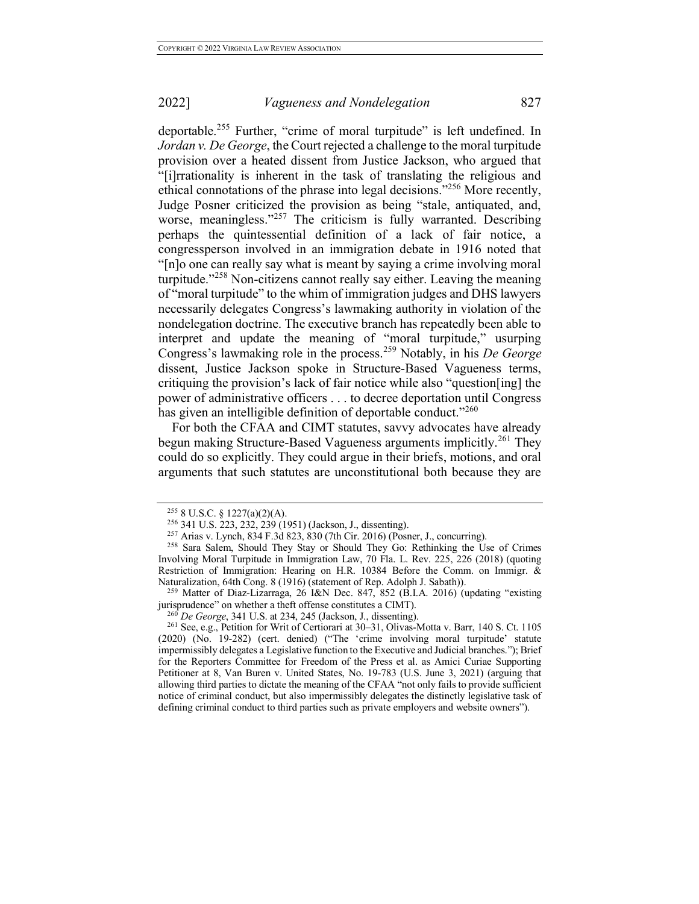deportable.[255] Further, "crime of moral turpitude" is left undefined. In *Jordan v. De George*, the Court rejected a challenge to the moral turpitude provision over a heated dissent from Justice Jackson, who argued that "[i]rrationality is inherent in the task of translating the religious and ethical connotations of the phrase into legal decisions."[256] More recently, Judge Posner criticized the provision as being "stale, antiquated, and, worse, meaningless."[257] The criticism is fully warranted. Describing perhaps the quintessential definition of a lack of fair notice, a congressperson involved in an immigration debate in 1916 noted that "[n]o one can really say what is meant by saying a crime involving moral turpitude."[258] Non-citizens cannot really say either. Leaving the meaning of "moral turpitude" to the whim of immigration judges and DHS lawyers necessarily delegates Congress's lawmaking authority in violation of the nondelegation doctrine. The executive branch has repeatedly been able to interpret and update the meaning of "moral turpitude," usurping Congress's lawmaking role in the process.[259] Notably, in his *De George* dissent, Justice Jackson spoke in Structure-Based Vagueness terms, critiquing the provision's lack of fair notice while also "question[ing] the power of administrative officers . . . to decree deportation until Congress has given an intelligible definition of deportable conduct."[260]

For both the CFAA and CIMT statutes, savvy advocates have already begun making Structure-Based Vagueness arguments implicitly.[261] They could do so explicitly. They could argue in their briefs, motions, and oral arguments that such statutes are unconstitutional both because they are

---

[255] 8 U.S.C. § 1227(a)(2)(A).

[256] 341 U.S. 223, 232, 239 (1951) (Jackson, J., dissenting).

[257] Arias v. Lynch, 834 F.3d 823, 830 (7th Cir. 2016) (Posner, J., concurring).

[258] Sara Salem, Should They Stay or Should They Go: Rethinking the Use of Crimes Involving Moral Turpitude in Immigration Law, 70 Fla. L. Rev. 225, 226 (2018) (quoting Restriction of Immigration: Hearing on H.R. 10384 Before the Comm. on Immigr. & Naturalization, 64th Cong. 8 (1916) (statement of Rep. Adolph J. Sabath)).

[259] Matter of Diaz-Lizarraga, 26 I&N Dec. 847, 852 (B.I.A. 2016) (updating "existing jurisprudence" on whether a theft offense constitutes a CIMT).

[260] *De George*, 341 U.S. at 234, 245 (Jackson, J., dissenting).

[261] See, e.g., Petition for Writ of Certiorari at 30–31, Olivas-Motta v. Barr, 140 S. Ct. 1105 (2020) (No. 19-282) (cert. denied) ("The 'crime involving moral turpitude' statute impermissibly delegates a Legislative function to the Executive and Judicial branches."); Brief for the Reporters Committee for Freedom of the Press et al. as Amici Curiae Supporting Petitioner at 8, Van Buren v. United States, No. 19-783 (U.S. June 3, 2021) (arguing that allowing third parties to dictate the meaning of the CFAA "not only fails to provide sufficient notice of criminal conduct, but also impermissibly delegates the distinctly legislative task of defining criminal conduct to third parties such as private employers and website owners").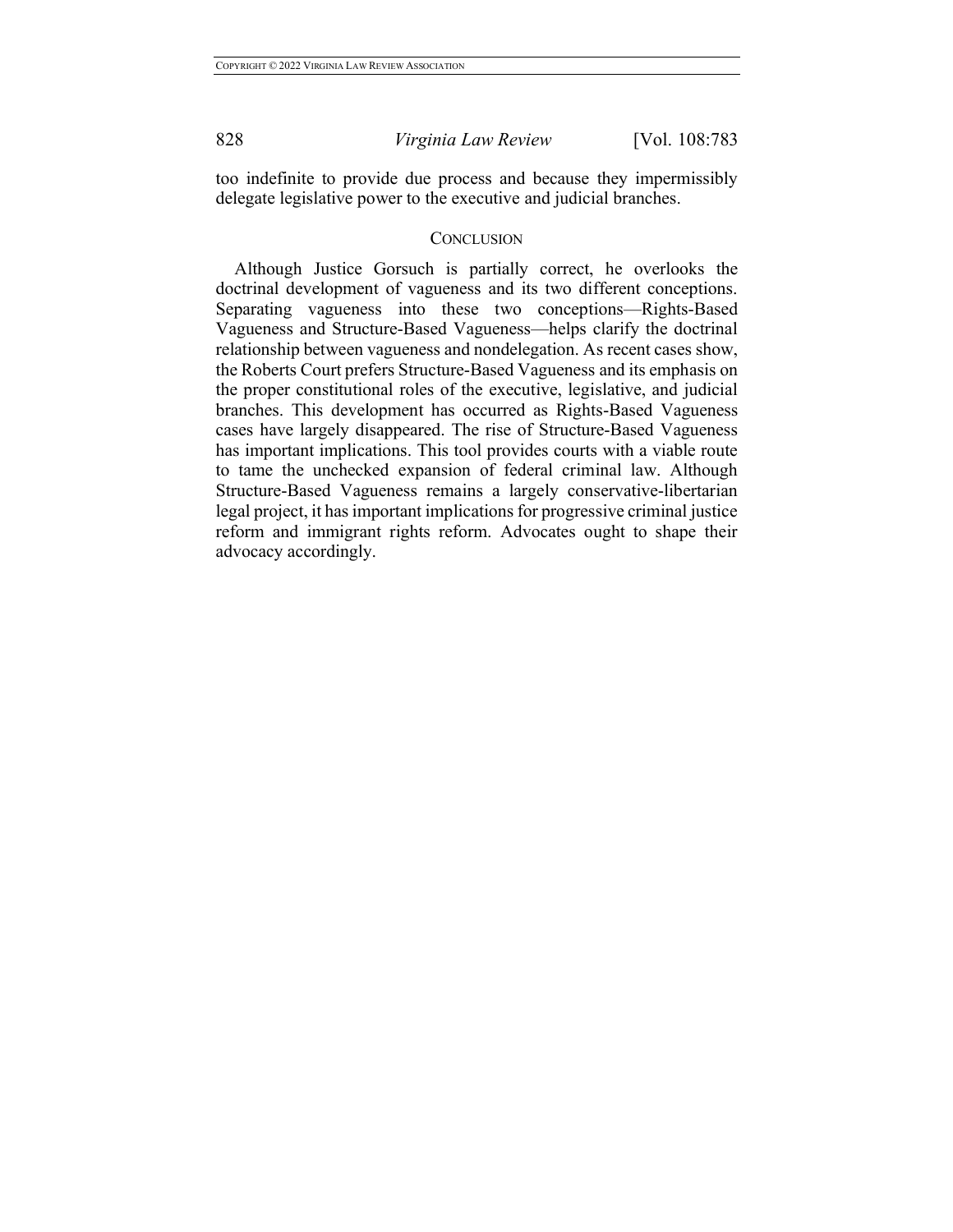too indefinite to provide due process and because they impermissibly delegate legislative power to the executive and judicial branches.

## CONCLUSION

Although Justice Gorsuch is partially correct, he overlooks the doctrinal development of vagueness and its two different conceptions. Separating vagueness into these two conceptions—Rights-Based Vagueness and Structure-Based Vagueness—helps clarify the doctrinal relationship between vagueness and nondelegation. As recent cases show, the Roberts Court prefers Structure-Based Vagueness and its emphasis on the proper constitutional roles of the executive, legislative, and judicial branches. This development has occurred as Rights-Based Vagueness cases have largely disappeared. The rise of Structure-Based Vagueness has important implications. This tool provides courts with a viable route to tame the unchecked expansion of federal criminal law. Although Structure-Based Vagueness remains a largely conservative-libertarian legal project, it has important implications for progressive criminal justice reform and immigrant rights reform. Advocates ought to shape their advocacy accordingly.